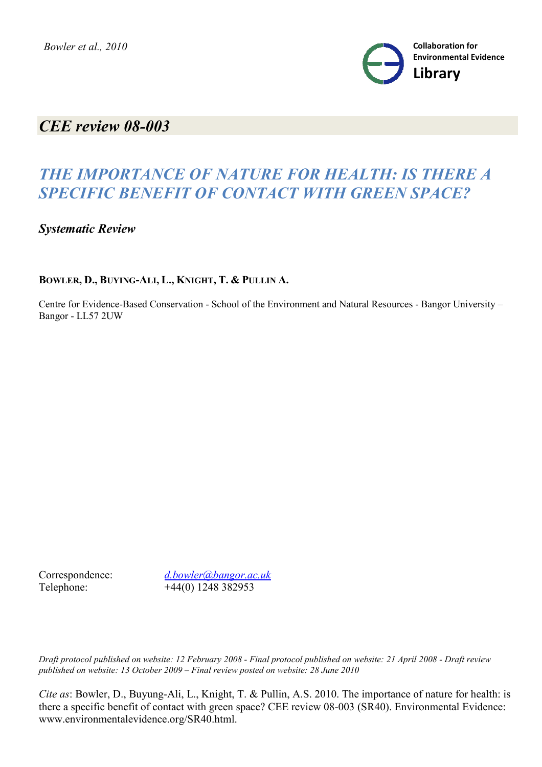Collaboration for Environmental Evidence **Library**

# CEE review 08-003

## *THE IMPORTANCE OF NATURE FOR HEALTH: IS THERE A SPECIFIC BENEFIT OF CONTACT WITH GREEN SPACE?*

***Systematic Review***

**BOWLER, D., BUYING-ALI, L., KNIGHT, T. & PULLIN A.**

Centre for Evidence-Based Conservation - School of the Environment and Natural Resources - Bangor University – Bangor - LL57 2UW

Correspondence: *d.bowler@bangor.ac.uk*
Telephone: +44(0) 1248 382953

*Draft protocol published on website: 12 February 2008 - Final protocol published on website: 21 April 2008 - Draft review published on website: 13 October 2009 – Final review posted on website: 28 June 2010*

*Cite as*: Bowler, D., Buyung-Ali, L., Knight, T. & Pullin, A.S. 2010. The importance of nature for health: is there a specific benefit of contact with green space? CEE review 08-003 (SR40). Environmental Evidence: www.environmentalevidence.org/SR40.html.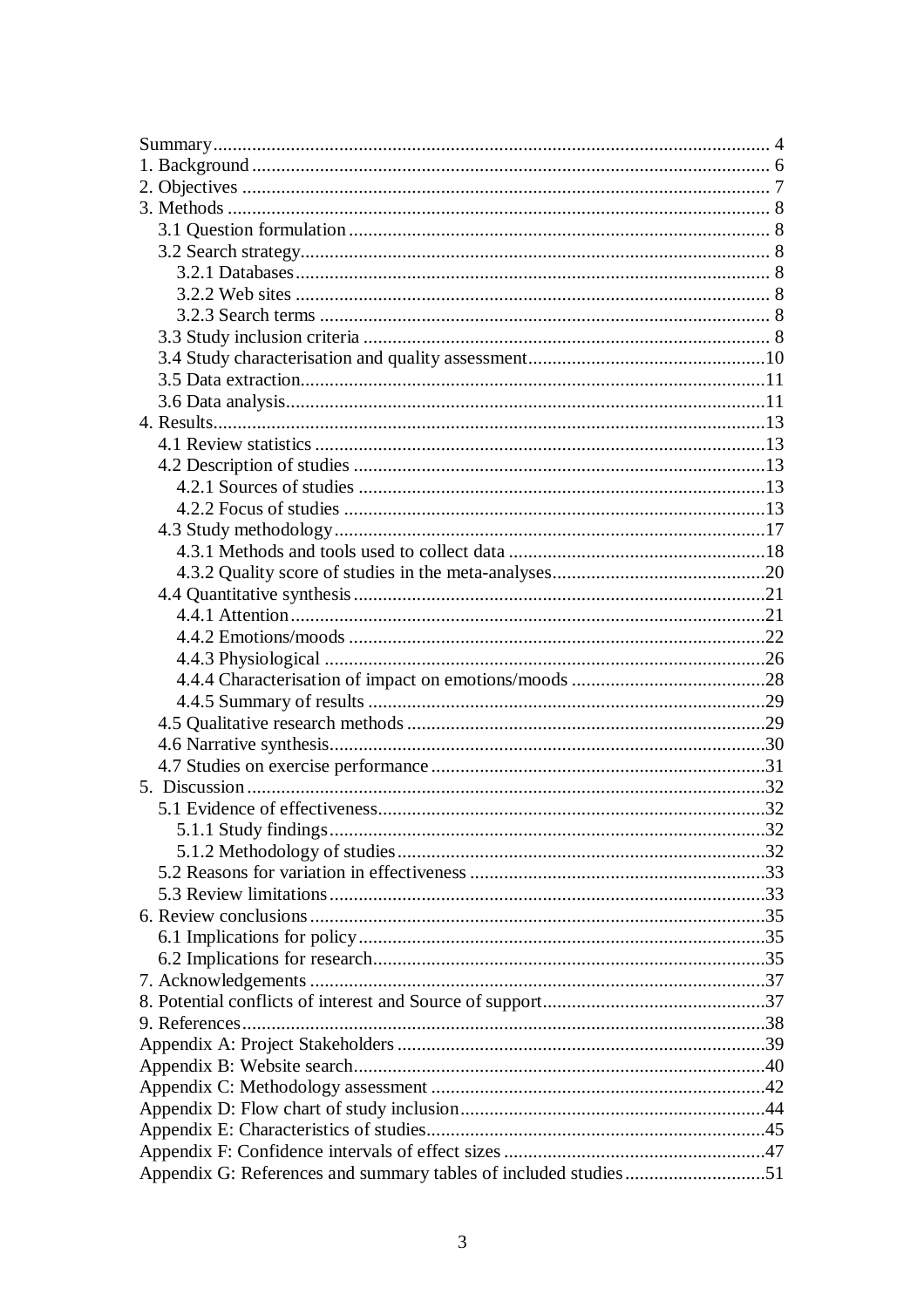Summary .................................................. 4
1. Background .................................................. 6
2. Objectives .................................................. 7
3. Methods .................................................. 8
    3.1 Question formulation .................................................. 8
    3.2 Search strategy .................................................. 8
        3.2.1 Databases .................................................. 8
        3.2.2 Web sites .................................................. 8
        3.2.3 Search terms .................................................. 8
    3.3 Study inclusion criteria .................................................. 8
    3.4 Study characterisation and quality assessment .................................................. 10
    3.5 Data extraction .................................................. 11
    3.6 Data analysis .................................................. 11
4. Results .................................................. 13
    4.1 Review statistics .................................................. 13
    4.2 Description of studies .................................................. 13
        4.2.1 Sources of studies .................................................. 13
        4.2.2 Focus of studies .................................................. 13
    4.3 Study methodology .................................................. 17
        4.3.1 Methods and tools used to collect data .................................................. 18
        4.3.2 Quality score of studies in the meta-analyses .................................................. 20
    4.4 Quantitative synthesis .................................................. 21
        4.4.1 Attention .................................................. 21
        4.4.2 Emotions/moods .................................................. 22
        4.4.3 Physiological .................................................. 26
        4.4.4 Characterisation of impact on emotions/moods .................................................. 28
        4.4.5 Summary of results .................................................. 29
    4.5 Qualitative research methods .................................................. 29
    4.6 Narrative synthesis .................................................. 30
    4.7 Studies on exercise performance .................................................. 31
5. Discussion .................................................. 32
    5.1 Evidence of effectiveness .................................................. 32
        5.1.1 Study findings .................................................. 32
        5.1.2 Methodology of studies .................................................. 32
    5.2 Reasons for variation in effectiveness .................................................. 33
    5.3 Review limitations .................................................. 33
6. Review conclusions .................................................. 35
    6.1 Implications for policy .................................................. 35
    6.2 Implications for research .................................................. 35
7. Acknowledgements .................................................. 37
8. Potential conflicts of interest and Source of support .................................................. 37
9. References .................................................. 38
Appendix A: Project Stakeholders .................................................. 39
Appendix B: Website search .................................................. 40
Appendix C: Methodology assessment .................................................. 42
Appendix D: Flow chart of study inclusion .................................................. 44
Appendix E: Characteristics of studies .................................................. 45
Appendix F: Confidence intervals of effect sizes .................................................. 47
Appendix G: References and summary tables of included studies .................................................. 51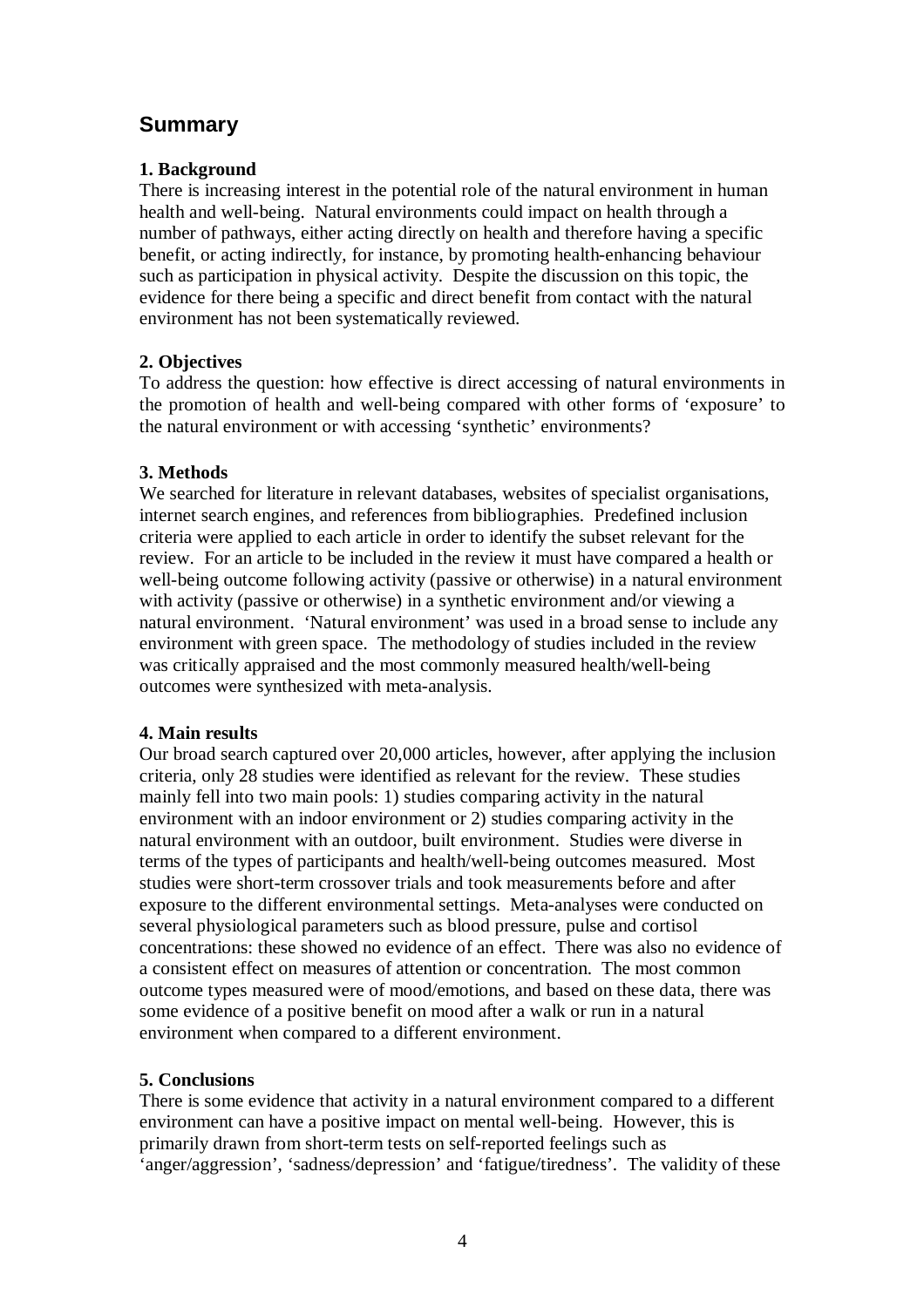## Summary

**1. Background**

There is increasing interest in the potential role of the natural environment in human health and well-being. Natural environments could impact on health through a number of pathways, either acting directly on health and therefore having a specific benefit, or acting indirectly, for instance, by promoting health-enhancing behaviour such as participation in physical activity. Despite the discussion on this topic, the evidence for there being a specific and direct benefit from contact with the natural environment has not been systematically reviewed.

**2. Objectives**

To address the question: how effective is direct accessing of natural environments in the promotion of health and well-being compared with other forms of 'exposure' to the natural environment or with accessing 'synthetic' environments?

**3. Methods**

We searched for literature in relevant databases, websites of specialist organisations, internet search engines, and references from bibliographies. Predefined inclusion criteria were applied to each article in order to identify the subset relevant for the review. For an article to be included in the review it must have compared a health or well-being outcome following activity (passive or otherwise) in a natural environment with activity (passive or otherwise) in a synthetic environment and/or viewing a natural environment. 'Natural environment' was used in a broad sense to include any environment with green space. The methodology of studies included in the review was critically appraised and the most commonly measured health/well-being outcomes were synthesized with meta-analysis.

**4. Main results**

Our broad search captured over 20,000 articles, however, after applying the inclusion criteria, only 28 studies were identified as relevant for the review. These studies mainly fell into two main pools: 1) studies comparing activity in the natural environment with an indoor environment or 2) studies comparing activity in the natural environment with an outdoor, built environment. Studies were diverse in terms of the types of participants and health/well-being outcomes measured. Most studies were short-term crossover trials and took measurements before and after exposure to the different environmental settings. Meta-analyses were conducted on several physiological parameters such as blood pressure, pulse and cortisol concentrations: these showed no evidence of an effect. There was also no evidence of a consistent effect on measures of attention or concentration. The most common outcome types measured were of mood/emotions, and based on these data, there was some evidence of a positive benefit on mood after a walk or run in a natural environment when compared to a different environment.

**5. Conclusions**

There is some evidence that activity in a natural environment compared to a different environment can have a positive impact on mental well-being. However, this is primarily drawn from short-term tests on self-reported feelings such as 'anger/aggression', 'sadness/depression' and 'fatigue/tiredness'. The validity of these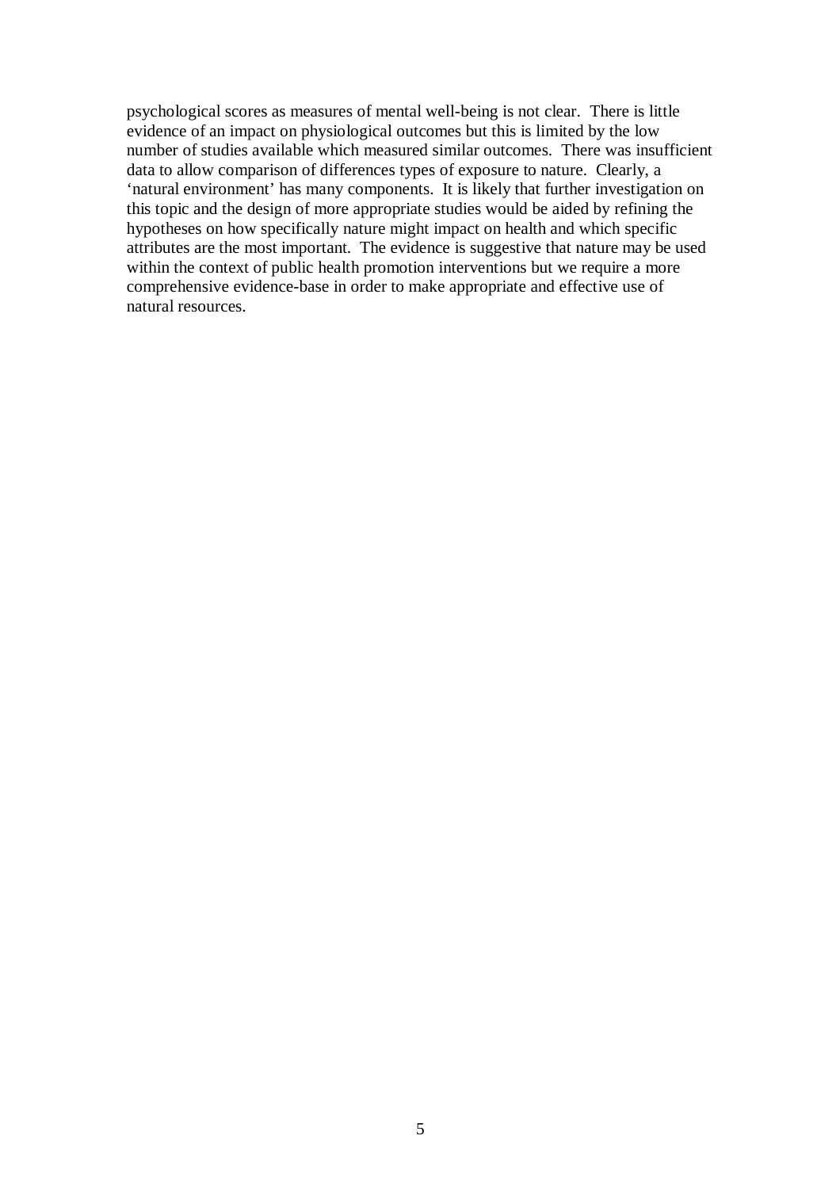psychological scores as measures of mental well-being is not clear. There is little evidence of an impact on physiological outcomes but this is limited by the low number of studies available which measured similar outcomes. There was insufficient data to allow comparison of differences types of exposure to nature. Clearly, a 'natural environment' has many components. It is likely that further investigation on this topic and the design of more appropriate studies would be aided by refining the hypotheses on how specifically nature might impact on health and which specific attributes are the most important. The evidence is suggestive that nature may be used within the context of public health promotion interventions but we require a more comprehensive evidence-base in order to make appropriate and effective use of natural resources.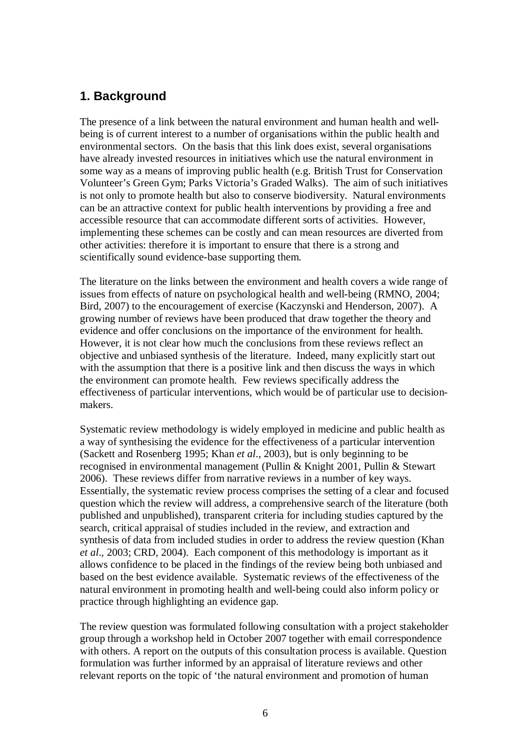## 1. Background

The presence of a link between the natural environment and human health and well-being is of current interest to a number of organisations within the public health and environmental sectors. On the basis that this link does exist, several organisations have already invested resources in initiatives which use the natural environment in some way as a means of improving public health (e.g. British Trust for Conservation Volunteer's Green Gym; Parks Victoria's Graded Walks). The aim of such initiatives is not only to promote health but also to conserve biodiversity. Natural environments can be an attractive context for public health interventions by providing a free and accessible resource that can accommodate different sorts of activities. However, implementing these schemes can be costly and can mean resources are diverted from other activities: therefore it is important to ensure that there is a strong and scientifically sound evidence-base supporting them.

The literature on the links between the environment and health covers a wide range of issues from effects of nature on psychological health and well-being (RMNO, 2004; Bird, 2007) to the encouragement of exercise (Kaczynski and Henderson, 2007). A growing number of reviews have been produced that draw together the theory and evidence and offer conclusions on the importance of the environment for health. However, it is not clear how much the conclusions from these reviews reflect an objective and unbiased synthesis of the literature. Indeed, many explicitly start out with the assumption that there is a positive link and then discuss the ways in which the environment can promote health. Few reviews specifically address the effectiveness of particular interventions, which would be of particular use to decision-makers.

Systematic review methodology is widely employed in medicine and public health as a way of synthesising the evidence for the effectiveness of a particular intervention (Sackett and Rosenberg 1995; Khan *et al*., 2003), but is only beginning to be recognised in environmental management (Pullin & Knight 2001, Pullin & Stewart 2006). These reviews differ from narrative reviews in a number of key ways. Essentially, the systematic review process comprises the setting of a clear and focused question which the review will address, a comprehensive search of the literature (both published and unpublished), transparent criteria for including studies captured by the search, critical appraisal of studies included in the review, and extraction and synthesis of data from included studies in order to address the review question (Khan *et al*., 2003; CRD, 2004). Each component of this methodology is important as it allows confidence to be placed in the findings of the review being both unbiased and based on the best evidence available. Systematic reviews of the effectiveness of the natural environment in promoting health and well-being could also inform policy or practice through highlighting an evidence gap.

The review question was formulated following consultation with a project stakeholder group through a workshop held in October 2007 together with email correspondence with others. A report on the outputs of this consultation process is available. Question formulation was further informed by an appraisal of literature reviews and other relevant reports on the topic of 'the natural environment and promotion of human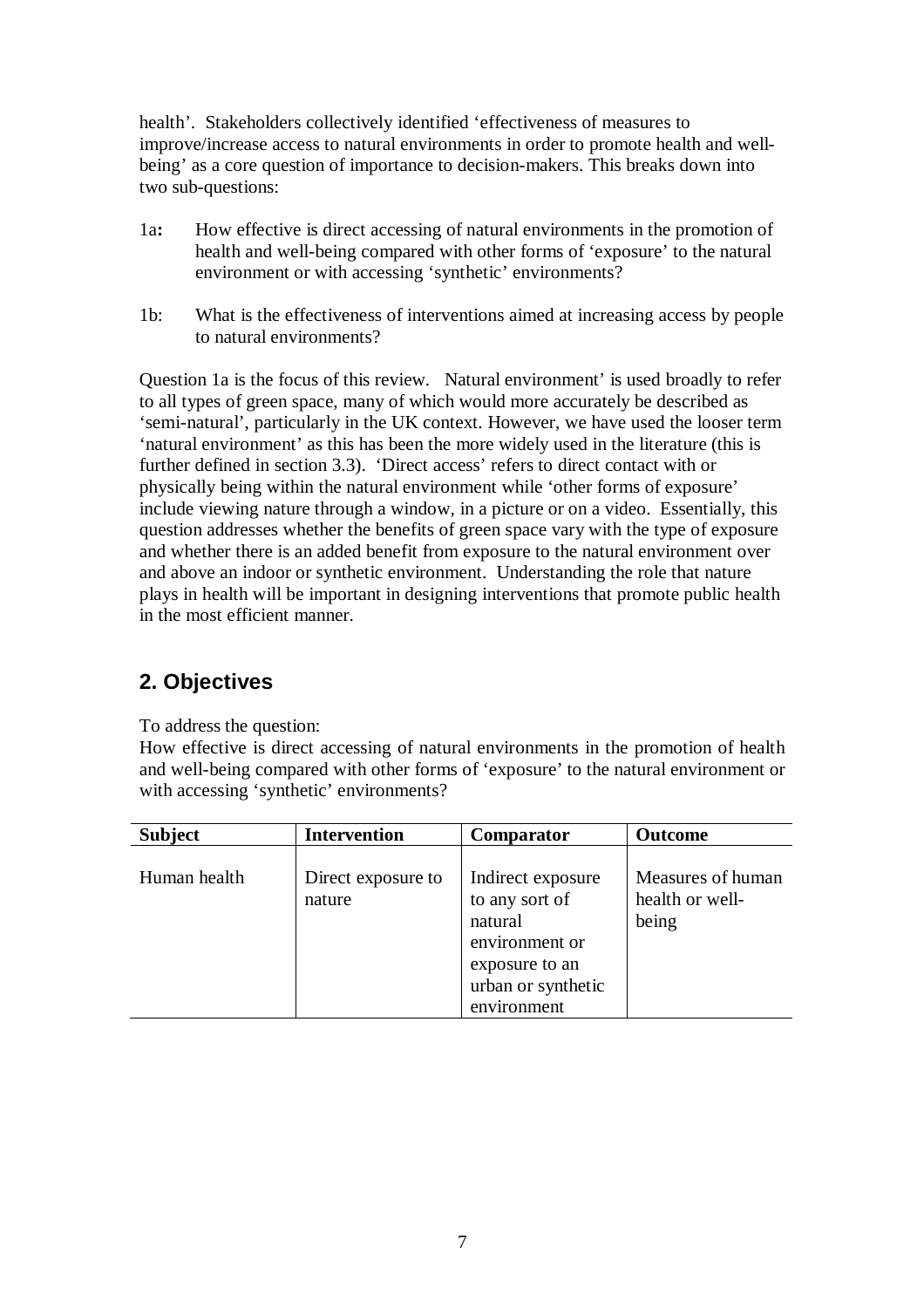health'. Stakeholders collectively identified 'effectiveness of measures to improve/increase access to natural environments in order to promote health and well-being' as a core question of importance to decision-makers. This breaks down into two sub-questions:

1a**:** How effective is direct accessing of natural environments in the promotion of health and well-being compared with other forms of 'exposure' to the natural environment or with accessing 'synthetic' environments?

1b: What is the effectiveness of interventions aimed at increasing access by people to natural environments?

Question 1a is the focus of this review. Natural environment' is used broadly to refer to all types of green space, many of which would more accurately be described as 'semi-natural', particularly in the UK context. However, we have used the looser term 'natural environment' as this has been the more widely used in the literature (this is further defined in section 3.3). 'Direct access' refers to direct contact with or physically being within the natural environment while 'other forms of exposure' include viewing nature through a window, in a picture or on a video. Essentially, this question addresses whether the benefits of green space vary with the type of exposure and whether there is an added benefit from exposure to the natural environment over and above an indoor or synthetic environment. Understanding the role that nature plays in health will be important in designing interventions that promote public health in the most efficient manner.

## 2. Objectives

To address the question:

How effective is direct accessing of natural environments in the promotion of health and well-being compared with other forms of 'exposure' to the natural environment or with accessing 'synthetic' environments?

| Subject | Intervention | Comparator | Outcome |
|---|---|---|---|
| Human health | Direct exposure to nature | Indirect exposure to any sort of natural environment or exposure to an urban or synthetic environment | Measures of human health or well-being |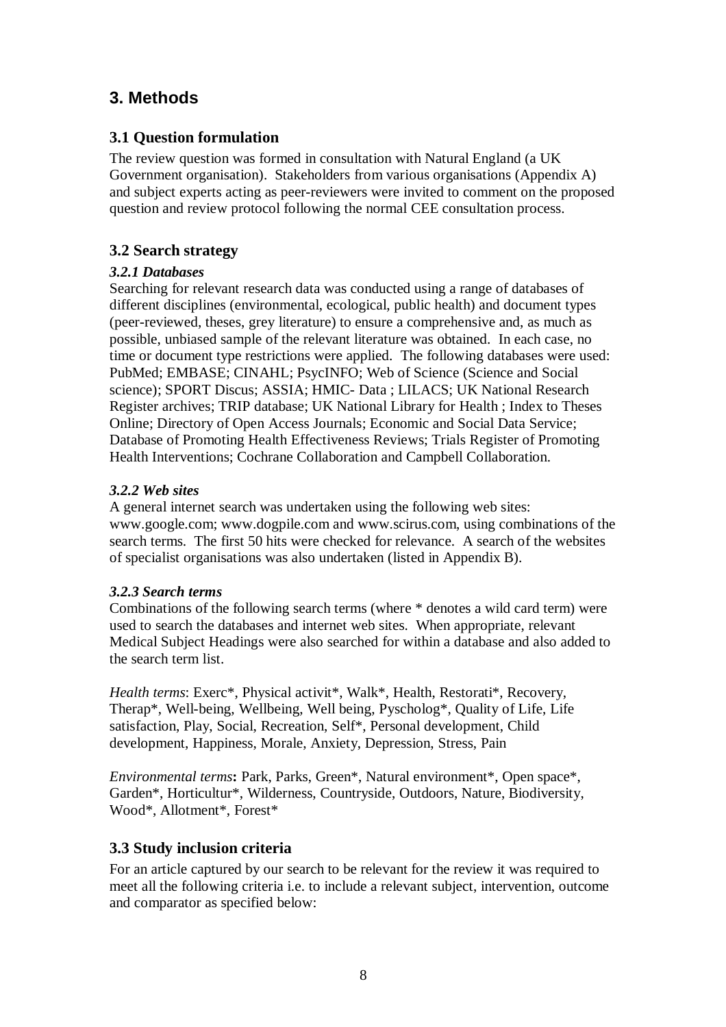## 3. Methods

### 3.1 Question formulation

The review question was formed in consultation with Natural England (a UK Government organisation). Stakeholders from various organisations (Appendix A) and subject experts acting as peer-reviewers were invited to comment on the proposed question and review protocol following the normal CEE consultation process.

### 3.2 Search strategy

#### *3.2.1 Databases*

Searching for relevant research data was conducted using a range of databases of different disciplines (environmental, ecological, public health) and document types (peer-reviewed, theses, grey literature) to ensure a comprehensive and, as much as possible, unbiased sample of the relevant literature was obtained. In each case, no time or document type restrictions were applied. The following databases were used: PubMed; EMBASE; CINAHL; PsycINFO; Web of Science (Science and Social science); SPORT Discus; ASSIA; HMIC- Data ; LILACS; UK National Research Register archives; TRIP database; UK National Library for Health ; Index to Theses Online; Directory of Open Access Journals; Economic and Social Data Service; Database of Promoting Health Effectiveness Reviews; Trials Register of Promoting Health Interventions; Cochrane Collaboration and Campbell Collaboration.

#### *3.2.2 Web sites*

A general internet search was undertaken using the following web sites: www.google.com; www.dogpile.com and www.scirus.com, using combinations of the search terms. The first 50 hits were checked for relevance. A search of the websites of specialist organisations was also undertaken (listed in Appendix B).

#### *3.2.3 Search terms*

Combinations of the following search terms (where * denotes a wild card term) were used to search the databases and internet web sites. When appropriate, relevant Medical Subject Headings were also searched for within a database and also added to the search term list.

*Health terms*: Exerc*, Physical activit*, Walk*, Health, Restorati*, Recovery, Therap*, Well-being, Wellbeing, Well being, Pyscholog*, Quality of Life, Life satisfaction, Play, Social, Recreation, Self*, Personal development, Child development, Happiness, Morale, Anxiety, Depression, Stress, Pain

*Environmental terms***:** Park, Parks, Green*, Natural environment*, Open space*, Garden*, Horticultur*, Wilderness, Countryside, Outdoors, Nature, Biodiversity, Wood*, Allotment*, Forest*

### 3.3 Study inclusion criteria

For an article captured by our search to be relevant for the review it was required to meet all the following criteria i.e. to include a relevant subject, intervention, outcome and comparator as specified below: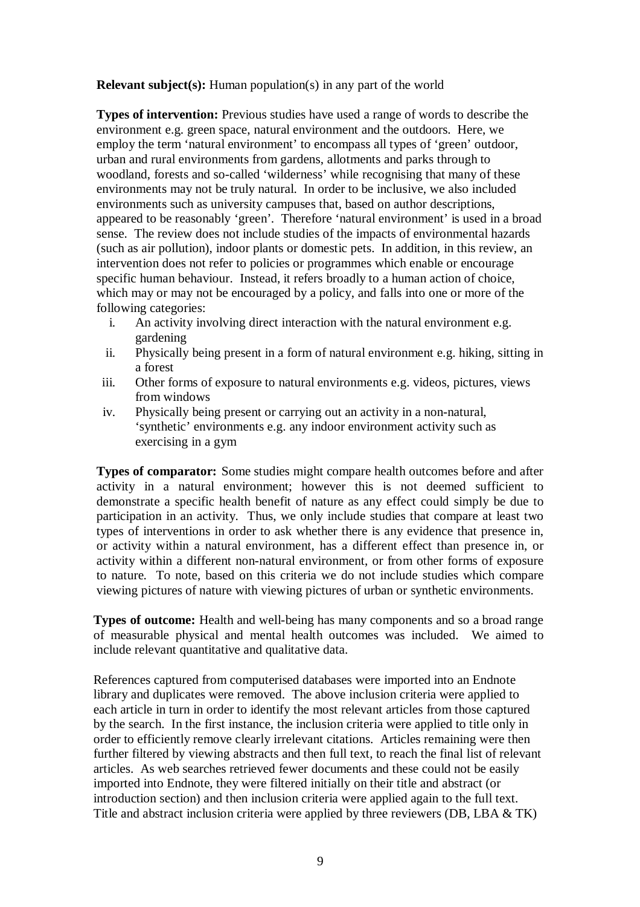**Relevant subject(s):** Human population(s) in any part of the world

**Types of intervention:** Previous studies have used a range of words to describe the environment e.g. green space, natural environment and the outdoors. Here, we employ the term 'natural environment' to encompass all types of 'green' outdoor, urban and rural environments from gardens, allotments and parks through to woodland, forests and so-called 'wilderness' while recognising that many of these environments may not be truly natural. In order to be inclusive, we also included environments such as university campuses that, based on author descriptions, appeared to be reasonably 'green'. Therefore 'natural environment' is used in a broad sense. The review does not include studies of the impacts of environmental hazards (such as air pollution), indoor plants or domestic pets. In addition, in this review, an intervention does not refer to policies or programmes which enable or encourage specific human behaviour. Instead, it refers broadly to a human action of choice, which may or may not be encouraged by a policy, and falls into one or more of the following categories:

i. An activity involving direct interaction with the natural environment e.g. gardening
ii. Physically being present in a form of natural environment e.g. hiking, sitting in a forest
iii. Other forms of exposure to natural environments e.g. videos, pictures, views from windows
iv. Physically being present or carrying out an activity in a non-natural, 'synthetic' environments e.g. any indoor environment activity such as exercising in a gym

**Types of comparator:** Some studies might compare health outcomes before and after activity in a natural environment; however this is not deemed sufficient to demonstrate a specific health benefit of nature as any effect could simply be due to participation in an activity. Thus, we only include studies that compare at least two types of interventions in order to ask whether there is any evidence that presence in, or activity within a natural environment, has a different effect than presence in, or activity within a different non-natural environment, or from other forms of exposure to nature. To note, based on this criteria we do not include studies which compare viewing pictures of nature with viewing pictures of urban or synthetic environments.

**Types of outcome:** Health and well-being has many components and so a broad range of measurable physical and mental health outcomes was included. We aimed to include relevant quantitative and qualitative data.

References captured from computerised databases were imported into an Endnote library and duplicates were removed. The above inclusion criteria were applied to each article in turn in order to identify the most relevant articles from those captured by the search. In the first instance, the inclusion criteria were applied to title only in order to efficiently remove clearly irrelevant citations. Articles remaining were then further filtered by viewing abstracts and then full text, to reach the final list of relevant articles. As web searches retrieved fewer documents and these could not be easily imported into Endnote, they were filtered initially on their title and abstract (or introduction section) and then inclusion criteria were applied again to the full text. Title and abstract inclusion criteria were applied by three reviewers (DB, LBA & TK)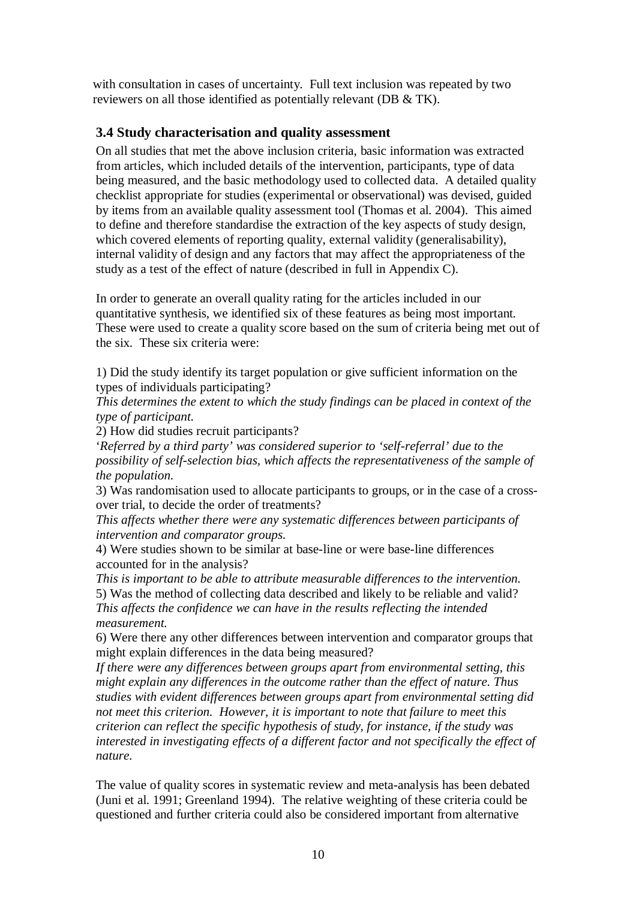with consultation in cases of uncertainty. Full text inclusion was repeated by two reviewers on all those identified as potentially relevant (DB & TK).

### 3.4 Study characterisation and quality assessment

On all studies that met the above inclusion criteria, basic information was extracted from articles, which included details of the intervention, participants, type of data being measured, and the basic methodology used to collected data. A detailed quality checklist appropriate for studies (experimental or observational) was devised, guided by items from an available quality assessment tool (Thomas et al. 2004). This aimed to define and therefore standardise the extraction of the key aspects of study design, which covered elements of reporting quality, external validity (generalisability), internal validity of design and any factors that may affect the appropriateness of the study as a test of the effect of nature (described in full in Appendix C).

In order to generate an overall quality rating for the articles included in our quantitative synthesis, we identified six of these features as being most important. These were used to create a quality score based on the sum of criteria being met out of the six. These six criteria were:

1) Did the study identify its target population or give sufficient information on the types of individuals participating?
*This determines the extent to which the study findings can be placed in context of the type of participant.*
2) How did studies recruit participants?
'*Referred by a third party' was considered superior to 'self-referral' due to the possibility of self-selection bias, which affects the representativeness of the sample of the population.*
3) Was randomisation used to allocate participants to groups, or in the case of a cross-over trial, to decide the order of treatments?
*This affects whether there were any systematic differences between participants of intervention and comparator groups.*
4) Were studies shown to be similar at base-line or were base-line differences accounted for in the analysis?
*This is important to be able to attribute measurable differences to the intervention.*
5) Was the method of collecting data described and likely to be reliable and valid?
*This affects the confidence we can have in the results reflecting the intended measurement.*
6) Were there any other differences between intervention and comparator groups that might explain differences in the data being measured?
*If there were any differences between groups apart from environmental setting, this might explain any differences in the outcome rather than the effect of nature. Thus studies with evident differences between groups apart from environmental setting did not meet this criterion. However, it is important to note that failure to meet this criterion can reflect the specific hypothesis of study, for instance, if the study was interested in investigating effects of a different factor and not specifically the effect of nature.*

The value of quality scores in systematic review and meta-analysis has been debated (Juni et al. 1991; Greenland 1994). The relative weighting of these criteria could be questioned and further criteria could also be considered important from alternative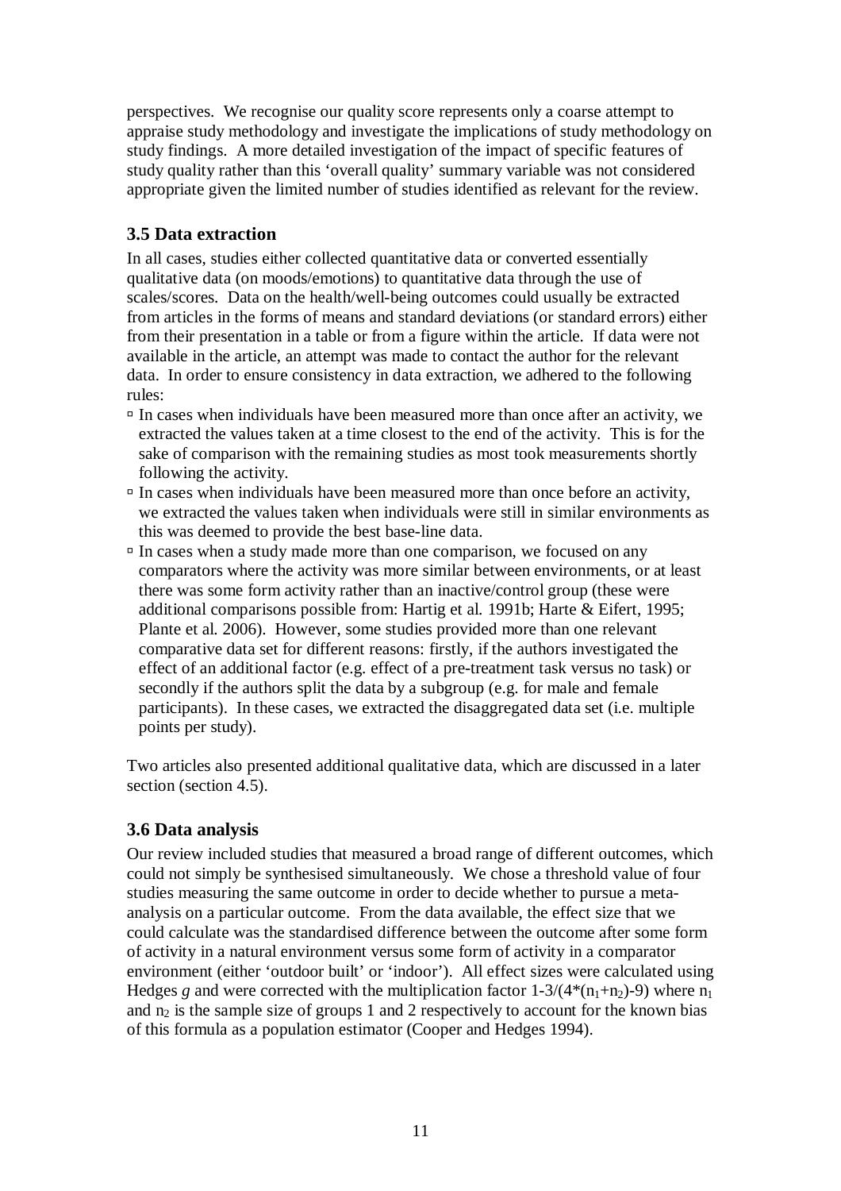perspectives. We recognise our quality score represents only a coarse attempt to appraise study methodology and investigate the implications of study methodology on study findings. A more detailed investigation of the impact of specific features of study quality rather than this 'overall quality' summary variable was not considered appropriate given the limited number of studies identified as relevant for the review.

### 3.5 Data extraction

In all cases, studies either collected quantitative data or converted essentially qualitative data (on moods/emotions) to quantitative data through the use of scales/scores. Data on the health/well-being outcomes could usually be extracted from articles in the forms of means and standard deviations (or standard errors) either from their presentation in a table or from a figure within the article. If data were not available in the article, an attempt was made to contact the author for the relevant data. In order to ensure consistency in data extraction, we adhered to the following rules:

- In cases when individuals have been measured more than once after an activity, we extracted the values taken at a time closest to the end of the activity. This is for the sake of comparison with the remaining studies as most took measurements shortly following the activity.
- In cases when individuals have been measured more than once before an activity, we extracted the values taken when individuals were still in similar environments as this was deemed to provide the best base-line data.
- In cases when a study made more than one comparison, we focused on any comparators where the activity was more similar between environments, or at least there was some form activity rather than an inactive/control group (these were additional comparisons possible from: Hartig et al. 1991b; Harte & Eifert, 1995; Plante et al. 2006). However, some studies provided more than one relevant comparative data set for different reasons: firstly, if the authors investigated the effect of an additional factor (e.g. effect of a pre-treatment task versus no task) or secondly if the authors split the data by a subgroup (e.g. for male and female participants). In these cases, we extracted the disaggregated data set (i.e. multiple points per study).

Two articles also presented additional qualitative data, which are discussed in a later section (section 4.5).

### 3.6 Data analysis

Our review included studies that measured a broad range of different outcomes, which could not simply be synthesised simultaneously. We chose a threshold value of four studies measuring the same outcome in order to decide whether to pursue a meta-analysis on a particular outcome. From the data available, the effect size that we could calculate was the standardised difference between the outcome after some form of activity in a natural environment versus some form of activity in a comparator environment (either 'outdoor built' or 'indoor'). All effect sizes were calculated using Hedges *g* and were corrected with the multiplication factor $1-3/(4*(n_1+n_2)-9)$ where $n_1$ and $n_2$ is the sample size of groups 1 and 2 respectively to account for the known bias of this formula as a population estimator (Cooper and Hedges 1994).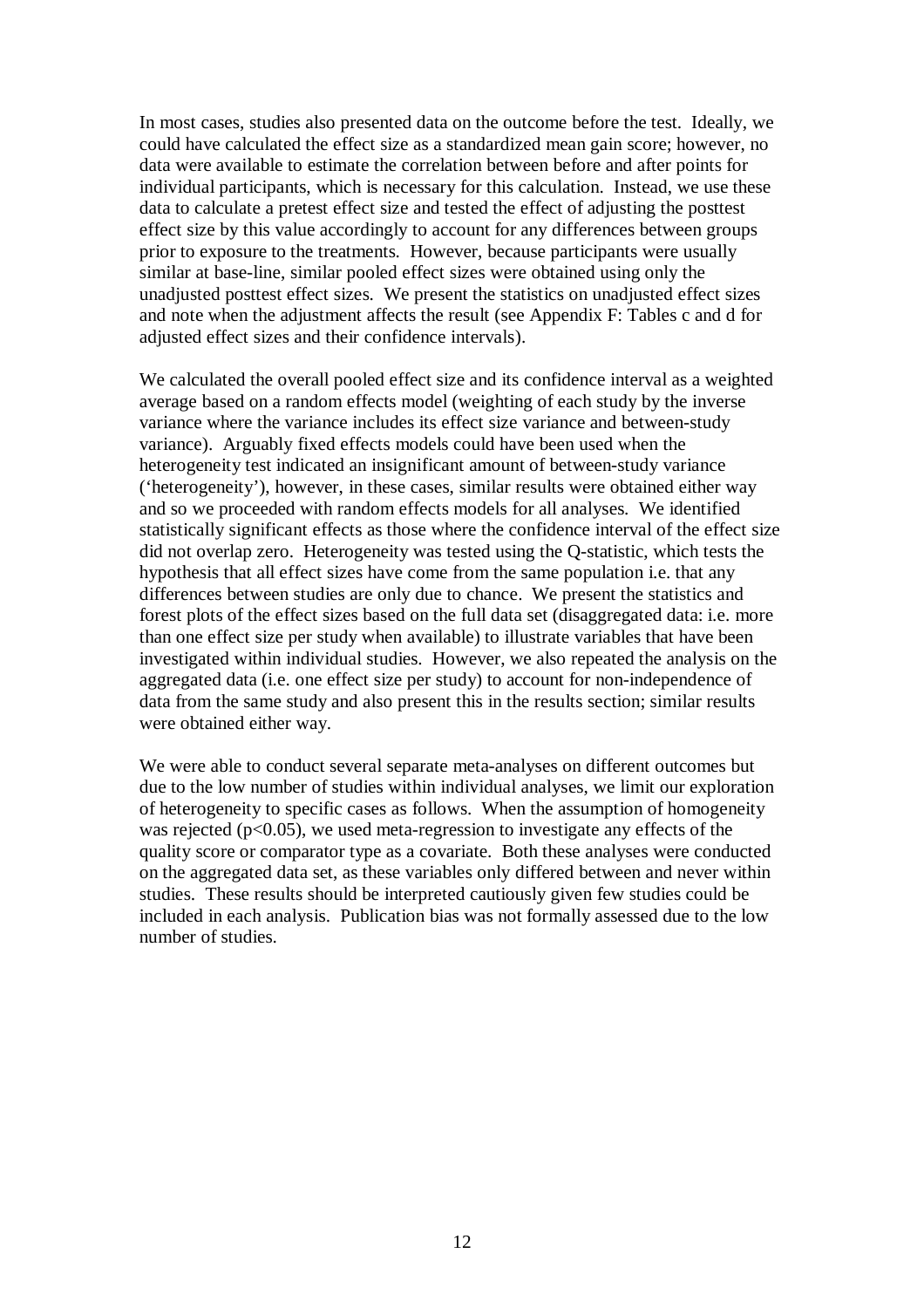In most cases, studies also presented data on the outcome before the test. Ideally, we could have calculated the effect size as a standardized mean gain score; however, no data were available to estimate the correlation between before and after points for individual participants, which is necessary for this calculation. Instead, we use these data to calculate a pretest effect size and tested the effect of adjusting the posttest effect size by this value accordingly to account for any differences between groups prior to exposure to the treatments. However, because participants were usually similar at base-line, similar pooled effect sizes were obtained using only the unadjusted posttest effect sizes. We present the statistics on unadjusted effect sizes and note when the adjustment affects the result (see Appendix F: Tables c and d for adjusted effect sizes and their confidence intervals).

We calculated the overall pooled effect size and its confidence interval as a weighted average based on a random effects model (weighting of each study by the inverse variance where the variance includes its effect size variance and between-study variance). Arguably fixed effects models could have been used when the heterogeneity test indicated an insignificant amount of between-study variance ('heterogeneity'), however, in these cases, similar results were obtained either way and so we proceeded with random effects models for all analyses. We identified statistically significant effects as those where the confidence interval of the effect size did not overlap zero. Heterogeneity was tested using the Q-statistic, which tests the hypothesis that all effect sizes have come from the same population i.e. that any differences between studies are only due to chance. We present the statistics and forest plots of the effect sizes based on the full data set (disaggregated data: i.e. more than one effect size per study when available) to illustrate variables that have been investigated within individual studies. However, we also repeated the analysis on the aggregated data (i.e. one effect size per study) to account for non-independence of data from the same study and also present this in the results section; similar results were obtained either way.

We were able to conduct several separate meta-analyses on different outcomes but due to the low number of studies within individual analyses, we limit our exploration of heterogeneity to specific cases as follows. When the assumption of homogeneity was rejected ($p<0.05$), we used meta-regression to investigate any effects of the quality score or comparator type as a covariate. Both these analyses were conducted on the aggregated data set, as these variables only differed between and never within studies. These results should be interpreted cautiously given few studies could be included in each analysis. Publication bias was not formally assessed due to the low number of studies.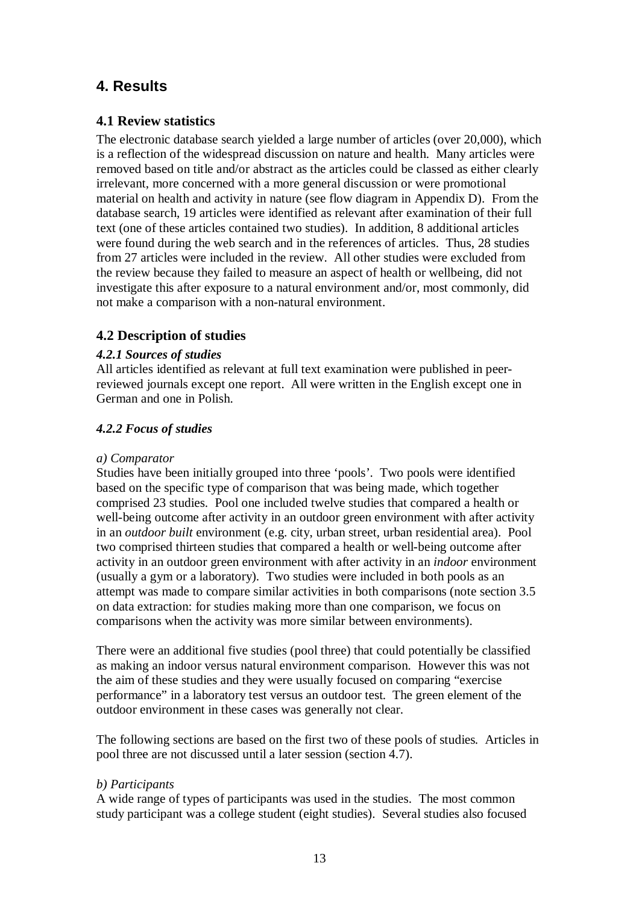# 4. Results

## 4.1 Review statistics

The electronic database search yielded a large number of articles (over 20,000), which is a reflection of the widespread discussion on nature and health. Many articles were removed based on title and/or abstract as the articles could be classed as either clearly irrelevant, more concerned with a more general discussion or were promotional material on health and activity in nature (see flow diagram in Appendix D). From the database search, 19 articles were identified as relevant after examination of their full text (one of these articles contained two studies). In addition, 8 additional articles were found during the web search and in the references of articles. Thus, 28 studies from 27 articles were included in the review. All other studies were excluded from the review because they failed to measure an aspect of health or wellbeing, did not investigate this after exposure to a natural environment and/or, most commonly, did not make a comparison with a non-natural environment.

## 4.2 Description of studies

### *4.2.1 Sources of studies*

All articles identified as relevant at full text examination were published in peer-reviewed journals except one report. All were written in the English except one in German and one in Polish.

### *4.2.2 Focus of studies*

*a) Comparator*

Studies have been initially grouped into three 'pools'. Two pools were identified based on the specific type of comparison that was being made, which together comprised 23 studies. Pool one included twelve studies that compared a health or well-being outcome after activity in an outdoor green environment with after activity in an *outdoor built* environment (e.g. city, urban street, urban residential area). Pool two comprised thirteen studies that compared a health or well-being outcome after activity in an outdoor green environment with after activity in an *indoor* environment (usually a gym or a laboratory). Two studies were included in both pools as an attempt was made to compare similar activities in both comparisons (note section 3.5 on data extraction: for studies making more than one comparison, we focus on comparisons when the activity was more similar between environments).

There were an additional five studies (pool three) that could potentially be classified as making an indoor versus natural environment comparison. However this was not the aim of these studies and they were usually focused on comparing "exercise performance" in a laboratory test versus an outdoor test. The green element of the outdoor environment in these cases was generally not clear.

The following sections are based on the first two of these pools of studies. Articles in pool three are not discussed until a later session (section 4.7).

*b) Participants*

A wide range of types of participants was used in the studies. The most common study participant was a college student (eight studies). Several studies also focused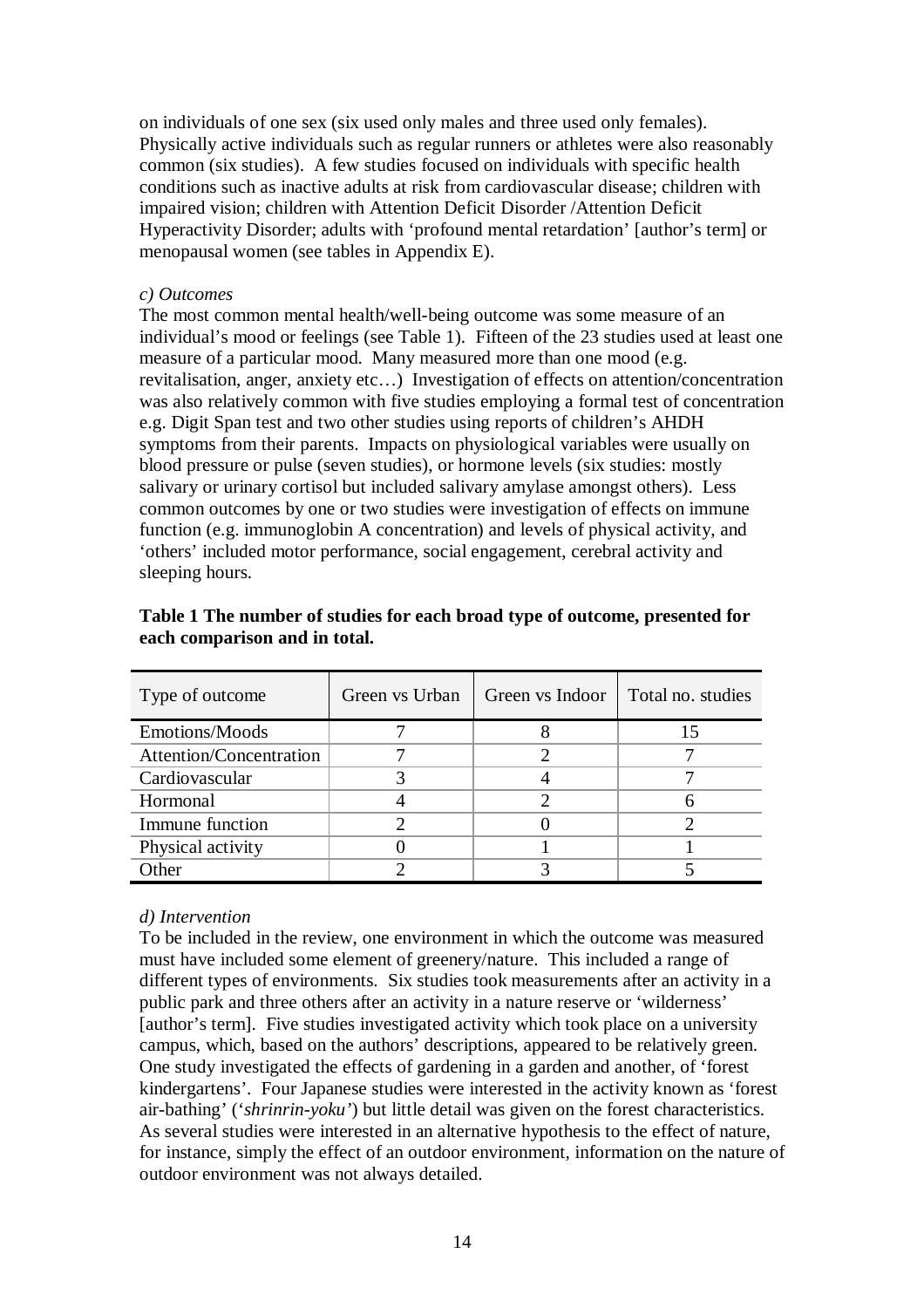on individuals of one sex (six used only males and three used only females). Physically active individuals such as regular runners or athletes were also reasonably common (six studies). A few studies focused on individuals with specific health conditions such as inactive adults at risk from cardiovascular disease; children with impaired vision; children with Attention Deficit Disorder /Attention Deficit Hyperactivity Disorder; adults with 'profound mental retardation' [author's term] or menopausal women (see tables in Appendix E).

*c) Outcomes*

The most common mental health/well-being outcome was some measure of an individual's mood or feelings (see Table 1). Fifteen of the 23 studies used at least one measure of a particular mood. Many measured more than one mood (e.g. revitalisation, anger, anxiety etc…) Investigation of effects on attention/concentration was also relatively common with five studies employing a formal test of concentration e.g. Digit Span test and two other studies using reports of children's AHDH symptoms from their parents. Impacts on physiological variables were usually on blood pressure or pulse (seven studies), or hormone levels (six studies: mostly salivary or urinary cortisol but included salivary amylase amongst others). Less common outcomes by one or two studies were investigation of effects on immune function (e.g. immunoglobin A concentration) and levels of physical activity, and 'others' included motor performance, social engagement, cerebral activity and sleeping hours.

**Table 1 The number of studies for each broad type of outcome, presented for each comparison and in total.**

| Type of outcome | Green vs Urban | Green vs Indoor | Total no. studies |
|---|---|---|---|
| Emotions/Moods | 7 | 8 | 15 |
| Attention/Concentration | 7 | 2 | 7 |
| Cardiovascular | 3 | 4 | 7 |
| Hormonal | 4 | 2 | 6 |
| Immune function | 2 | 0 | 2 |
| Physical activity | 0 | 1 | 1 |
| Other | 2 | 3 | 5 |

*d) Intervention*

To be included in the review, one environment in which the outcome was measured must have included some element of greenery/nature. This included a range of different types of environments. Six studies took measurements after an activity in a public park and three others after an activity in a nature reserve or 'wilderness' [author's term]. Five studies investigated activity which took place on a university campus, which, based on the authors' descriptions, appeared to be relatively green. One study investigated the effects of gardening in a garden and another, of 'forest kindergartens'. Four Japanese studies were interested in the activity known as 'forest air-bathing' ('*shrinrin-yoku'*) but little detail was given on the forest characteristics. As several studies were interested in an alternative hypothesis to the effect of nature, for instance, simply the effect of an outdoor environment, information on the nature of outdoor environment was not always detailed.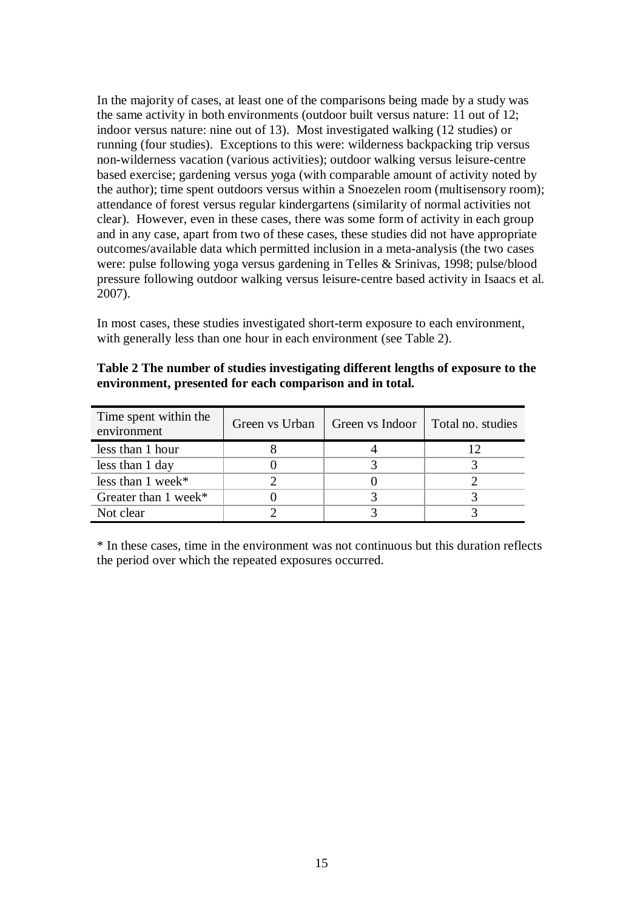In the majority of cases, at least one of the comparisons being made by a study was the same activity in both environments (outdoor built versus nature: 11 out of 12; indoor versus nature: nine out of 13). Most investigated walking (12 studies) or running (four studies). Exceptions to this were: wilderness backpacking trip versus non-wilderness vacation (various activities); outdoor walking versus leisure-centre based exercise; gardening versus yoga (with comparable amount of activity noted by the author); time spent outdoors versus within a Snoezelen room (multisensory room); attendance of forest versus regular kindergartens (similarity of normal activities not clear). However, even in these cases, there was some form of activity in each group and in any case, apart from two of these cases, these studies did not have appropriate outcomes/available data which permitted inclusion in a meta-analysis (the two cases were: pulse following yoga versus gardening in Telles & Srinivas, 1998; pulse/blood pressure following outdoor walking versus leisure-centre based activity in Isaacs et al. 2007).

In most cases, these studies investigated short-term exposure to each environment, with generally less than one hour in each environment (see Table 2).

**Table 2 The number of studies investigating different lengths of exposure to the environment, presented for each comparison and in total.**

| Time spent within the environment | Green vs Urban | Green vs Indoor | Total no. studies |
|---|---|---|---|
| less than 1 hour | 8 | 4 | 12 |
| less than 1 day | 0 | 3 | 3 |
| less than 1 week* | 2 | 0 | 2 |
| Greater than 1 week* | 0 | 3 | 3 |
| Not clear | 2 | 3 | 3 |

* In these cases, time in the environment was not continuous but this duration reflects the period over which the repeated exposures occurred.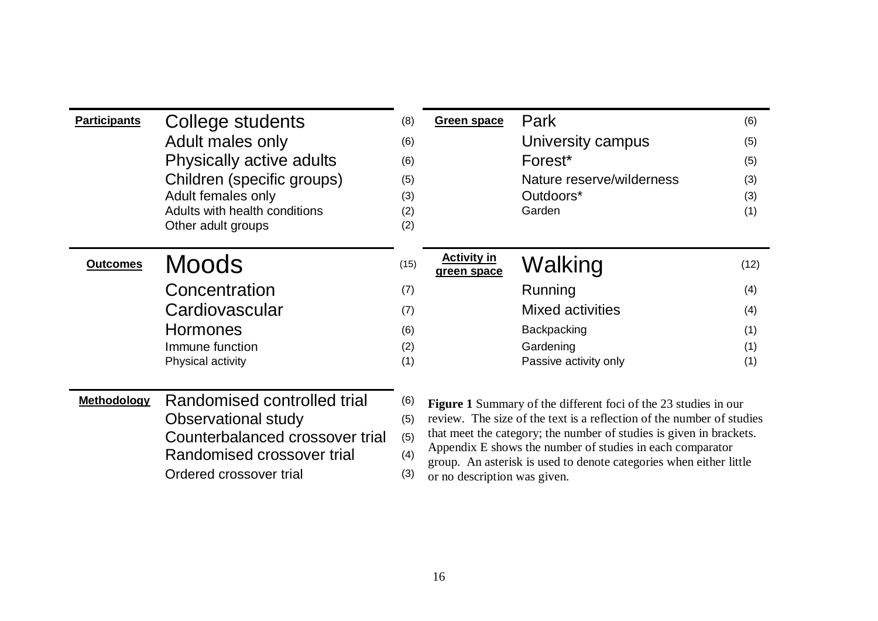| Participants | | | Green space | | |
|---|---|---|---|---|---|
| | College students | (8) | | Park | (6) |
| | Adult males only | (6) | | University campus | (5) |
| | Physically active adults | (6) | | Forest* | (5) |
| | Children (specific groups) | (5) | | Nature reserve/wilderness | (3) |
| | Adult females only | (3) | | Outdoors* | (3) |
| | Adults with health conditions | (2) | | Garden | (1) |
| | Other adult groups | (2) | | | |

| Outcomes | | | Activity in green space | | |
|---|---|---|---|---|---|
| | Moods | (15) | | Walking | (12) |
| | Concentration | (7) | | Running | (4) |
| | Cardiovascular | (7) | | Mixed activities | (4) |
| | Hormones | (6) | | Backpacking | (1) |
| | Immune function | (2) | | Gardening | (1) |
| | Physical activity | (1) | | Passive activity only | (1) |

| Methodology | | |
|---|---|---|
| | Randomised controlled trial | (6) |
| | Observational study | (5) |
| | Counterbalanced crossover trial | (5) |
| | Randomised crossover trial | (4) |
| | Ordered crossover trial | (3) |

**Figure 1** Summary of the different foci of the 23 studies in our review. The size of the text is a reflection of the number of studies that meet the category; the number of studies is given in brackets. Appendix E shows the number of studies in each comparator group. An asterisk is used to denote categories when either little or no description was given.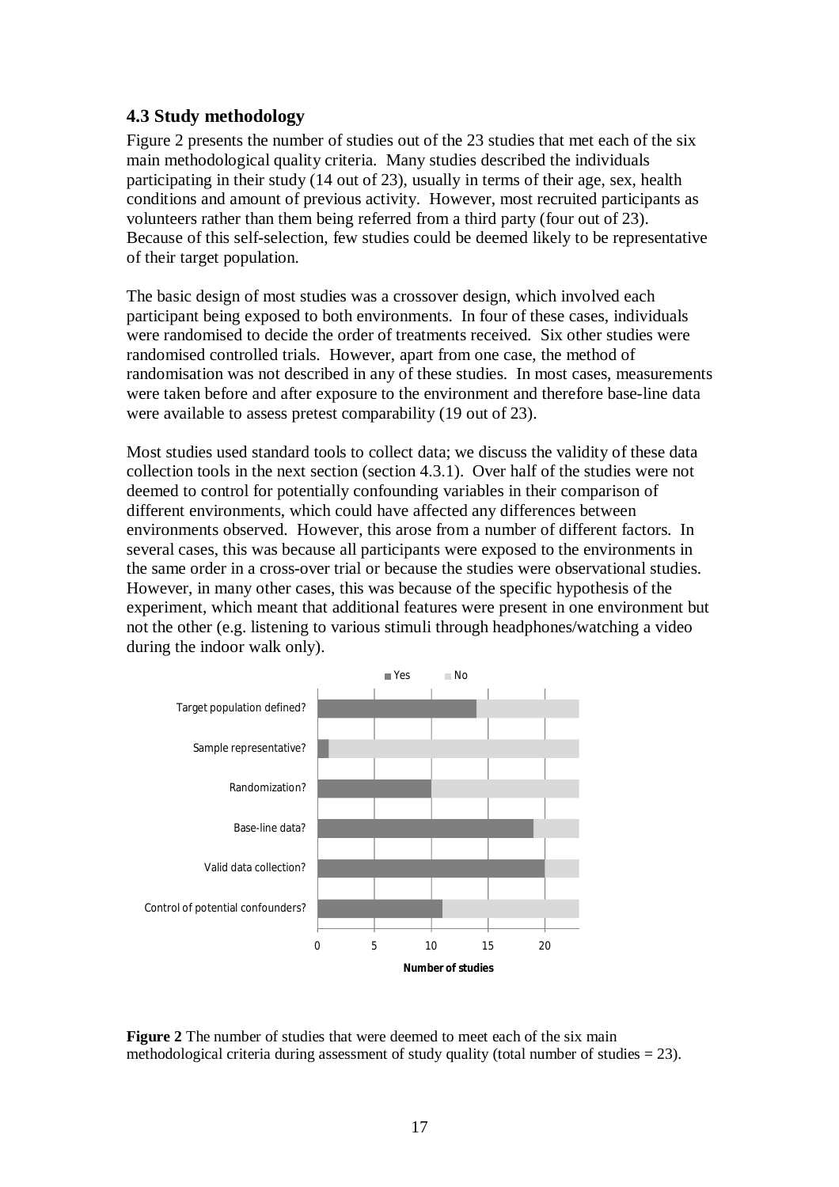### 4.3 Study methodology

Figure 2 presents the number of studies out of the 23 studies that met each of the six main methodological quality criteria. Many studies described the individuals participating in their study (14 out of 23), usually in terms of their age, sex, health conditions and amount of previous activity. However, most recruited participants as volunteers rather than them being referred from a third party (four out of 23). Because of this self-selection, few studies could be deemed likely to be representative of their target population.

The basic design of most studies was a crossover design, which involved each participant being exposed to both environments. In four of these cases, individuals were randomised to decide the order of treatments received. Six other studies were randomised controlled trials. However, apart from one case, the method of randomisation was not described in any of these studies. In most cases, measurements were taken before and after exposure to the environment and therefore base-line data were available to assess pretest comparability (19 out of 23).

Most studies used standard tools to collect data; we discuss the validity of these data collection tools in the next section (section 4.3.1). Over half of the studies were not deemed to control for potentially confounding variables in their comparison of different environments, which could have affected any differences between environments observed. However, this arose from a number of different factors. In several cases, this was because all participants were exposed to the environments in the same order in a cross-over trial or because the studies were observational studies. However, in many other cases, this was because of the specific hypothesis of the experiment, which meant that additional features were present in one environment but not the other (e.g. listening to various stimuli through headphones/watching a video during the indoor walk only).

| Criterion | Yes | No |
|---|---|---|
| Target population defined? | 14 | 9 |
| Sample representative? | 1 | 22 |
| Randomization? | 10 | 13 |
| Base-line data? | 19 | 4 |
| Valid data collection? | 20 | 3 |
| Control of potential confounders? | 11 | 12 |

**Figure 2** The number of studies that were deemed to meet each of the six main methodological criteria during assessment of study quality (total number of studies = 23).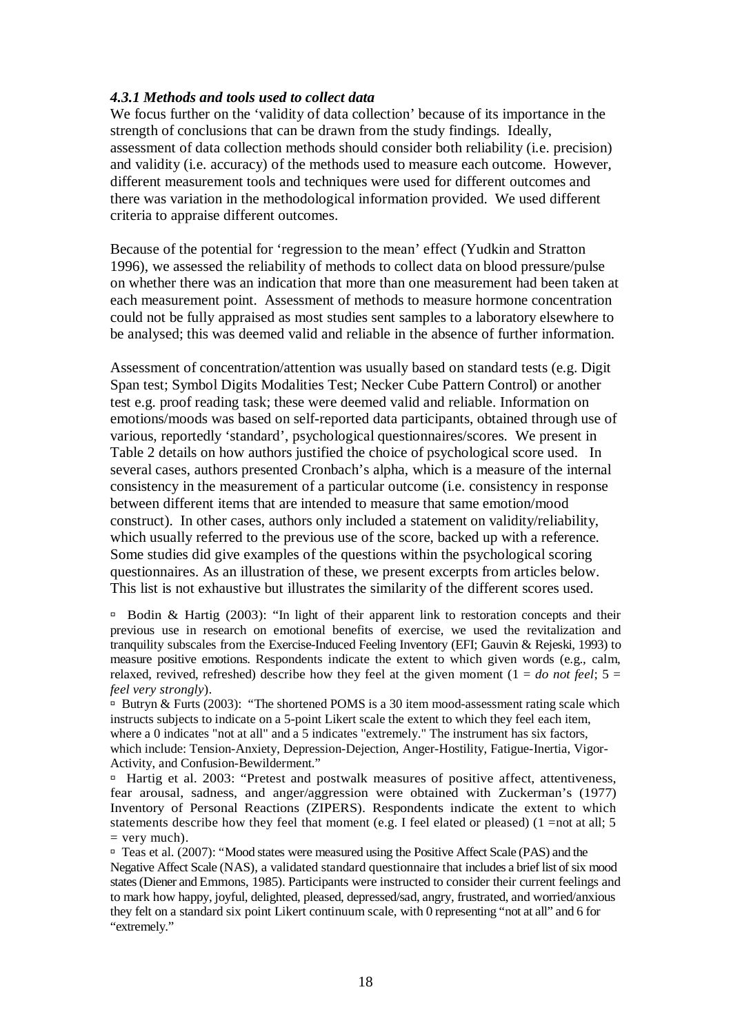#### *4.3.1 Methods and tools used to collect data*

We focus further on the 'validity of data collection' because of its importance in the strength of conclusions that can be drawn from the study findings. Ideally, assessment of data collection methods should consider both reliability (i.e. precision) and validity (i.e. accuracy) of the methods used to measure each outcome. However, different measurement tools and techniques were used for different outcomes and there was variation in the methodological information provided. We used different criteria to appraise different outcomes.

Because of the potential for 'regression to the mean' effect (Yudkin and Stratton 1996), we assessed the reliability of methods to collect data on blood pressure/pulse on whether there was an indication that more than one measurement had been taken at each measurement point. Assessment of methods to measure hormone concentration could not be fully appraised as most studies sent samples to a laboratory elsewhere to be analysed; this was deemed valid and reliable in the absence of further information.

Assessment of concentration/attention was usually based on standard tests (e.g. Digit Span test; Symbol Digits Modalities Test; Necker Cube Pattern Control) or another test e.g. proof reading task; these were deemed valid and reliable. Information on emotions/moods was based on self-reported data participants, obtained through use of various, reportedly 'standard', psychological questionnaires/scores. We present in Table 2 details on how authors justified the choice of psychological score used. In several cases, authors presented Cronbach's alpha, which is a measure of the internal consistency in the measurement of a particular outcome (i.e. consistency in response between different items that are intended to measure that same emotion/mood construct). In other cases, authors only included a statement on validity/reliability, which usually referred to the previous use of the score, backed up with a reference. Some studies did give examples of the questions within the psychological scoring questionnaires. As an illustration of these, we present excerpts from articles below. This list is not exhaustive but illustrates the similarity of the different scores used.

- Bodin & Hartig (2003): "In light of their apparent link to restoration concepts and their previous use in research on emotional benefits of exercise, we used the revitalization and tranquility subscales from the Exercise-Induced Feeling Inventory (EFI; Gauvin & Rejeski, 1993) to measure positive emotions. Respondents indicate the extent to which given words (e.g., calm, relaxed, revived, refreshed) describe how they feel at the given moment (1 = *do not feel*; 5 = *feel very strongly*).
- Butryn & Furts (2003): "The shortened POMS is a 30 item mood-assessment rating scale which instructs subjects to indicate on a 5-point Likert scale the extent to which they feel each item, where a 0 indicates "not at all" and a 5 indicates "extremely." The instrument has six factors, which include: Tension-Anxiety, Depression-Dejection, Anger-Hostility, Fatigue-Inertia, Vigor-Activity, and Confusion-Bewilderment."
- Hartig et al. 2003: "Pretest and postwalk measures of positive affect, attentiveness, fear arousal, sadness, and anger/aggression were obtained with Zuckerman's (1977) Inventory of Personal Reactions (ZIPERS). Respondents indicate the extent to which statements describe how they feel that moment (e.g. I feel elated or pleased) (1 =not at all; 5 = very much).
- Teas et al. (2007): "Mood states were measured using the Positive Affect Scale (PAS) and the Negative Affect Scale (NAS), a validated standard questionnaire that includes a brief list of six mood states (Diener and Emmons, 1985). Participants were instructed to consider their current feelings and to mark how happy, joyful, delighted, pleased, depressed/sad, angry, frustrated, and worried/anxious they felt on a standard six point Likert continuum scale, with 0 representing "not at all" and 6 for "extremely."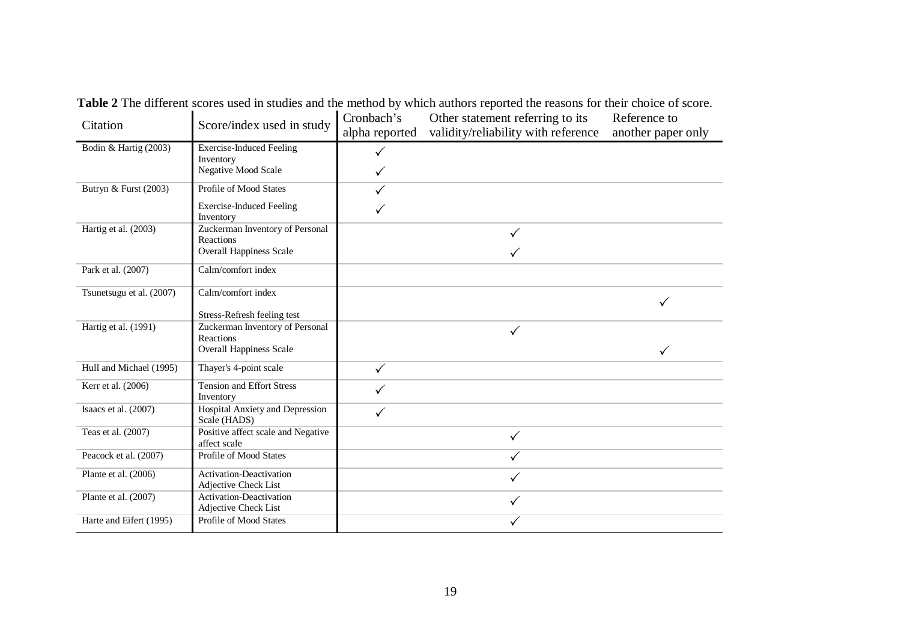**Table 2** The different scores used in studies and the method by which authors reported the reasons for their choice of score.

| Citation | Score/index used in study | Cronbach's alpha reported | Other statement referring to its validity/reliability with reference | Reference to another paper only |
|---|---|---|---|---|
| Bodin & Hartig (2003) | Exercise-Induced Feeling Inventory | ✓ | | |
| | Negative Mood Scale | ✓ | | |
| Butryn & Furst (2003) | Profile of Mood States | ✓ | | |
| | Exercise-Induced Feeling Inventory | ✓ | | |
| Hartig et al. (2003) | Zuckerman Inventory of Personal Reactions | | ✓ | |
| | Overall Happiness Scale | | ✓ | |
| Park et al. (2007) | Calm/comfort index | | | |
| Tsunetsugu et al. (2007) | Calm/comfort index<br>Stress-Refresh feeling test | | | ✓ |
| Hartig et al. (1991) | Zuckerman Inventory of Personal Reactions | | ✓ | |
| | Overall Happiness Scale | | | ✓ |
| Hull and Michael (1995) | Thayer's 4-point scale | ✓ | | |
| Kerr et al. (2006) | Tension and Effort Stress Inventory | ✓ | | |
| Isaacs et al. (2007) | Hospital Anxiety and Depression Scale (HADS) | ✓ | | |
| Teas et al. (2007) | Positive affect scale and Negative affect scale | | ✓ | |
| Peacock et al. (2007) | Profile of Mood States | | ✓ | |
| Plante et al. (2006) | Activation-Deactivation Adjective Check List | | ✓ | |
| Plante et al. (2007) | Activation-Deactivation Adjective Check List | | ✓ | |
| Harte and Eifert (1995) | Profile of Mood States | | ✓ | |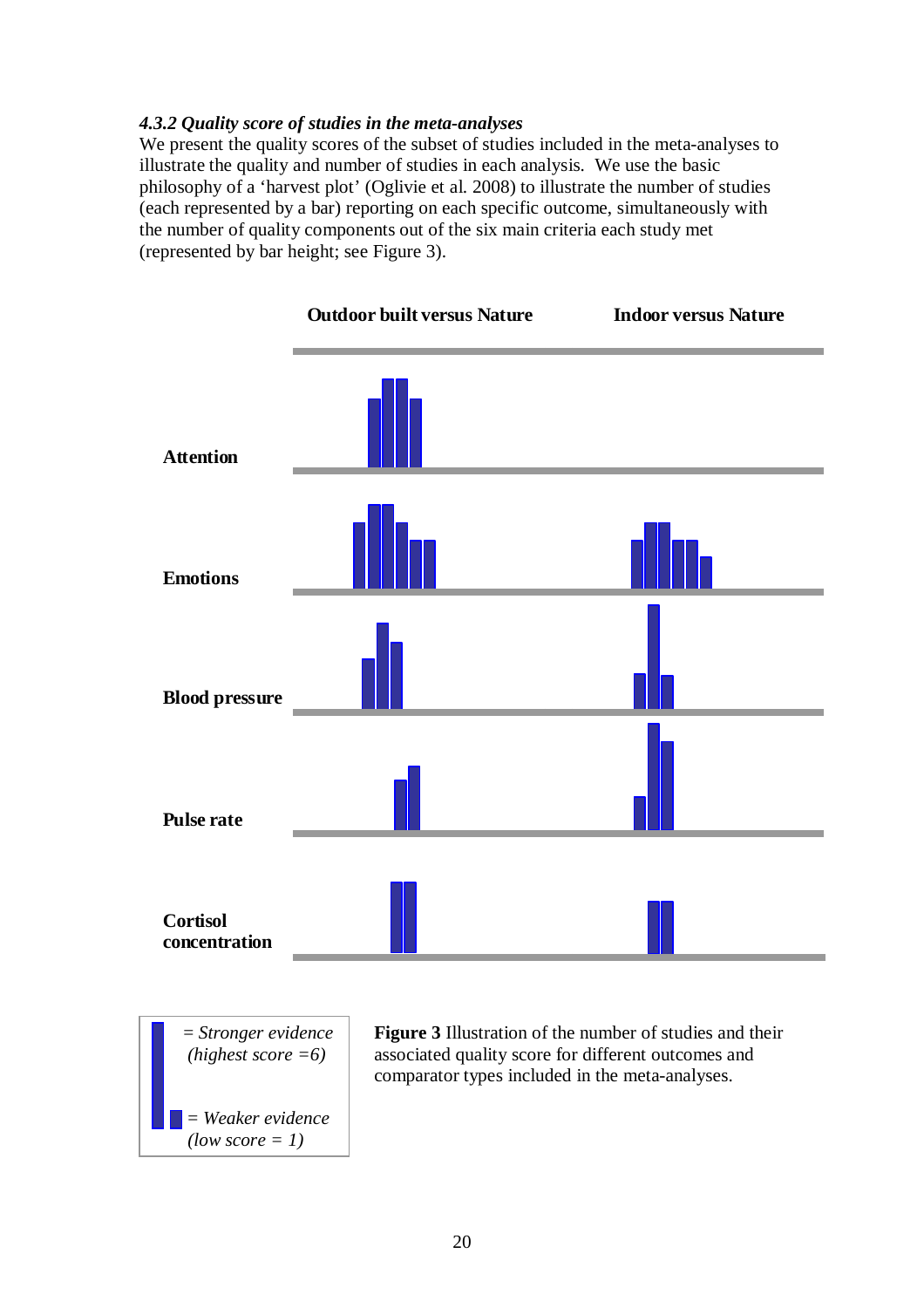### *4.3.2 Quality score of studies in the meta-analyses*

We present the quality scores of the subset of studies included in the meta-analyses to illustrate the quality and number of studies in each analysis. We use the basic philosophy of a 'harvest plot' (Oglivie et al. 2008) to illustrate the number of studies (each represented by a bar) reporting on each specific outcome, simultaneously with the number of quality components out of the six main criteria each study met (represented by bar height; see Figure 3).

**Outdoor built versus Nature** | **Indoor versus Nature**

**Attention**

**Emotions**

**Blood pressure**

**Pulse rate**

**Cortisol concentration**

= *Stronger evidence (highest score =6)*

= *Weaker evidence (low score = 1)*

**Figure 3** Illustration of the number of studies and their associated quality score for different outcomes and comparator types included in the meta-analyses.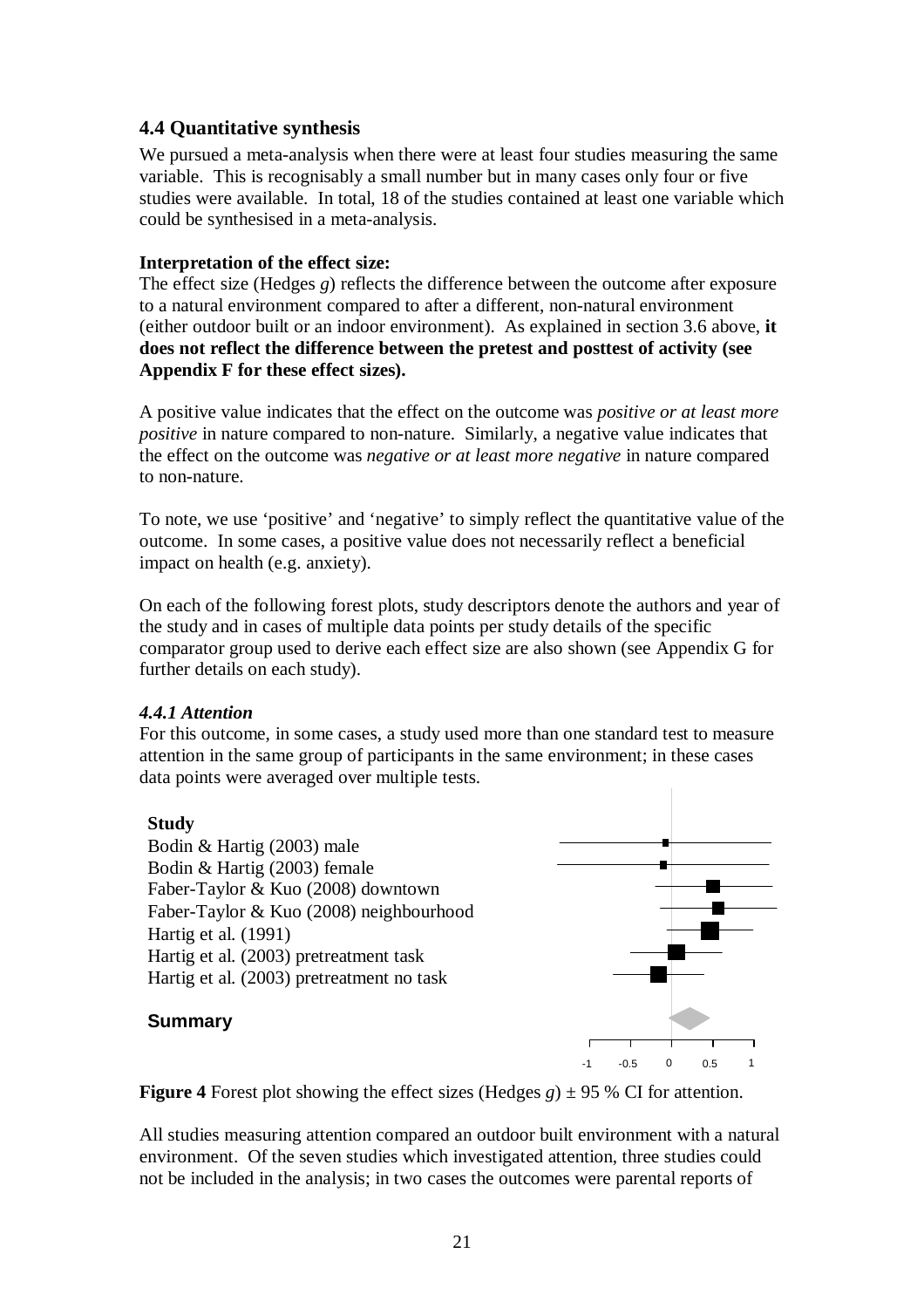### 4.4 Quantitative synthesis

We pursued a meta-analysis when there were at least four studies measuring the same variable. This is recognisably a small number but in many cases only four or five studies were available. In total, 18 of the studies contained at least one variable which could be synthesised in a meta-analysis.

**Interpretation of the effect size:**

The effect size (Hedges *g*) reflects the difference between the outcome after exposure to a natural environment compared to after a different, non-natural environment (either outdoor built or an indoor environment). As explained in section 3.6 above, **it does not reflect the difference between the pretest and posttest of activity (see Appendix F for these effect sizes).**

A positive value indicates that the effect on the outcome was *positive or at least more positive* in nature compared to non-nature. Similarly, a negative value indicates that the effect on the outcome was *negative or at least more negative* in nature compared to non-nature.

To note, we use 'positive' and 'negative' to simply reflect the quantitative value of the outcome. In some cases, a positive value does not necessarily reflect a beneficial impact on health (e.g. anxiety).

On each of the following forest plots, study descriptors denote the authors and year of the study and in cases of multiple data points per study details of the specific comparator group used to derive each effect size are also shown (see Appendix G for further details on each study).

#### *4.4.1 Attention*

For this outcome, in some cases, a study used more than one standard test to measure attention in the same group of participants in the same environment; in these cases data points were averaged over multiple tests.

**Study**

Bodin & Hartig (2003) male
Bodin & Hartig (2003) female
Faber-Taylor & Kuo (2008) downtown
Faber-Taylor & Kuo (2008) neighbourhood
Hartig et al. (1991)
Hartig et al. (2003) pretreatment task
Hartig et al. (2003) pretreatment no task

**Summary**

-1 -0.5 0 0.5 1

**Figure 4** Forest plot showing the effect sizes (Hedges *g*) ± 95 % CI for attention.

All studies measuring attention compared an outdoor built environment with a natural environment. Of the seven studies which investigated attention, three studies could not be included in the analysis; in two cases the outcomes were parental reports of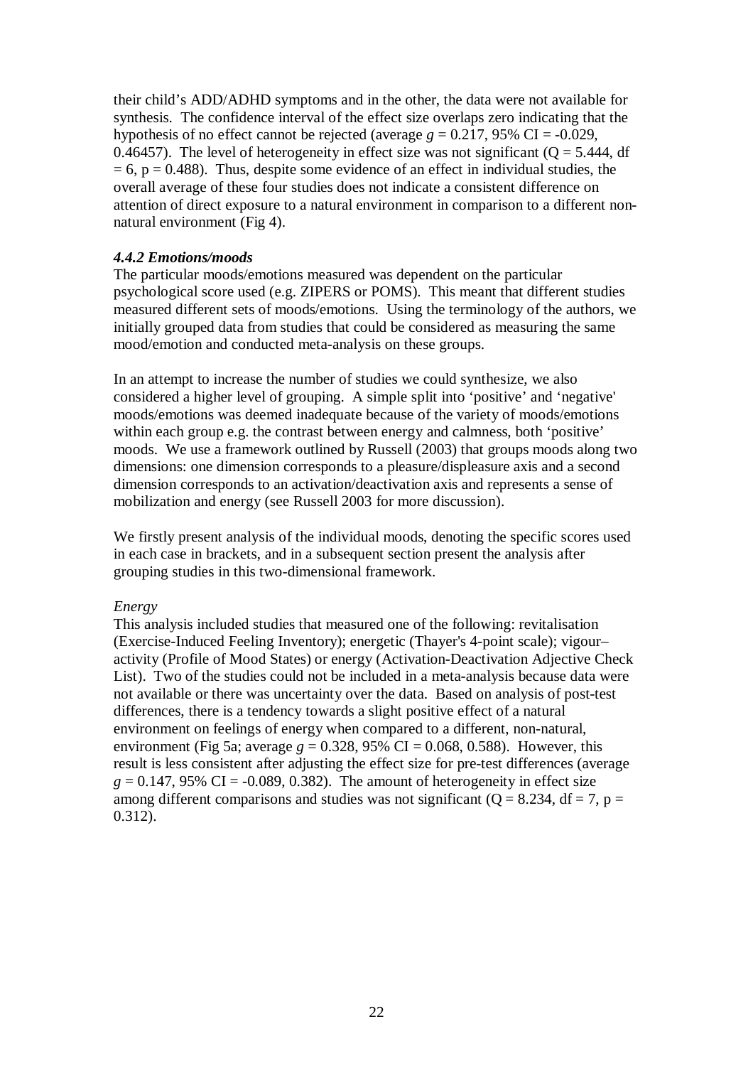their child's ADD/ADHD symptoms and in the other, the data were not available for synthesis. The confidence interval of the effect size overlaps zero indicating that the hypothesis of no effect cannot be rejected (average $g = 0.217$, 95% CI = -0.029, 0.46457). The level of heterogeneity in effect size was not significant ($Q = 5.444$, df = 6, $p = 0.488$). Thus, despite some evidence of an effect in individual studies, the overall average of these four studies does not indicate a consistent difference on attention of direct exposure to a natural environment in comparison to a different non-natural environment (Fig 4).

#### *4.4.2 Emotions/moods*

The particular moods/emotions measured was dependent on the particular psychological score used (e.g. ZIPERS or POMS). This meant that different studies measured different sets of moods/emotions. Using the terminology of the authors, we initially grouped data from studies that could be considered as measuring the same mood/emotion and conducted meta-analysis on these groups.

In an attempt to increase the number of studies we could synthesize, we also considered a higher level of grouping. A simple split into 'positive' and 'negative' moods/emotions was deemed inadequate because of the variety of moods/emotions within each group e.g. the contrast between energy and calmness, both 'positive' moods. We use a framework outlined by Russell (2003) that groups moods along two dimensions: one dimension corresponds to a pleasure/displeasure axis and a second dimension corresponds to an activation/deactivation axis and represents a sense of mobilization and energy (see Russell 2003 for more discussion).

We firstly present analysis of the individual moods, denoting the specific scores used in each case in brackets, and in a subsequent section present the analysis after grouping studies in this two-dimensional framework.

*Energy*

This analysis included studies that measured one of the following: revitalisation (Exercise-Induced Feeling Inventory); energetic (Thayer's 4-point scale); vigour–activity (Profile of Mood States) or energy (Activation-Deactivation Adjective Check List). Two of the studies could not be included in a meta-analysis because data were not available or there was uncertainty over the data. Based on analysis of post-test differences, there is a tendency towards a slight positive effect of a natural environment on feelings of energy when compared to a different, non-natural, environment (Fig 5a; average $g = 0.328$, 95% CI = 0.068, 0.588). However, this result is less consistent after adjusting the effect size for pre-test differences (average $g = 0.147$, 95% CI = -0.089, 0.382). The amount of heterogeneity in effect size among different comparisons and studies was not significant ($Q = 8.234$, df = 7, $p = 0.312$).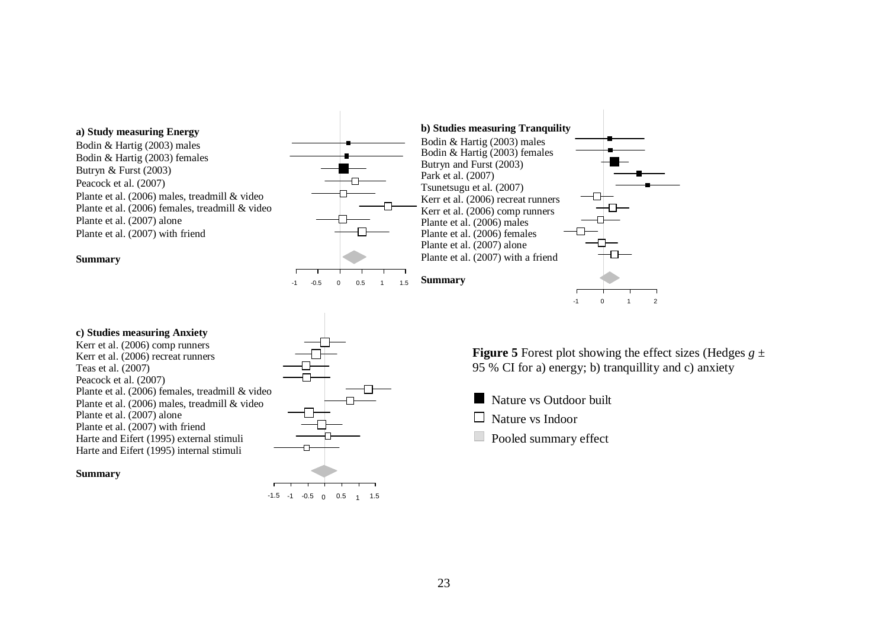**a) Study measuring Energy**

Bodin & Hartig (2003) males
Bodin & Hartig (2003) females
Butryn & Furst (2003)
Peacock et al. (2007)
Plante et al. (2006) males, treadmill & video
Plante et al. (2006) females, treadmill & video
Plante et al. (2007) alone
Plante et al. (2007) with friend

**Summary**

-1 -0.5 0 0.5 1 1.5

**b) Studies measuring Tranquility**

Bodin & Hartig (2003) males
Bodin & Hartig (2003) females
Butryn and Furst (2003)
Park et al. (2007)
Tsunetsugu et al. (2007)
Kerr et al. (2006) recreat runners
Kerr et al. (2006) comp runners
Plante et al. (2006) males
Plante et al. (2006) females
Plante et al. (2007) alone
Plante et al. (2007) with a friend

**Summary**

-1 0 1 2

**c) Studies measuring Anxiety**

Kerr et al. (2006) comp runners
Kerr et al. (2006) recreat runners
Teas et al. (2007)
Peacock et al. (2007)
Plante et al. (2006) females, treadmill & video
Plante et al. (2006) males, treadmill & video
Plante et al. (2007) alone
Plante et al. (2007) with friend
Harte and Eifert (1995) external stimuli
Harte and Eifert (1995) internal stimuli

**Summary**

-1.5 -1 -0.5 0 0.5 1 1.5

**Figure 5** Forest plot showing the effect sizes (Hedges $g$ ± 95 % CI for a) energy; b) tranquillity and c) anxiety

■ Nature vs Outdoor built

□ Nature vs Indoor

Pooled summary effect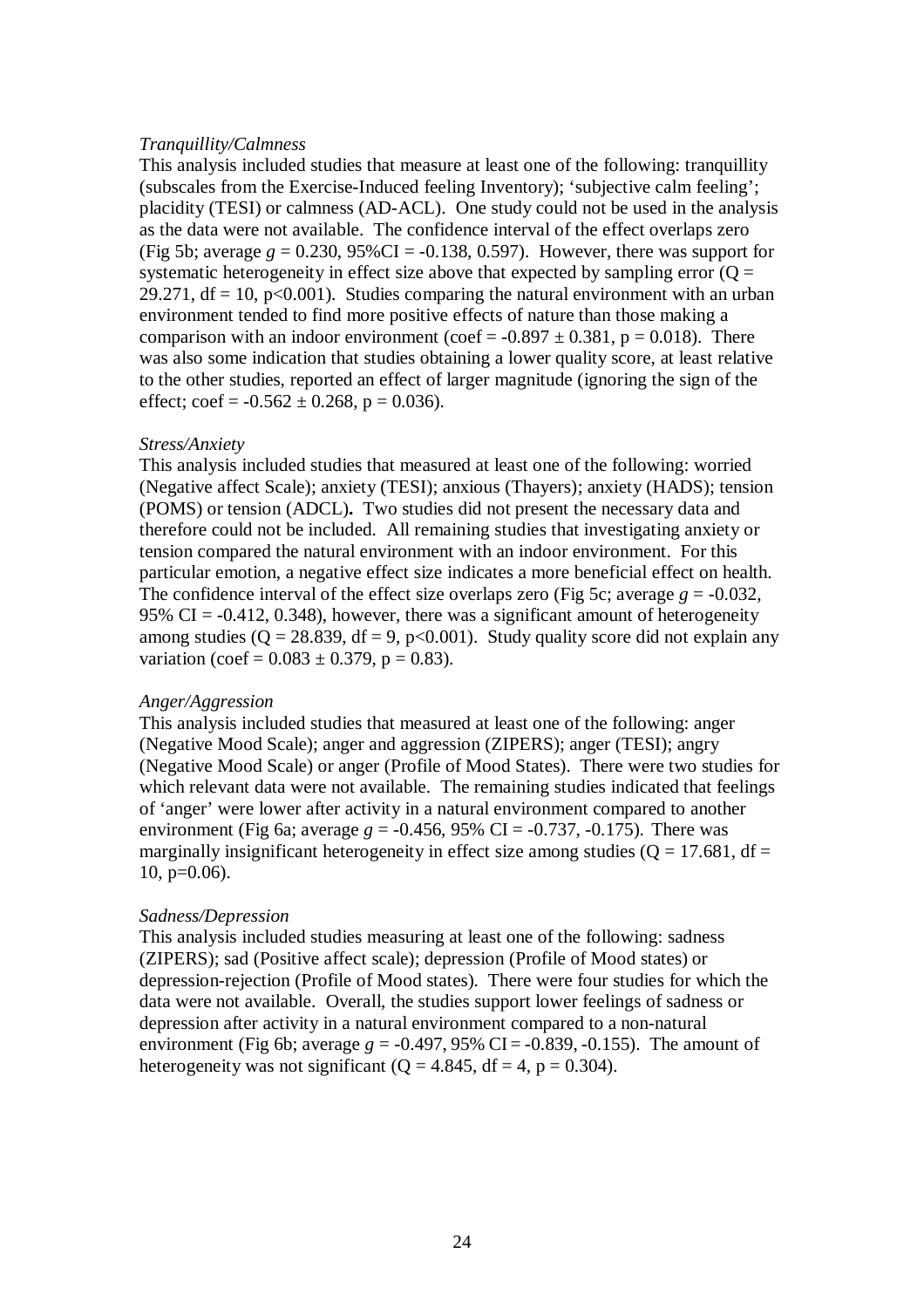*Tranquillity/Calmness*

This analysis included studies that measure at least one of the following: tranquillity (subscales from the Exercise-Induced feeling Inventory); 'subjective calm feeling'; placidity (TESI) or calmness (AD-ACL). One study could not be used in the analysis as the data were not available. The confidence interval of the effect overlaps zero (Fig 5b; average $g = 0.230$, 95%CI = -0.138, 0.597). However, there was support for systematic heterogeneity in effect size above that expected by sampling error ($Q = 29.271$, df = 10, $p<0.001$). Studies comparing the natural environment with an urban environment tended to find more positive effects of nature than those making a comparison with an indoor environment (coef = $-0.897 \pm 0.381$, $p = 0.018$). There was also some indication that studies obtaining a lower quality score, at least relative to the other studies, reported an effect of larger magnitude (ignoring the sign of the effect; coef = $-0.562 \pm 0.268$, $p = 0.036$).

*Stress/Anxiety*

This analysis included studies that measured at least one of the following: worried (Negative affect Scale); anxiety (TESI); anxious (Thayers); anxiety (HADS); tension (POMS) or tension (ADCL). Two studies did not present the necessary data and therefore could not be included. All remaining studies that investigating anxiety or tension compared the natural environment with an indoor environment. For this particular emotion, a negative effect size indicates a more beneficial effect on health. The confidence interval of the effect size overlaps zero (Fig 5c; average $g = -0.032$, 95% CI = -0.412, 0.348), however, there was a significant amount of heterogeneity among studies ($Q = 28.839$, df = 9, $p<0.001$). Study quality score did not explain any variation (coef = $0.083 \pm 0.379$, $p = 0.83$).

*Anger/Aggression*

This analysis included studies that measured at least one of the following: anger (Negative Mood Scale); anger and aggression (ZIPERS); anger (TESI); angry (Negative Mood Scale) or anger (Profile of Mood States). There were two studies for which relevant data were not available. The remaining studies indicated that feelings of 'anger' were lower after activity in a natural environment compared to another environment (Fig 6a; average $g = -0.456$, 95% CI = -0.737, -0.175). There was marginally insignificant heterogeneity in effect size among studies ($Q = 17.681$, df = 10, $p=0.06$).

*Sadness/Depression*

This analysis included studies measuring at least one of the following: sadness (ZIPERS); sad (Positive affect scale); depression (Profile of Mood states) or depression-rejection (Profile of Mood states). There were four studies for which the data were not available. Overall, the studies support lower feelings of sadness or depression after activity in a natural environment compared to a non-natural environment (Fig 6b; average $g = -0.497$, 95% CI = -0.839, -0.155). The amount of heterogeneity was not significant ($Q = 4.845$, df = 4, $p = 0.304$).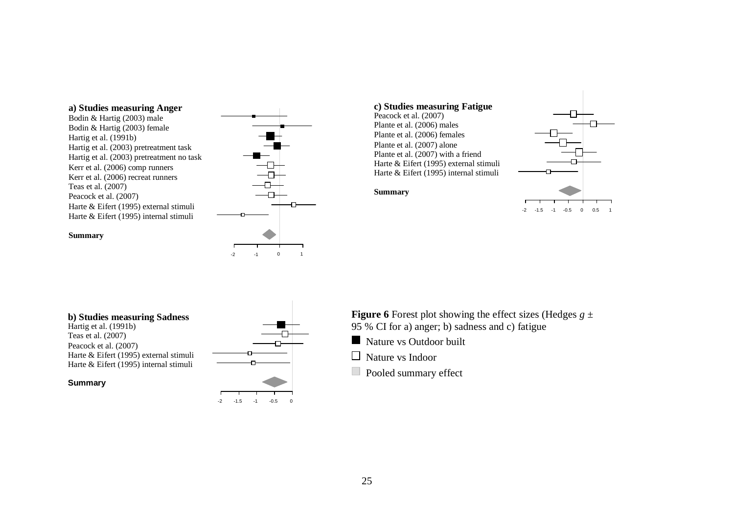**a) Studies measuring Anger**

Bodin & Hartig (2003) male
Bodin & Hartig (2003) female
Hartig et al. (1991b)
Hartig et al. (2003) pretreatment task
Hartig et al. (2003) pretreatment no task
Kerr et al. (2006) comp runners
Kerr et al. (2006) recreat runners
Teas et al. (2007)
Peacock et al. (2007)
Harte & Eifert (1995) external stimuli
Harte & Eifert (1995) internal stimuli

**Summary**

-2 -1 0 1

**c) Studies measuring Fatigue**

Peacock et al. (2007)
Plante et al. (2006) males
Plante et al. (2006) females
Plante et al. (2007) alone
Plante et al. (2007) with a friend
Harte & Eifert (1995) external stimuli
Harte & Eifert (1995) internal stimuli

**Summary**

-2 -1.5 -1 -0.5 0 0.5 1

**b) Studies measuring Sadness**

Hartig et al. (1991b)
Teas et al. (2007)
Peacock et al. (2007)
Harte & Eifert (1995) external stimuli
Harte & Eifert (1995) internal stimuli

**Summary**

-2 -1.5 -1 -0.5 0

**Figure 6** Forest plot showing the effect sizes (Hedges $g$ ± 95 % CI for a) anger; b) sadness and c) fatigue

■ Nature vs Outdoor built

□ Nature vs Indoor

Pooled summary effect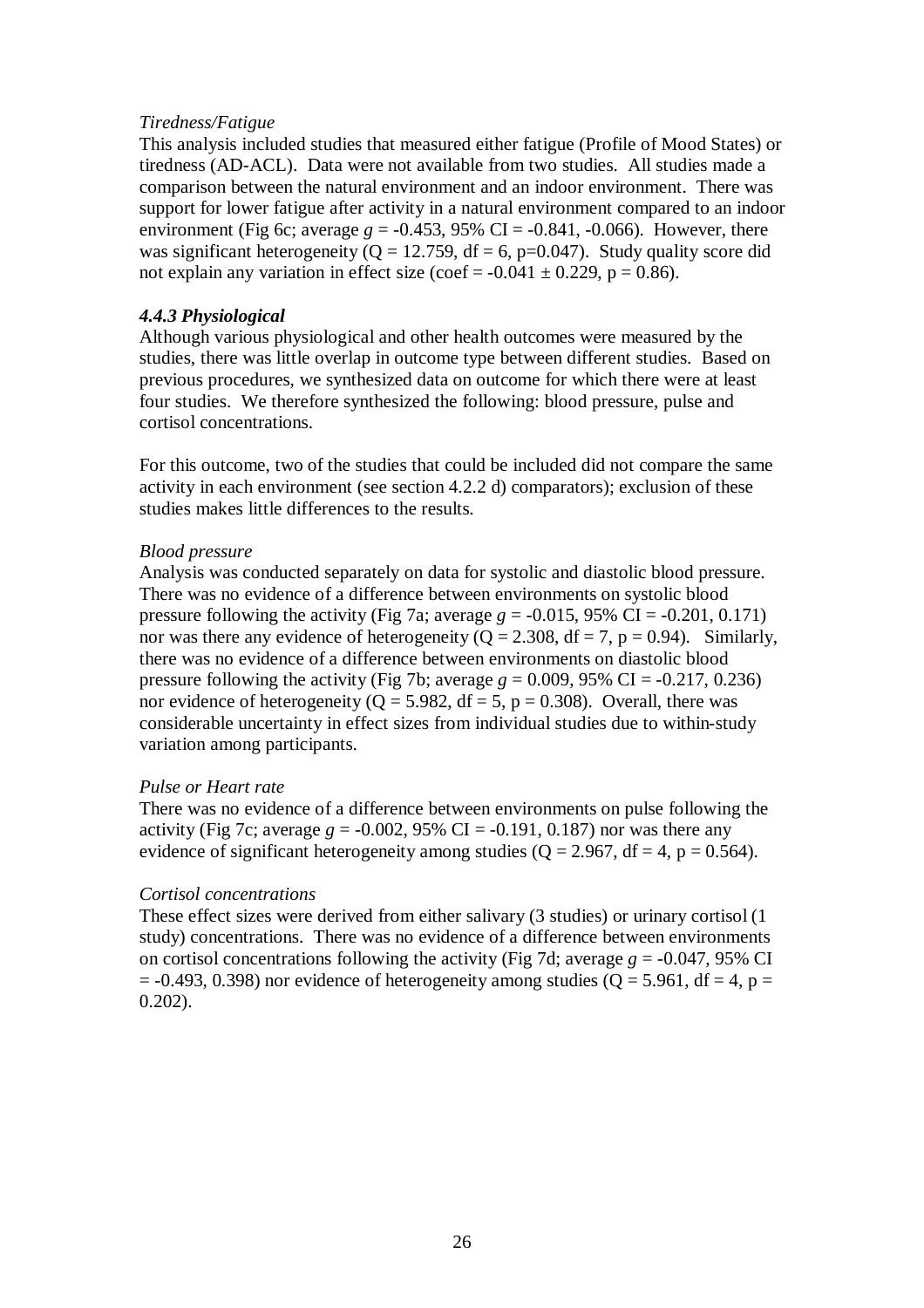*Tiredness/Fatigue*

This analysis included studies that measured either fatigue (Profile of Mood States) or tiredness (AD-ACL). Data were not available from two studies. All studies made a comparison between the natural environment and an indoor environment. There was support for lower fatigue after activity in a natural environment compared to an indoor environment (Fig 6c; average $g$ = -0.453, 95% CI = -0.841, -0.066). However, there was significant heterogeneity ($Q = 12.759$, df = 6, $p=0.047$). Study quality score did not explain any variation in effect size (coef = $-0.041 \pm 0.229$, $p = 0.86$).

### *4.4.3 Physiological*

Although various physiological and other health outcomes were measured by the studies, there was little overlap in outcome type between different studies. Based on previous procedures, we synthesized data on outcome for which there were at least four studies. We therefore synthesized the following: blood pressure, pulse and cortisol concentrations.

For this outcome, two of the studies that could be included did not compare the same activity in each environment (see section 4.2.2 d) comparators); exclusion of these studies makes little differences to the results.

*Blood pressure*

Analysis was conducted separately on data for systolic and diastolic blood pressure. There was no evidence of a difference between environments on systolic blood pressure following the activity (Fig 7a; average $g$ = -0.015, 95% CI = -0.201, 0.171) nor was there any evidence of heterogeneity ($Q = 2.308$, df = 7, $p = 0.94$). Similarly, there was no evidence of a difference between environments on diastolic blood pressure following the activity (Fig 7b; average $g$ = 0.009, 95% CI = -0.217, 0.236) nor evidence of heterogeneity ($Q = 5.982$, df = 5, $p = 0.308$). Overall, there was considerable uncertainty in effect sizes from individual studies due to within-study variation among participants.

*Pulse or Heart rate*

There was no evidence of a difference between environments on pulse following the activity (Fig 7c; average $g$ = -0.002, 95% CI = -0.191, 0.187) nor was there any evidence of significant heterogeneity among studies ($Q = 2.967$, df = 4, $p = 0.564$).

*Cortisol concentrations*

These effect sizes were derived from either salivary (3 studies) or urinary cortisol (1 study) concentrations. There was no evidence of a difference between environments on cortisol concentrations following the activity (Fig 7d; average $g$ = -0.047, 95% CI = -0.493, 0.398) nor evidence of heterogeneity among studies ($Q = 5.961$, df = 4, $p = 0.202$).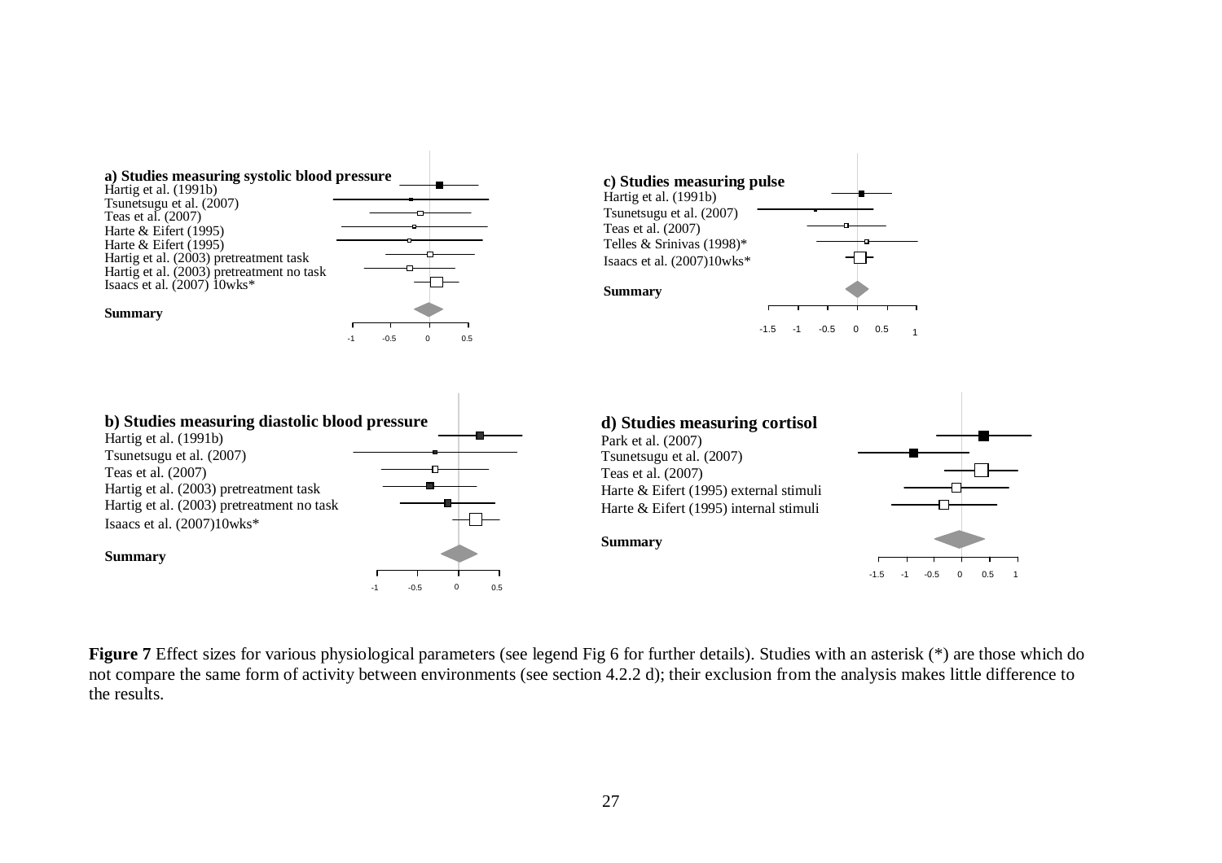**a) Studies measuring systolic blood pressure**

Hartig et al. (1991b)
Tsunetsugu et al. (2007)
Teas et al. (2007)
Harte & Eifert (1995)
Harte & Eifert (1995)
Hartig et al. (2003) pretreatment task
Hartig et al. (2003) pretreatment no task
Isaacs et al. (2007) 10wks*

**Summary**

-1 -0.5 0 0.5

**c) Studies measuring pulse**

Hartig et al. (1991b)
Tsunetsugu et al. (2007)
Teas et al. (2007)
Telles & Srinivas (1998)*
Isaacs et al. (2007)10wks*

**Summary**

-1.5 -1 -0.5 0 0.5 1

**b) Studies measuring diastolic blood pressure**

Hartig et al. (1991b)
Tsunetsugu et al. (2007)
Teas et al. (2007)
Hartig et al. (2003) pretreatment task
Hartig et al. (2003) pretreatment no task
Isaacs et al. (2007)10wks*

**Summary**

-1 -0.5 0 0.5

**d) Studies measuring cortisol**

Park et al. (2007)
Tsunetsugu et al. (2007)
Teas et al. (2007)
Harte & Eifert (1995) external stimuli
Harte & Eifert (1995) internal stimuli

**Summary**

-1.5 -1 -0.5 0 0.5 1

**Figure 7** Effect sizes for various physiological parameters (see legend Fig 6 for further details). Studies with an asterisk (*) are those which do not compare the same form of activity between environments (see section 4.2.2 d); their exclusion from the analysis makes little difference to the results.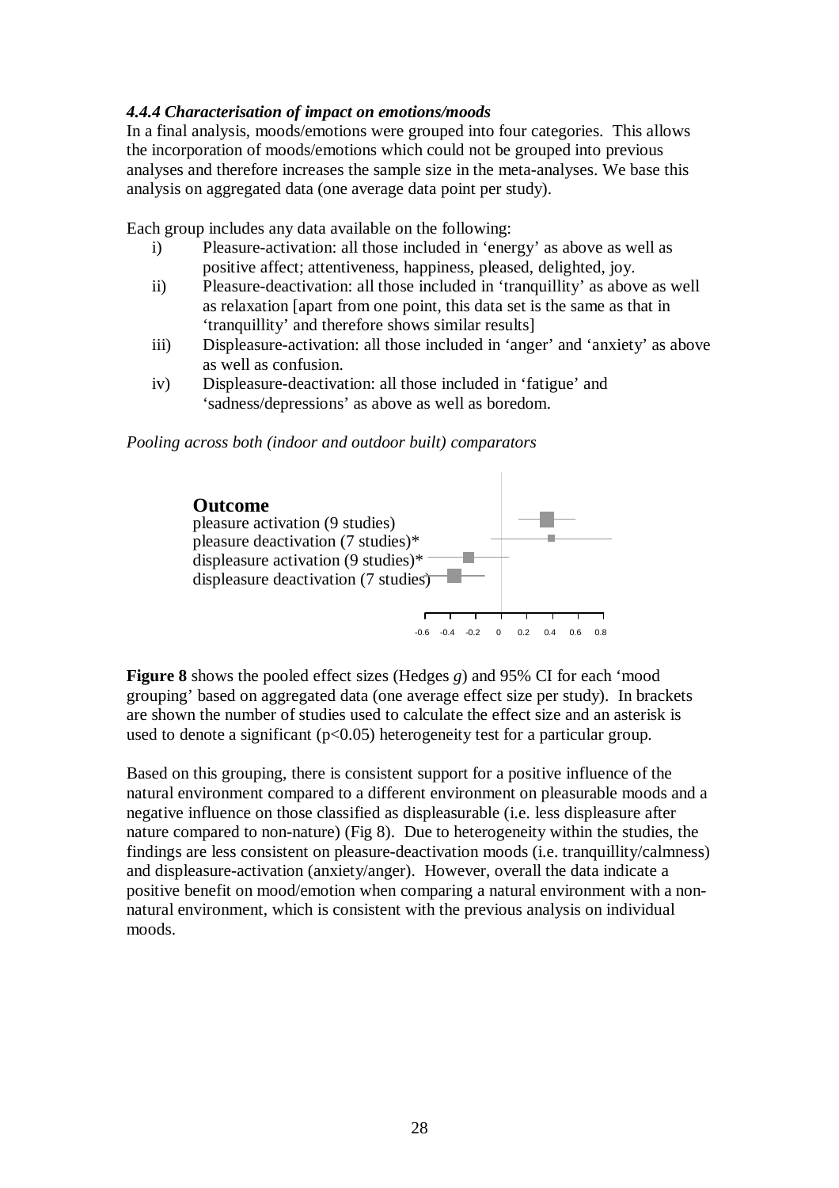#### *4.4.4 Characterisation of impact on emotions/moods*

In a final analysis, moods/emotions were grouped into four categories. This allows the incorporation of moods/emotions which could not be grouped into previous analyses and therefore increases the sample size in the meta-analyses. We base this analysis on aggregated data (one average data point per study).

Each group includes any data available on the following:

i) Pleasure-activation: all those included in 'energy' as above as well as positive affect; attentiveness, happiness, pleased, delighted, joy.
ii) Pleasure-deactivation: all those included in 'tranquillity' as above as well as relaxation [apart from one point, this data set is the same as that in 'tranquillity' and therefore shows similar results]
iii) Displeasure-activation: all those included in 'anger' and 'anxiety' as above as well as confusion.
iv) Displeasure-deactivation: all those included in 'fatigue' and 'sadness/depressions' as above as well as boredom.

*Pooling across both (indoor and outdoor built) comparators*

**Outcome**
pleasure activation (9 studies)
pleasure deactivation (7 studies)*
displeasure activation (9 studies)*
displeasure deactivation (7 studies)

-0.6 -0.4 -0.2 0 0.2 0.4 0.6 0.8

**Figure 8** shows the pooled effect sizes (Hedges *g*) and 95% CI for each 'mood grouping' based on aggregated data (one average effect size per study). In brackets are shown the number of studies used to calculate the effect size and an asterisk is used to denote a significant ($p<0.05$) heterogeneity test for a particular group.

Based on this grouping, there is consistent support for a positive influence of the natural environment compared to a different environment on pleasurable moods and a negative influence on those classified as displeasurable (i.e. less displeasure after nature compared to non-nature) (Fig 8). Due to heterogeneity within the studies, the findings are less consistent on pleasure-deactivation moods (i.e. tranquillity/calmness) and displeasure-activation (anxiety/anger). However, overall the data indicate a positive benefit on mood/emotion when comparing a natural environment with a non-natural environment, which is consistent with the previous analysis on individual moods.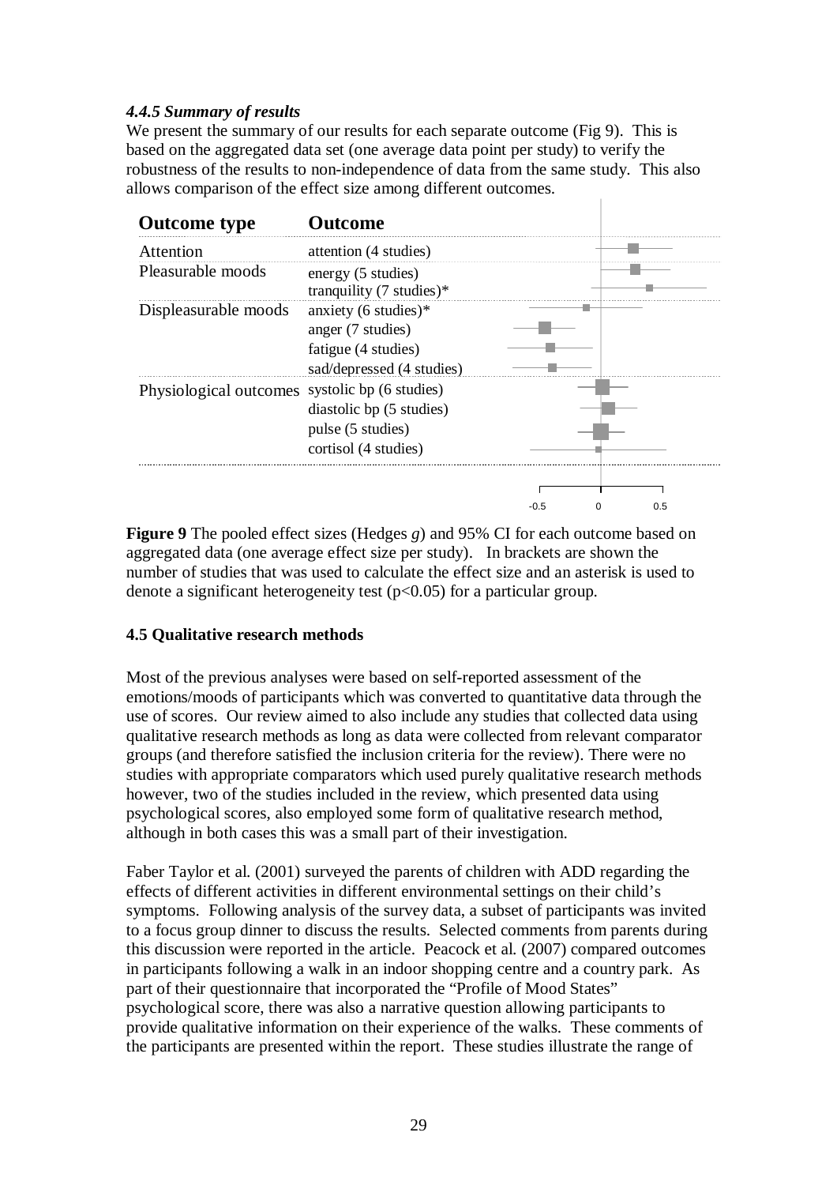### *4.4.5 Summary of results*

We present the summary of our results for each separate outcome (Fig 9). This is based on the aggregated data set (one average data point per study) to verify the robustness of the results to non-independence of data from the same study. This also allows comparison of the effect size among different outcomes.

| Outcome type | Outcome |
|---|---|
| Attention | attention (4 studies) |
| Pleasurable moods | energy (5 studies) |
| | tranquility (7 studies)* |
| Displeasurable moods | anxiety (6 studies)* |
| | anger (7 studies) |
| | fatigue (4 studies) |
| | sad/depressed (4 studies) |
| Physiological outcomes | systolic bp (6 studies) |
| | diastolic bp (5 studies) |
| | pulse (5 studies) |
| | cortisol (4 studies) |

-0.5 0 0.5

**Figure 9** The pooled effect sizes (Hedges *g*) and 95% CI for each outcome based on aggregated data (one average effect size per study). In brackets are shown the number of studies that was used to calculate the effect size and an asterisk is used to denote a significant heterogeneity test ($p<0.05$) for a particular group.

### 4.5 Qualitative research methods

Most of the previous analyses were based on self-reported assessment of the emotions/moods of participants which was converted to quantitative data through the use of scores. Our review aimed to also include any studies that collected data using qualitative research methods as long as data were collected from relevant comparator groups (and therefore satisfied the inclusion criteria for the review). There were no studies with appropriate comparators which used purely qualitative research methods however, two of the studies included in the review, which presented data using psychological scores, also employed some form of qualitative research method, although in both cases this was a small part of their investigation.

Faber Taylor et al. (2001) surveyed the parents of children with ADD regarding the effects of different activities in different environmental settings on their child's symptoms. Following analysis of the survey data, a subset of participants was invited to a focus group dinner to discuss the results. Selected comments from parents during this discussion were reported in the article. Peacock et al. (2007) compared outcomes in participants following a walk in an indoor shopping centre and a country park. As part of their questionnaire that incorporated the "Profile of Mood States" psychological score, there was also a narrative question allowing participants to provide qualitative information on their experience of the walks. These comments of the participants are presented within the report. These studies illustrate the range of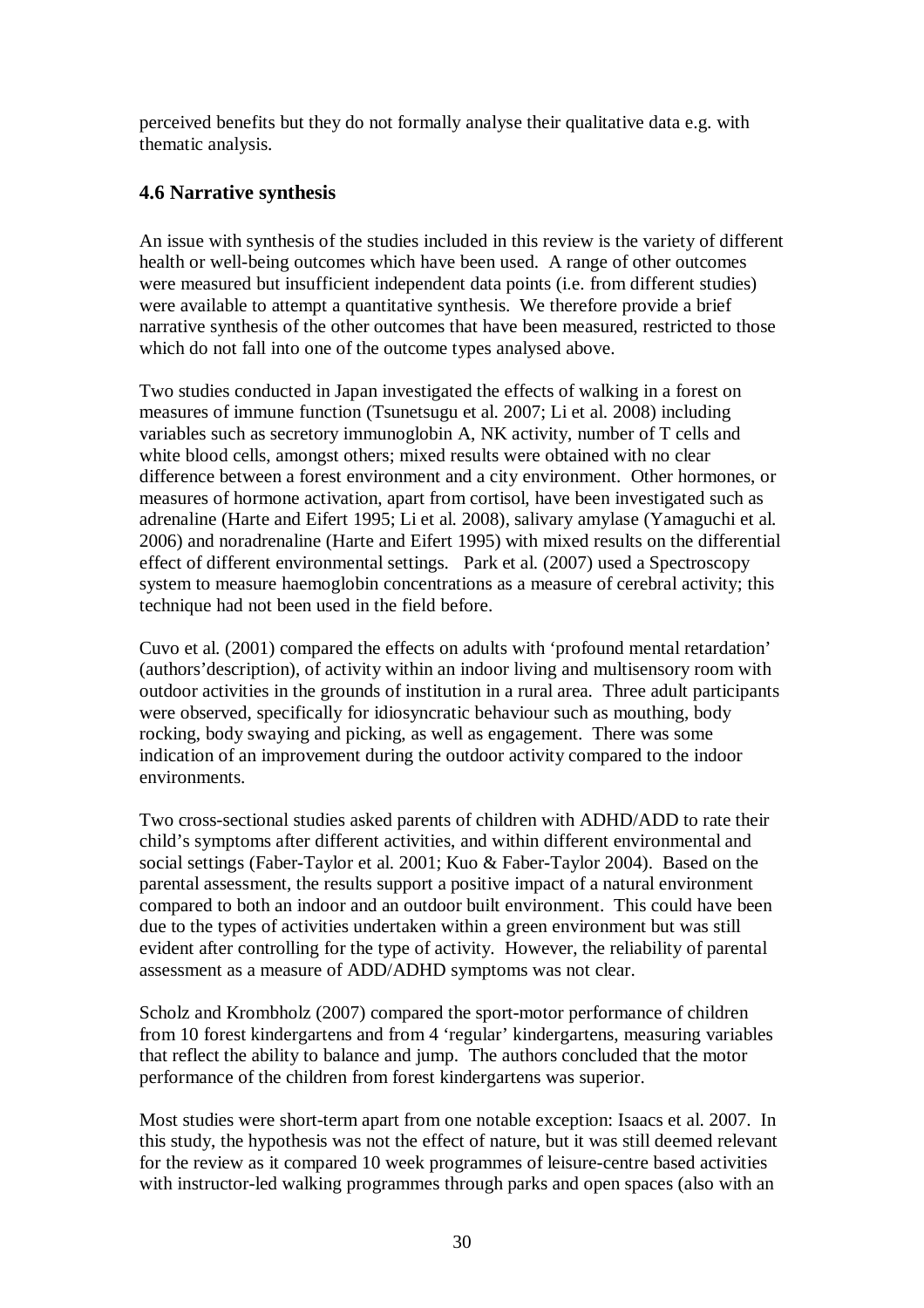perceived benefits but they do not formally analyse their qualitative data e.g. with thematic analysis.

### 4.6 Narrative synthesis

An issue with synthesis of the studies included in this review is the variety of different health or well-being outcomes which have been used. A range of other outcomes were measured but insufficient independent data points (i.e. from different studies) were available to attempt a quantitative synthesis. We therefore provide a brief narrative synthesis of the other outcomes that have been measured, restricted to those which do not fall into one of the outcome types analysed above.

Two studies conducted in Japan investigated the effects of walking in a forest on measures of immune function (Tsunetsugu et al. 2007; Li et al. 2008) including variables such as secretory immunoglobin A, NK activity, number of T cells and white blood cells, amongst others; mixed results were obtained with no clear difference between a forest environment and a city environment. Other hormones, or measures of hormone activation, apart from cortisol, have been investigated such as adrenaline (Harte and Eifert 1995; Li et al. 2008), salivary amylase (Yamaguchi et al. 2006) and noradrenaline (Harte and Eifert 1995) with mixed results on the differential effect of different environmental settings. Park et al. (2007) used a Spectroscopy system to measure haemoglobin concentrations as a measure of cerebral activity; this technique had not been used in the field before.

Cuvo et al. (2001) compared the effects on adults with 'profound mental retardation' (authors'description), of activity within an indoor living and multisensory room with outdoor activities in the grounds of institution in a rural area. Three adult participants were observed, specifically for idiosyncratic behaviour such as mouthing, body rocking, body swaying and picking, as well as engagement. There was some indication of an improvement during the outdoor activity compared to the indoor environments.

Two cross-sectional studies asked parents of children with ADHD/ADD to rate their child's symptoms after different activities, and within different environmental and social settings (Faber-Taylor et al. 2001; Kuo & Faber-Taylor 2004). Based on the parental assessment, the results support a positive impact of a natural environment compared to both an indoor and an outdoor built environment. This could have been due to the types of activities undertaken within a green environment but was still evident after controlling for the type of activity. However, the reliability of parental assessment as a measure of ADD/ADHD symptoms was not clear.

Scholz and Krombholz (2007) compared the sport-motor performance of children from 10 forest kindergartens and from 4 'regular' kindergartens, measuring variables that reflect the ability to balance and jump. The authors concluded that the motor performance of the children from forest kindergartens was superior.

Most studies were short-term apart from one notable exception: Isaacs et al. 2007. In this study, the hypothesis was not the effect of nature, but it was still deemed relevant for the review as it compared 10 week programmes of leisure-centre based activities with instructor-led walking programmes through parks and open spaces (also with an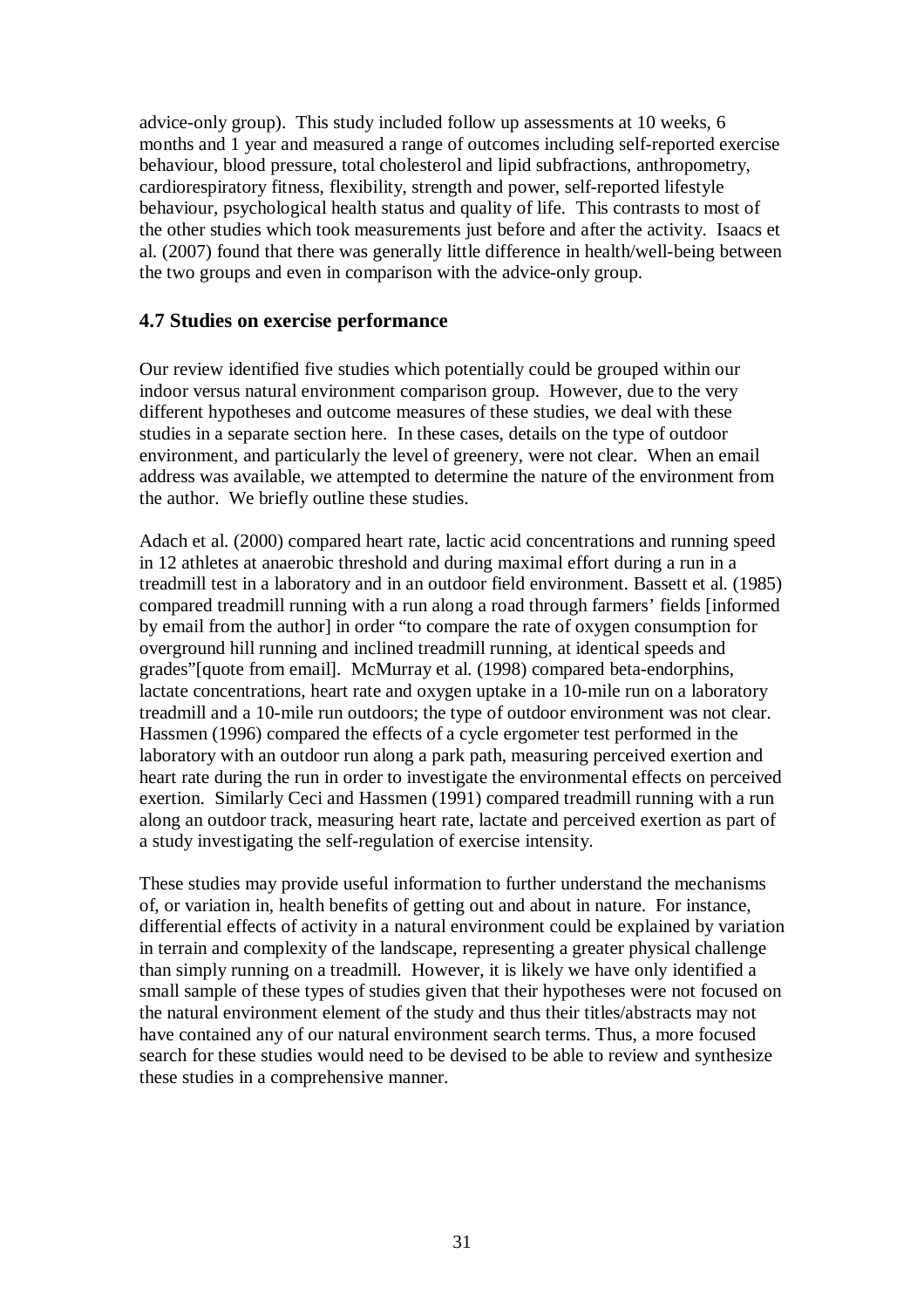advice-only group). This study included follow up assessments at 10 weeks, 6 months and 1 year and measured a range of outcomes including self-reported exercise behaviour, blood pressure, total cholesterol and lipid subfractions, anthropometry, cardiorespiratory fitness, flexibility, strength and power, self-reported lifestyle behaviour, psychological health status and quality of life. This contrasts to most of the other studies which took measurements just before and after the activity. Isaacs et al. (2007) found that there was generally little difference in health/well-being between the two groups and even in comparison with the advice-only group.

### 4.7 Studies on exercise performance

Our review identified five studies which potentially could be grouped within our indoor versus natural environment comparison group. However, due to the very different hypotheses and outcome measures of these studies, we deal with these studies in a separate section here. In these cases, details on the type of outdoor environment, and particularly the level of greenery, were not clear. When an email address was available, we attempted to determine the nature of the environment from the author. We briefly outline these studies.

Adach et al. (2000) compared heart rate, lactic acid concentrations and running speed in 12 athletes at anaerobic threshold and during maximal effort during a run in a treadmill test in a laboratory and in an outdoor field environment. Bassett et al. (1985) compared treadmill running with a run along a road through farmers' fields [informed by email from the author] in order "to compare the rate of oxygen consumption for overground hill running and inclined treadmill running, at identical speeds and grades"[quote from email]. McMurray et al. (1998) compared beta-endorphins, lactate concentrations, heart rate and oxygen uptake in a 10-mile run on a laboratory treadmill and a 10-mile run outdoors; the type of outdoor environment was not clear. Hassmen (1996) compared the effects of a cycle ergometer test performed in the laboratory with an outdoor run along a park path, measuring perceived exertion and heart rate during the run in order to investigate the environmental effects on perceived exertion. Similarly Ceci and Hassmen (1991) compared treadmill running with a run along an outdoor track, measuring heart rate, lactate and perceived exertion as part of a study investigating the self-regulation of exercise intensity.

These studies may provide useful information to further understand the mechanisms of, or variation in, health benefits of getting out and about in nature. For instance, differential effects of activity in a natural environment could be explained by variation in terrain and complexity of the landscape, representing a greater physical challenge than simply running on a treadmill. However, it is likely we have only identified a small sample of these types of studies given that their hypotheses were not focused on the natural environment element of the study and thus their titles/abstracts may not have contained any of our natural environment search terms. Thus, a more focused search for these studies would need to be devised to be able to review and synthesize these studies in a comprehensive manner.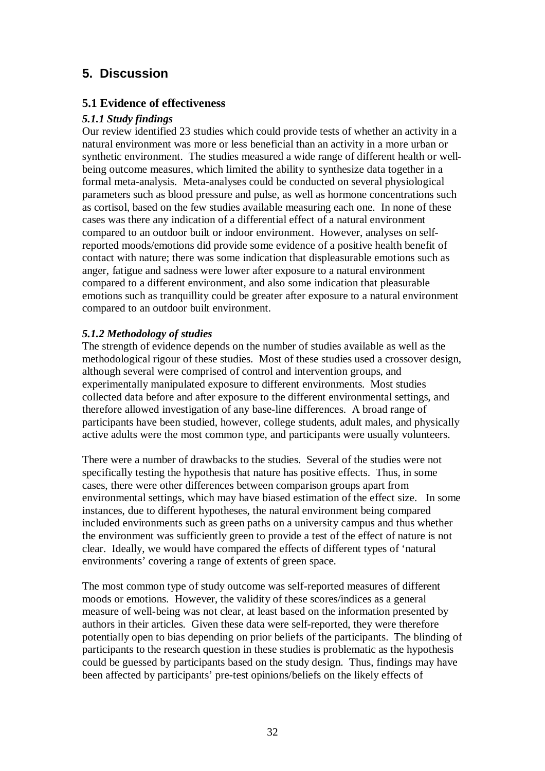# 5. Discussion

## 5.1 Evidence of effectiveness

### *5.1.1 Study findings*

Our review identified 23 studies which could provide tests of whether an activity in a natural environment was more or less beneficial than an activity in a more urban or synthetic environment. The studies measured a wide range of different health or well-being outcome measures, which limited the ability to synthesize data together in a formal meta-analysis. Meta-analyses could be conducted on several physiological parameters such as blood pressure and pulse, as well as hormone concentrations such as cortisol, based on the few studies available measuring each one. In none of these cases was there any indication of a differential effect of a natural environment compared to an outdoor built or indoor environment. However, analyses on self-reported moods/emotions did provide some evidence of a positive health benefit of contact with nature; there was some indication that displeasurable emotions such as anger, fatigue and sadness were lower after exposure to a natural environment compared to a different environment, and also some indication that pleasurable emotions such as tranquillity could be greater after exposure to a natural environment compared to an outdoor built environment.

### *5.1.2 Methodology of studies*

The strength of evidence depends on the number of studies available as well as the methodological rigour of these studies. Most of these studies used a crossover design, although several were comprised of control and intervention groups, and experimentally manipulated exposure to different environments. Most studies collected data before and after exposure to the different environmental settings, and therefore allowed investigation of any base-line differences. A broad range of participants have been studied, however, college students, adult males, and physically active adults were the most common type, and participants were usually volunteers.

There were a number of drawbacks to the studies. Several of the studies were not specifically testing the hypothesis that nature has positive effects. Thus, in some cases, there were other differences between comparison groups apart from environmental settings, which may have biased estimation of the effect size. In some instances, due to different hypotheses, the natural environment being compared included environments such as green paths on a university campus and thus whether the environment was sufficiently green to provide a test of the effect of nature is not clear. Ideally, we would have compared the effects of different types of 'natural environments' covering a range of extents of green space.

The most common type of study outcome was self-reported measures of different moods or emotions. However, the validity of these scores/indices as a general measure of well-being was not clear, at least based on the information presented by authors in their articles. Given these data were self-reported, they were therefore potentially open to bias depending on prior beliefs of the participants. The blinding of participants to the research question in these studies is problematic as the hypothesis could be guessed by participants based on the study design. Thus, findings may have been affected by participants' pre-test opinions/beliefs on the likely effects of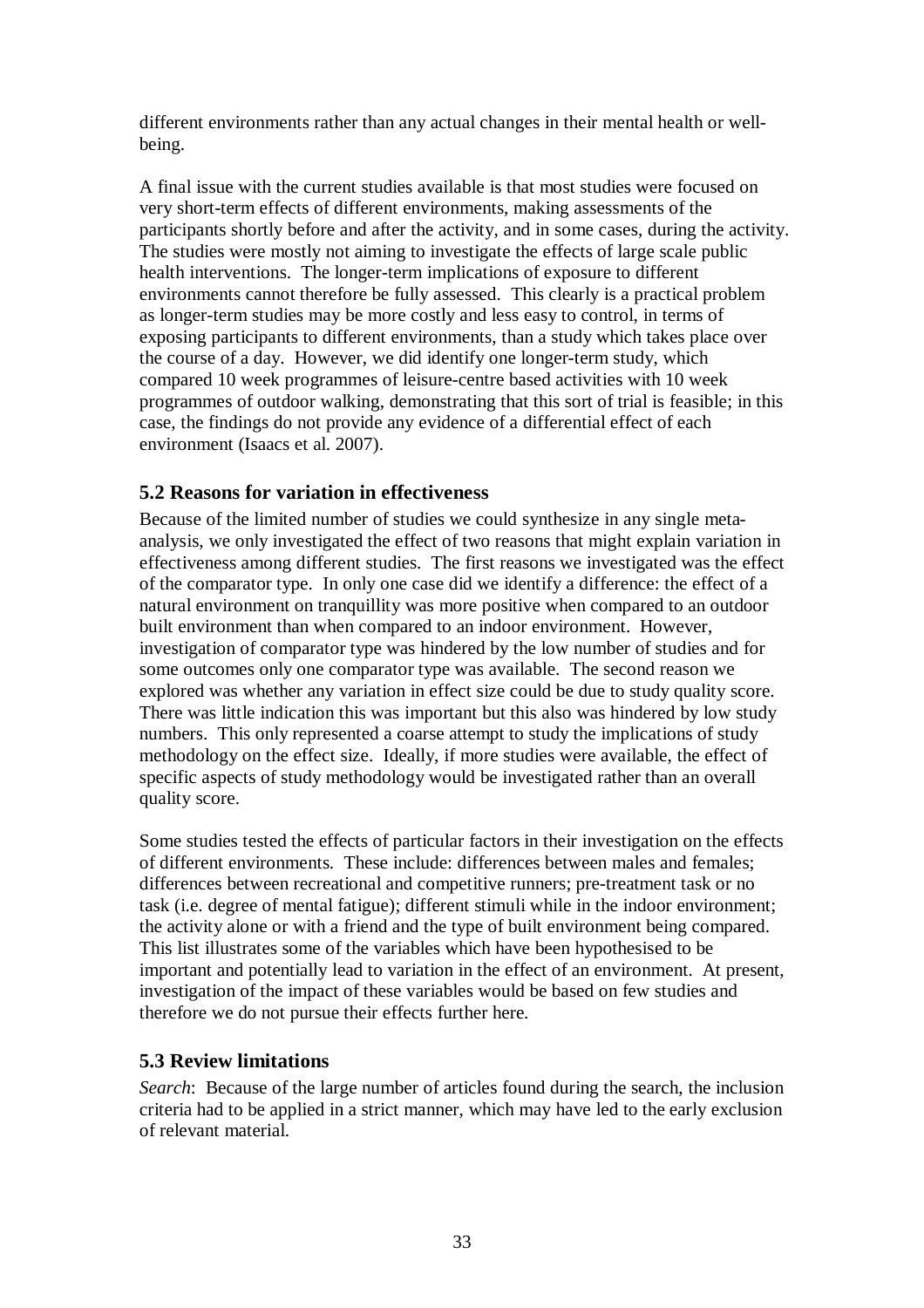different environments rather than any actual changes in their mental health or well-being.

A final issue with the current studies available is that most studies were focused on very short-term effects of different environments, making assessments of the participants shortly before and after the activity, and in some cases, during the activity. The studies were mostly not aiming to investigate the effects of large scale public health interventions. The longer-term implications of exposure to different environments cannot therefore be fully assessed. This clearly is a practical problem as longer-term studies may be more costly and less easy to control, in terms of exposing participants to different environments, than a study which takes place over the course of a day. However, we did identify one longer-term study, which compared 10 week programmes of leisure-centre based activities with 10 week programmes of outdoor walking, demonstrating that this sort of trial is feasible; in this case, the findings do not provide any evidence of a differential effect of each environment (Isaacs et al. 2007).

## 5.2 Reasons for variation in effectiveness

Because of the limited number of studies we could synthesize in any single meta-analysis, we only investigated the effect of two reasons that might explain variation in effectiveness among different studies. The first reasons we investigated was the effect of the comparator type. In only one case did we identify a difference: the effect of a natural environment on tranquillity was more positive when compared to an outdoor built environment than when compared to an indoor environment. However, investigation of comparator type was hindered by the low number of studies and for some outcomes only one comparator type was available. The second reason we explored was whether any variation in effect size could be due to study quality score. There was little indication this was important but this also was hindered by low study numbers. This only represented a coarse attempt to study the implications of study methodology on the effect size. Ideally, if more studies were available, the effect of specific aspects of study methodology would be investigated rather than an overall quality score.

Some studies tested the effects of particular factors in their investigation on the effects of different environments. These include: differences between males and females; differences between recreational and competitive runners; pre-treatment task or no task (i.e. degree of mental fatigue); different stimuli while in the indoor environment; the activity alone or with a friend and the type of built environment being compared. This list illustrates some of the variables which have been hypothesised to be important and potentially lead to variation in the effect of an environment. At present, investigation of the impact of these variables would be based on few studies and therefore we do not pursue their effects further here.

## 5.3 Review limitations

*Search*: Because of the large number of articles found during the search, the inclusion criteria had to be applied in a strict manner, which may have led to the early exclusion of relevant material.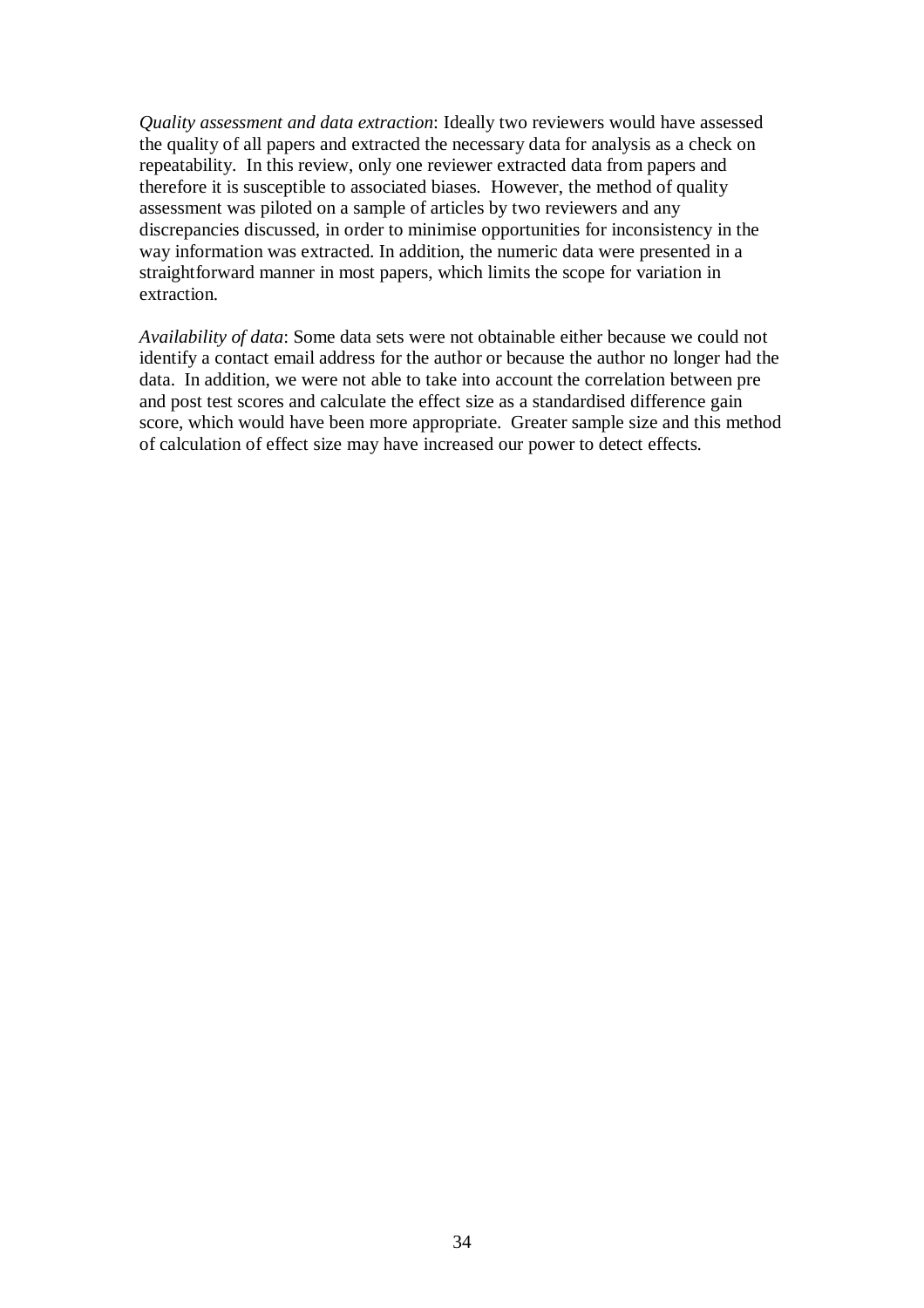*Quality assessment and data extraction*: Ideally two reviewers would have assessed the quality of all papers and extracted the necessary data for analysis as a check on repeatability. In this review, only one reviewer extracted data from papers and therefore it is susceptible to associated biases. However, the method of quality assessment was piloted on a sample of articles by two reviewers and any discrepancies discussed, in order to minimise opportunities for inconsistency in the way information was extracted. In addition, the numeric data were presented in a straightforward manner in most papers, which limits the scope for variation in extraction.

*Availability of data*: Some data sets were not obtainable either because we could not identify a contact email address for the author or because the author no longer had the data. In addition, we were not able to take into account the correlation between pre and post test scores and calculate the effect size as a standardised difference gain score, which would have been more appropriate. Greater sample size and this method of calculation of effect size may have increased our power to detect effects.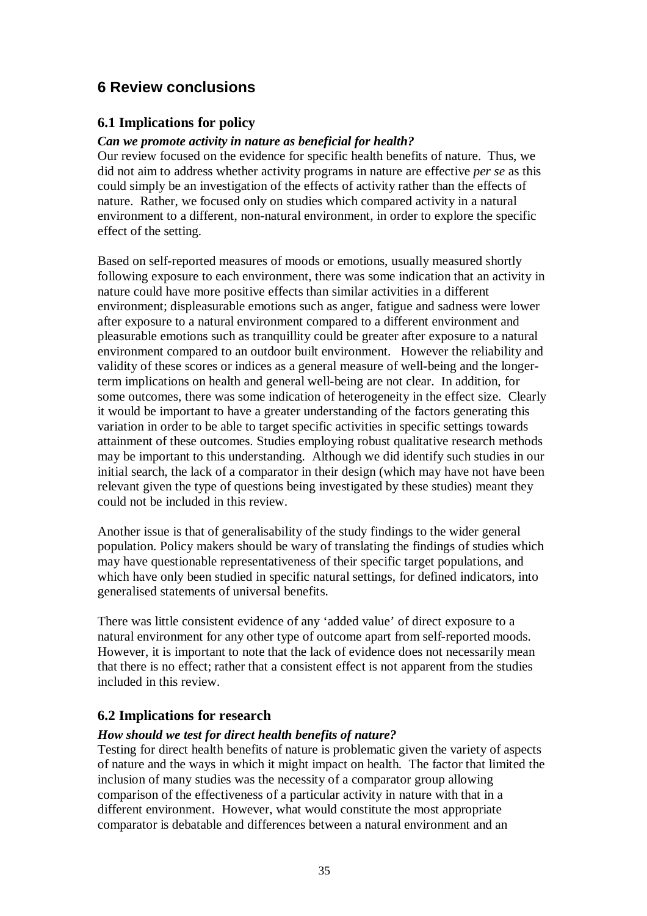# 6 Review conclusions

## 6.1 Implications for policy

***Can we promote activity in nature as beneficial for health?***

Our review focused on the evidence for specific health benefits of nature. Thus, we did not aim to address whether activity programs in nature are effective *per se* as this could simply be an investigation of the effects of activity rather than the effects of nature. Rather, we focused only on studies which compared activity in a natural environment to a different, non-natural environment, in order to explore the specific effect of the setting.

Based on self-reported measures of moods or emotions, usually measured shortly following exposure to each environment, there was some indication that an activity in nature could have more positive effects than similar activities in a different environment; displeasurable emotions such as anger, fatigue and sadness were lower after exposure to a natural environment compared to a different environment and pleasurable emotions such as tranquillity could be greater after exposure to a natural environment compared to an outdoor built environment. However the reliability and validity of these scores or indices as a general measure of well-being and the longer-term implications on health and general well-being are not clear. In addition, for some outcomes, there was some indication of heterogeneity in the effect size. Clearly it would be important to have a greater understanding of the factors generating this variation in order to be able to target specific activities in specific settings towards attainment of these outcomes. Studies employing robust qualitative research methods may be important to this understanding. Although we did identify such studies in our initial search, the lack of a comparator in their design (which may have not have been relevant given the type of questions being investigated by these studies) meant they could not be included in this review.

Another issue is that of generalisability of the study findings to the wider general population. Policy makers should be wary of translating the findings of studies which may have questionable representativeness of their specific target populations, and which have only been studied in specific natural settings, for defined indicators, into generalised statements of universal benefits.

There was little consistent evidence of any 'added value' of direct exposure to a natural environment for any other type of outcome apart from self-reported moods. However, it is important to note that the lack of evidence does not necessarily mean that there is no effect; rather that a consistent effect is not apparent from the studies included in this review.

## 6.2 Implications for research

***How should we test for direct health benefits of nature?***

Testing for direct health benefits of nature is problematic given the variety of aspects of nature and the ways in which it might impact on health. The factor that limited the inclusion of many studies was the necessity of a comparator group allowing comparison of the effectiveness of a particular activity in nature with that in a different environment. However, what would constitute the most appropriate comparator is debatable and differences between a natural environment and an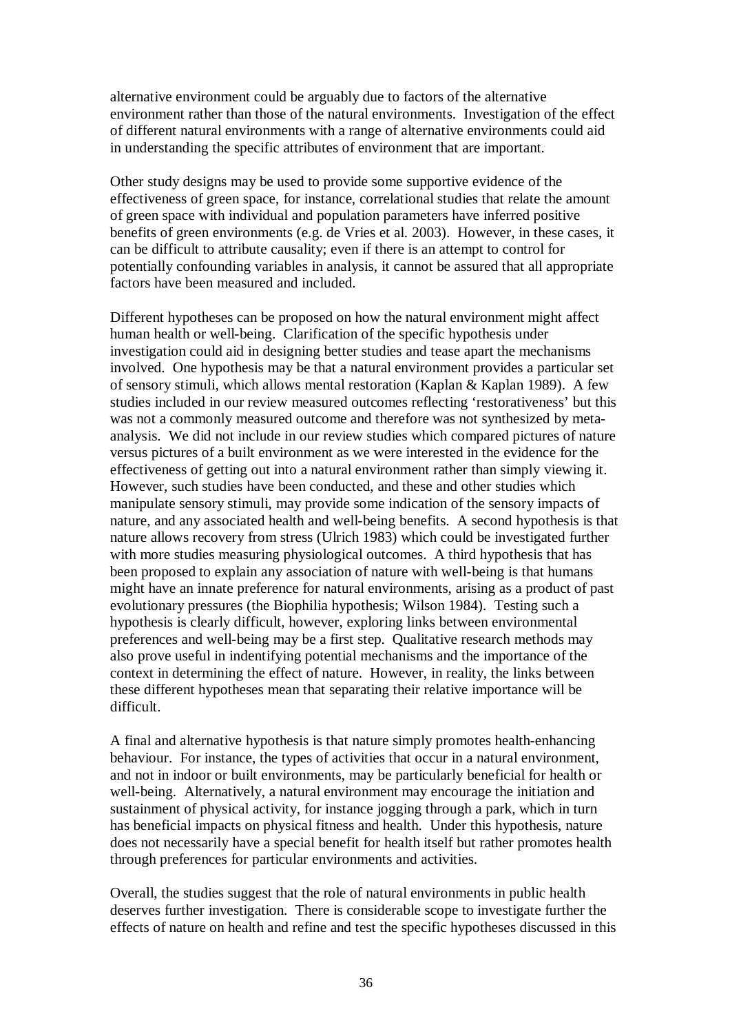alternative environment could be arguably due to factors of the alternative environment rather than those of the natural environments. Investigation of the effect of different natural environments with a range of alternative environments could aid in understanding the specific attributes of environment that are important.

Other study designs may be used to provide some supportive evidence of the effectiveness of green space, for instance, correlational studies that relate the amount of green space with individual and population parameters have inferred positive benefits of green environments (e.g. de Vries et al. 2003). However, in these cases, it can be difficult to attribute causality; even if there is an attempt to control for potentially confounding variables in analysis, it cannot be assured that all appropriate factors have been measured and included.

Different hypotheses can be proposed on how the natural environment might affect human health or well-being. Clarification of the specific hypothesis under investigation could aid in designing better studies and tease apart the mechanisms involved. One hypothesis may be that a natural environment provides a particular set of sensory stimuli, which allows mental restoration (Kaplan & Kaplan 1989). A few studies included in our review measured outcomes reflecting 'restorativeness' but this was not a commonly measured outcome and therefore was not synthesized by meta-analysis. We did not include in our review studies which compared pictures of nature versus pictures of a built environment as we were interested in the evidence for the effectiveness of getting out into a natural environment rather than simply viewing it. However, such studies have been conducted, and these and other studies which manipulate sensory stimuli, may provide some indication of the sensory impacts of nature, and any associated health and well-being benefits. A second hypothesis is that nature allows recovery from stress (Ulrich 1983) which could be investigated further with more studies measuring physiological outcomes. A third hypothesis that has been proposed to explain any association of nature with well-being is that humans might have an innate preference for natural environments, arising as a product of past evolutionary pressures (the Biophilia hypothesis; Wilson 1984). Testing such a hypothesis is clearly difficult, however, exploring links between environmental preferences and well-being may be a first step. Qualitative research methods may also prove useful in indentifying potential mechanisms and the importance of the context in determining the effect of nature. However, in reality, the links between these different hypotheses mean that separating their relative importance will be difficult.

A final and alternative hypothesis is that nature simply promotes health-enhancing behaviour. For instance, the types of activities that occur in a natural environment, and not in indoor or built environments, may be particularly beneficial for health or well-being. Alternatively, a natural environment may encourage the initiation and sustainment of physical activity, for instance jogging through a park, which in turn has beneficial impacts on physical fitness and health. Under this hypothesis, nature does not necessarily have a special benefit for health itself but rather promotes health through preferences for particular environments and activities.

Overall, the studies suggest that the role of natural environments in public health deserves further investigation. There is considerable scope to investigate further the effects of nature on health and refine and test the specific hypotheses discussed in this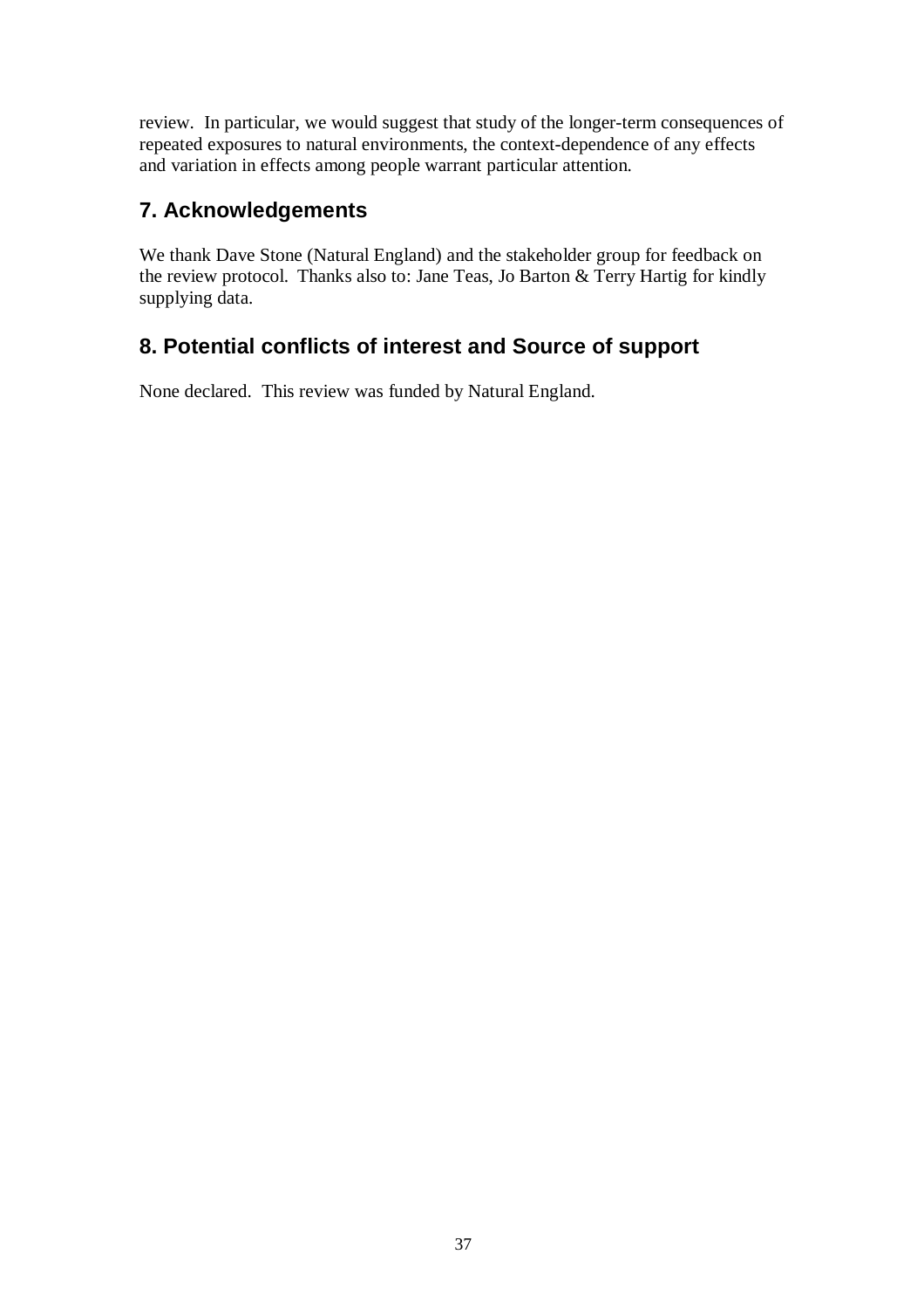review. In particular, we would suggest that study of the longer-term consequences of repeated exposures to natural environments, the context-dependence of any effects and variation in effects among people warrant particular attention.

## 7. Acknowledgements

We thank Dave Stone (Natural England) and the stakeholder group for feedback on the review protocol. Thanks also to: Jane Teas, Jo Barton & Terry Hartig for kindly supplying data.

## 8. Potential conflicts of interest and Source of support

None declared. This review was funded by Natural England.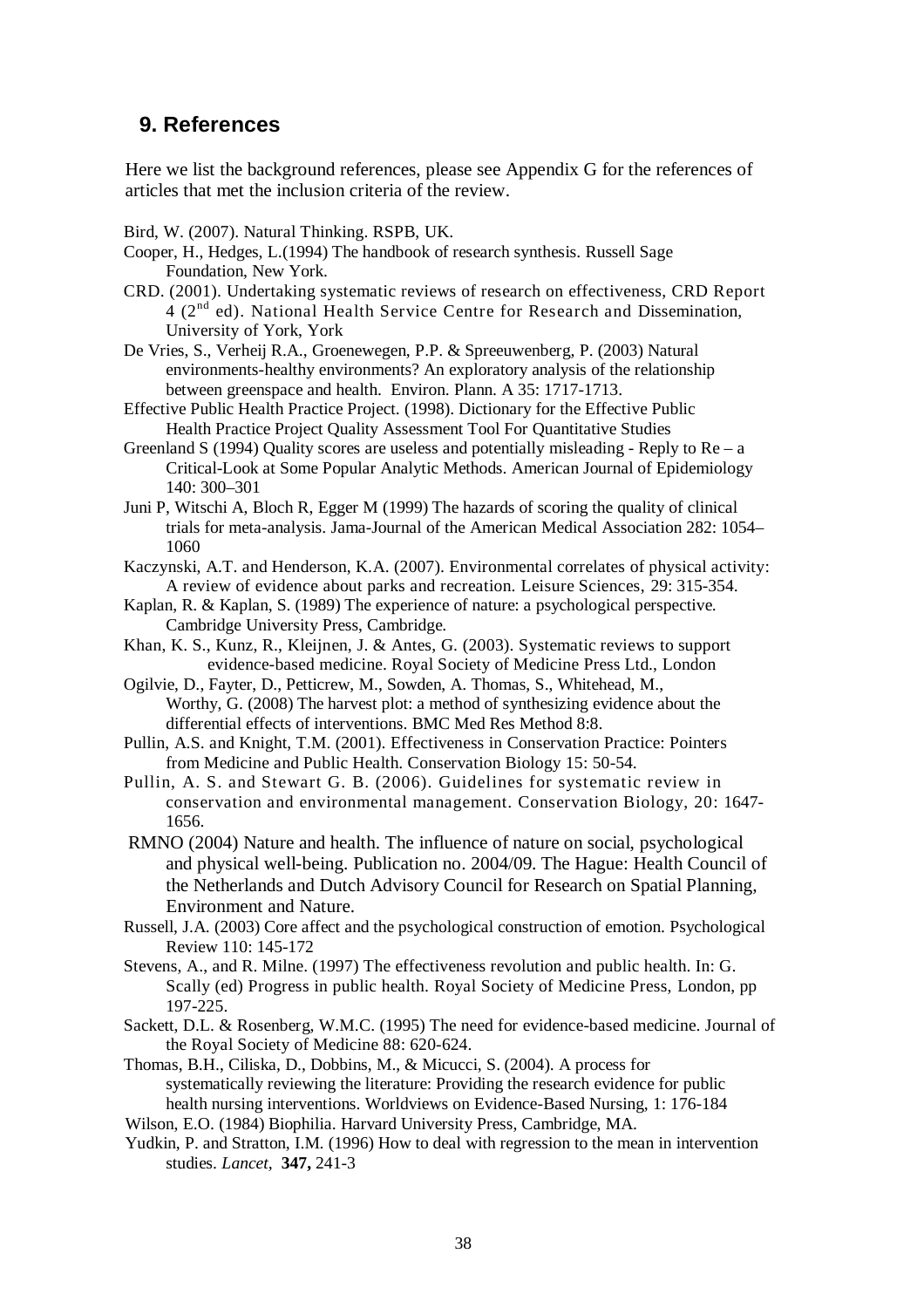## 9. References

Here we list the background references, please see Appendix G for the references of articles that met the inclusion criteria of the review.

Bird, W. (2007). Natural Thinking. RSPB, UK.

Cooper, H., Hedges, L.(1994) The handbook of research synthesis. Russell Sage Foundation, New York.

CRD. (2001). Undertaking systematic reviews of research on effectiveness, CRD Report 4 (2nd ed). National Health Service Centre for Research and Dissemination, University of York, York

De Vries, S., Verheij R.A., Groenewegen, P.P. & Spreeuwenberg, P. (2003) Natural environments-healthy environments? An exploratory analysis of the relationship between greenspace and health. Environ. Plann. A 35: 1717-1713.

Effective Public Health Practice Project. (1998). Dictionary for the Effective Public Health Practice Project Quality Assessment Tool For Quantitative Studies

Greenland S (1994) Quality scores are useless and potentially misleading - Reply to Re – a Critical-Look at Some Popular Analytic Methods. American Journal of Epidemiology 140: 300–301

Juni P, Witschi A, Bloch R, Egger M (1999) The hazards of scoring the quality of clinical trials for meta-analysis. Jama-Journal of the American Medical Association 282: 1054–1060

Kaczynski, A.T. and Henderson, K.A. (2007). Environmental correlates of physical activity: A review of evidence about parks and recreation. Leisure Sciences, 29: 315-354.

Kaplan, R. & Kaplan, S. (1989) The experience of nature: a psychological perspective. Cambridge University Press, Cambridge.

Khan, K. S., Kunz, R., Kleijnen, J. & Antes, G. (2003). Systematic reviews to support evidence-based medicine. Royal Society of Medicine Press Ltd., London

Ogilvie, D., Fayter, D., Petticrew, M., Sowden, A. Thomas, S., Whitehead, M., Worthy, G. (2008) The harvest plot: a method of synthesizing evidence about the differential effects of interventions. BMC Med Res Method 8:8.

Pullin, A.S. and Knight, T.M. (2001). Effectiveness in Conservation Practice: Pointers from Medicine and Public Health. Conservation Biology 15: 50-54.

Pullin, A. S. and Stewart G. B. (2006). Guidelines for systematic review in conservation and environmental management. Conservation Biology, 20: 1647-1656.

RMNO (2004) Nature and health. The influence of nature on social, psychological and physical well-being. Publication no. 2004/09. The Hague: Health Council of the Netherlands and Dutch Advisory Council for Research on Spatial Planning, Environment and Nature.

Russell, J.A. (2003) Core affect and the psychological construction of emotion. Psychological Review 110: 145-172

Stevens, A., and R. Milne. (1997) The effectiveness revolution and public health. In: G. Scally (ed) Progress in public health. Royal Society of Medicine Press, London, pp 197-225.

Sackett, D.L. & Rosenberg, W.M.C. (1995) The need for evidence-based medicine. Journal of the Royal Society of Medicine 88: 620-624.

Thomas, B.H., Ciliska, D., Dobbins, M., & Micucci, S. (2004). A process for systematically reviewing the literature: Providing the research evidence for public health nursing interventions. Worldviews on Evidence-Based Nursing, 1: 176-184

Wilson, E.O. (1984) Biophilia. Harvard University Press, Cambridge, MA.

Yudkin, P. and Stratton, I.M. (1996) How to deal with regression to the mean in intervention studies. *Lancet*, **347,** 241-3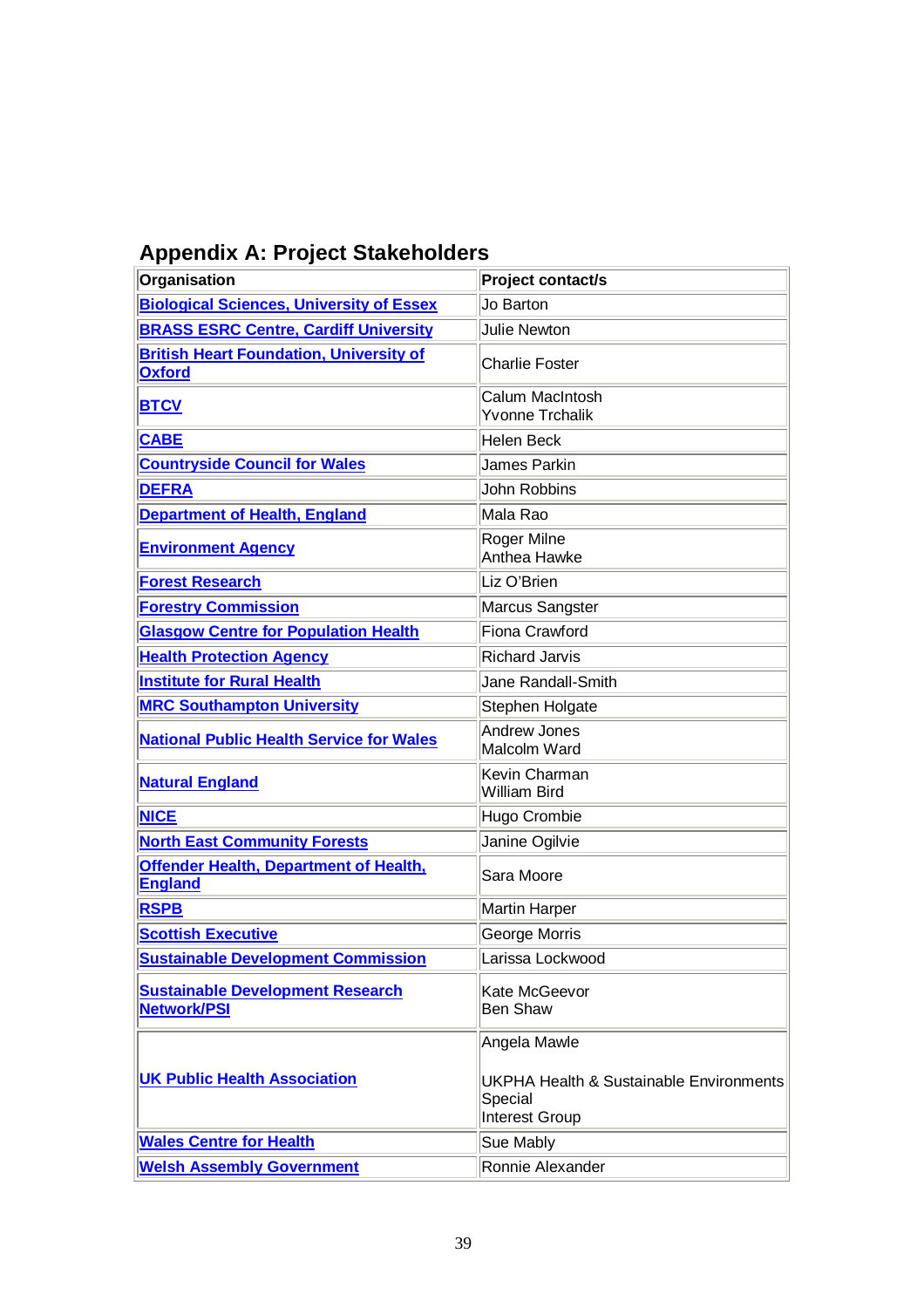## Appendix A: Project Stakeholders

| Organisation | Project contact/s |
|---|---|
| **Biological Sciences, University of Essex** | Jo Barton |
| **BRASS ESRC Centre, Cardiff University** | Julie Newton |
| **British Heart Foundation, University of Oxford** | Charlie Foster |
| **BTCV** | Calum MacIntosh<br>Yvonne Trchalik |
| **CABE** | Helen Beck |
| **Countryside Council for Wales** | James Parkin |
| **DEFRA** | John Robbins |
| **Department of Health, England** | Mala Rao |
| **Environment Agency** | Roger Milne<br>Anthea Hawke |
| **Forest Research** | Liz O'Brien |
| **Forestry Commission** | Marcus Sangster |
| **Glasgow Centre for Population Health** | Fiona Crawford |
| **Health Protection Agency** | Richard Jarvis |
| **Institute for Rural Health** | Jane Randall-Smith |
| **MRC Southampton University** | Stephen Holgate |
| **National Public Health Service for Wales** | Andrew Jones<br>Malcolm Ward |
| **Natural England** | Kevin Charman<br>William Bird |
| **NICE** | Hugo Crombie |
| **North East Community Forests** | Janine Ogilvie |
| **Offender Health, Department of Health, England** | Sara Moore |
| **RSPB** | Martin Harper |
| **Scottish Executive** | George Morris |
| **Sustainable Development Commission** | Larissa Lockwood |
| **Sustainable Development Research Network/PSI** | Kate McGeevor<br>Ben Shaw |
| **UK Public Health Association** | Angela Mawle<br><br>UKPHA Health & Sustainable Environments Special<br>Interest Group |
| **Wales Centre for Health** | Sue Mably |
| **Welsh Assembly Government** | Ronnie Alexander |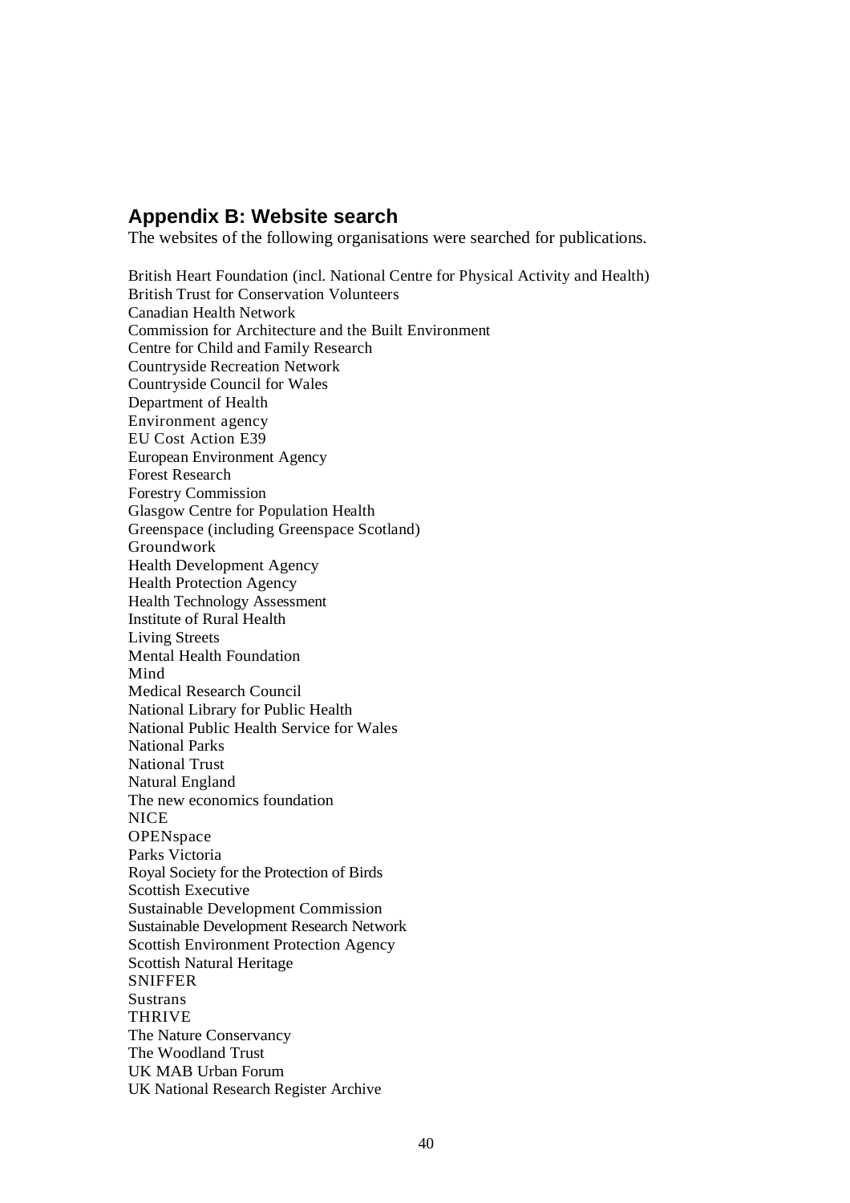## Appendix B: Website search

The websites of the following organisations were searched for publications.

British Heart Foundation (incl. National Centre for Physical Activity and Health)
British Trust for Conservation Volunteers
Canadian Health Network
Commission for Architecture and the Built Environment
Centre for Child and Family Research
Countryside Recreation Network
Countryside Council for Wales
Department of Health
Environment agency
EU Cost Action E39
European Environment Agency
Forest Research
Forestry Commission
Glasgow Centre for Population Health
Greenspace (including Greenspace Scotland)
Groundwork
Health Development Agency
Health Protection Agency
Health Technology Assessment
Institute of Rural Health
Living Streets
Mental Health Foundation
Mind
Medical Research Council
National Library for Public Health
National Public Health Service for Wales
National Parks
National Trust
Natural England
The new economics foundation
NICE
OPENspace
Parks Victoria
Royal Society for the Protection of Birds
Scottish Executive
Sustainable Development Commission
Sustainable Development Research Network
Scottish Environment Protection Agency
Scottish Natural Heritage
SNIFFER
Sustrans
THRIVE
The Nature Conservancy
The Woodland Trust
UK MAB Urban Forum
UK National Research Register Archive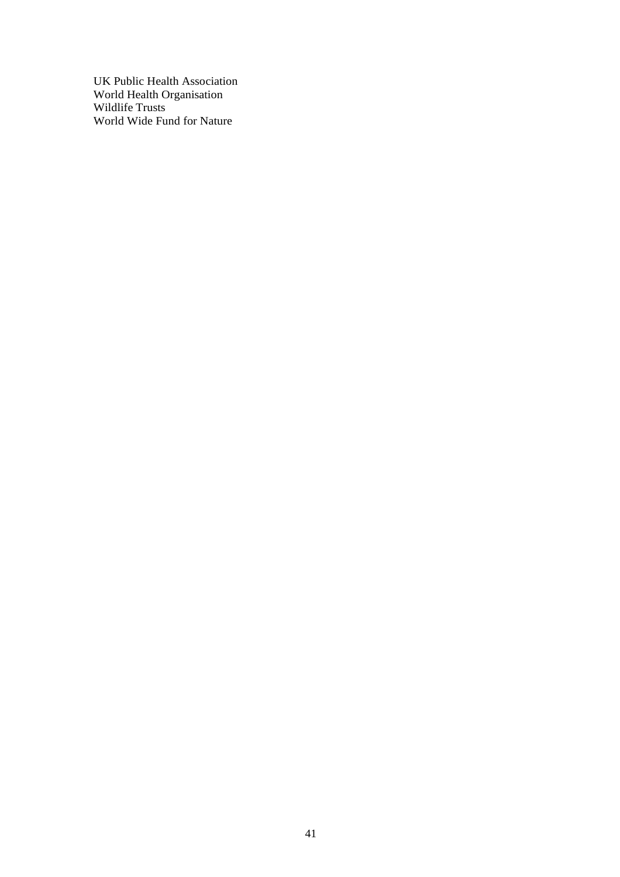UK Public Health Association
World Health Organisation
Wildlife Trusts
World Wide Fund for Nature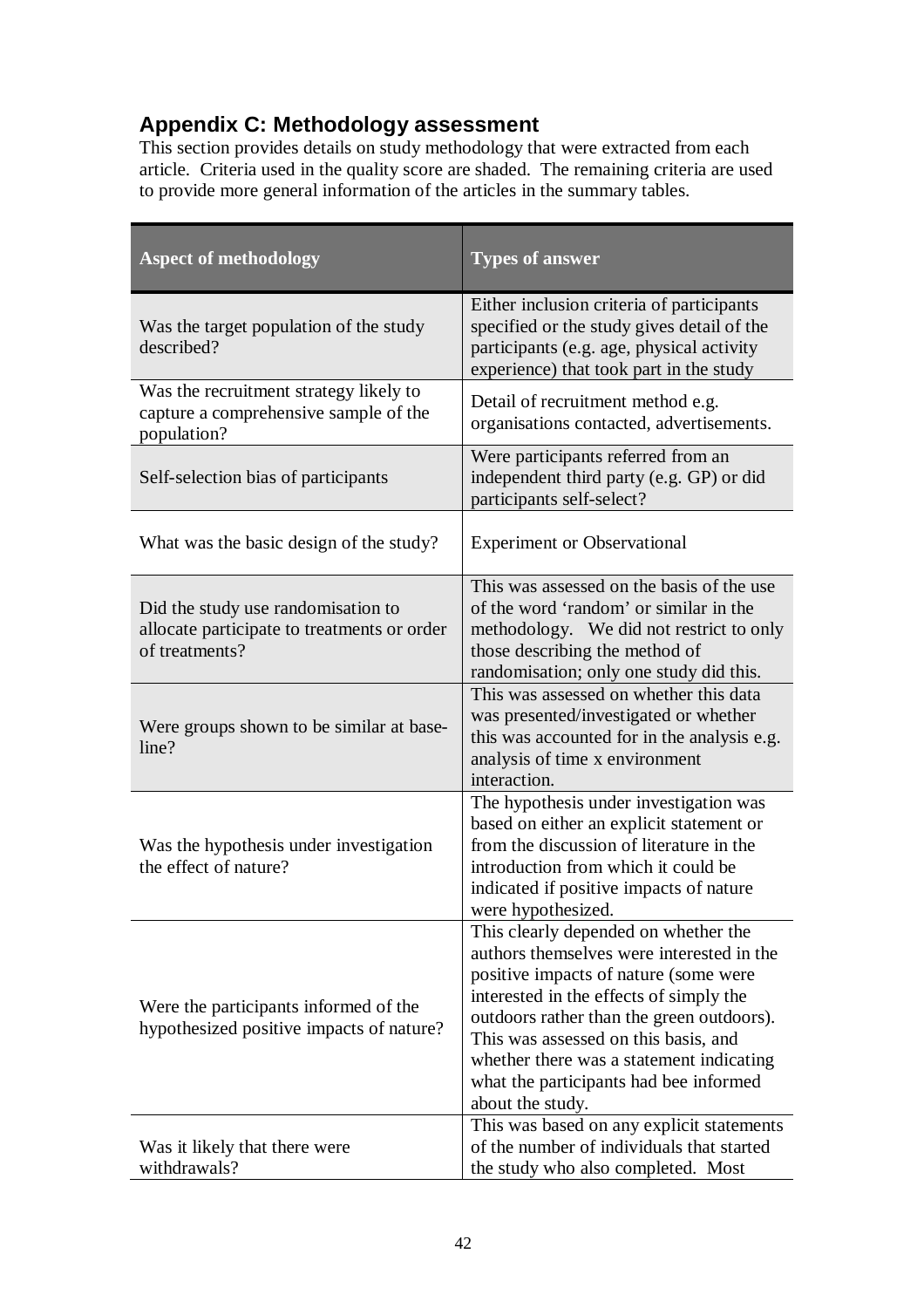## Appendix C: Methodology assessment

This section provides details on study methodology that were extracted from each article. Criteria used in the quality score are shaded. The remaining criteria are used to provide more general information of the articles in the summary tables.

| Aspect of methodology | Types of answer |
|---|---|
| Was the target population of the study described? | Either inclusion criteria of participants specified or the study gives detail of the participants (e.g. age, physical activity experience) that took part in the study |
| Was the recruitment strategy likely to capture a comprehensive sample of the population? | Detail of recruitment method e.g. organisations contacted, advertisements. |
| Self-selection bias of participants | Were participants referred from an independent third party (e.g. GP) or did participants self-select? |
| What was the basic design of the study? | Experiment or Observational |
| Did the study use randomisation to allocate participate to treatments or order of treatments? | This was assessed on the basis of the use of the word 'random' or similar in the methodology. We did not restrict to only those describing the method of randomisation; only one study did this. |
| Were groups shown to be similar at base-line? | This was assessed on whether this data was presented/investigated or whether this was accounted for in the analysis e.g. analysis of time x environment interaction. |
| Was the hypothesis under investigation the effect of nature? | The hypothesis under investigation was based on either an explicit statement or from the discussion of literature in the introduction from which it could be indicated if positive impacts of nature were hypothesized. |
| Were the participants informed of the hypothesized positive impacts of nature? | This clearly depended on whether the authors themselves were interested in the positive impacts of nature (some were interested in the effects of simply the outdoors rather than the green outdoors). This was assessed on this basis, and whether there was a statement indicating what the participants had bee informed about the study. |
| Was it likely that there were withdrawals? | This was based on any explicit statements of the number of individuals that started the study who also completed. Most |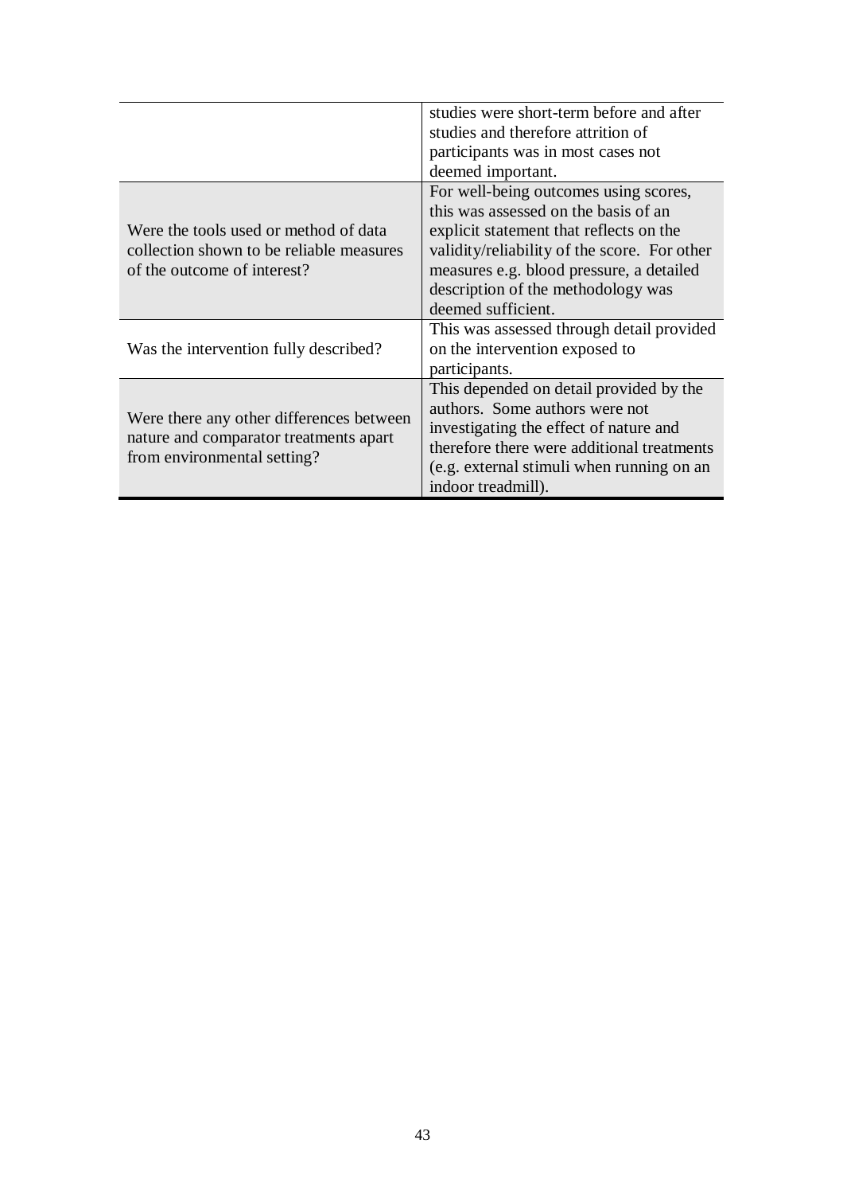| | |
|---|---|
| | studies were short-term before and after studies and therefore attrition of participants was in most cases not deemed important. |
| Were the tools used or method of data collection shown to be reliable measures of the outcome of interest? | For well-being outcomes using scores, this was assessed on the basis of an explicit statement that reflects on the validity/reliability of the score. For other measures e.g. blood pressure, a detailed description of the methodology was deemed sufficient. |
| Was the intervention fully described? | This was assessed through detail provided on the intervention exposed to participants. |
| Were there any other differences between nature and comparator treatments apart from environmental setting? | This depended on detail provided by the authors. Some authors were not investigating the effect of nature and therefore there were additional treatments (e.g. external stimuli when running on an indoor treadmill). |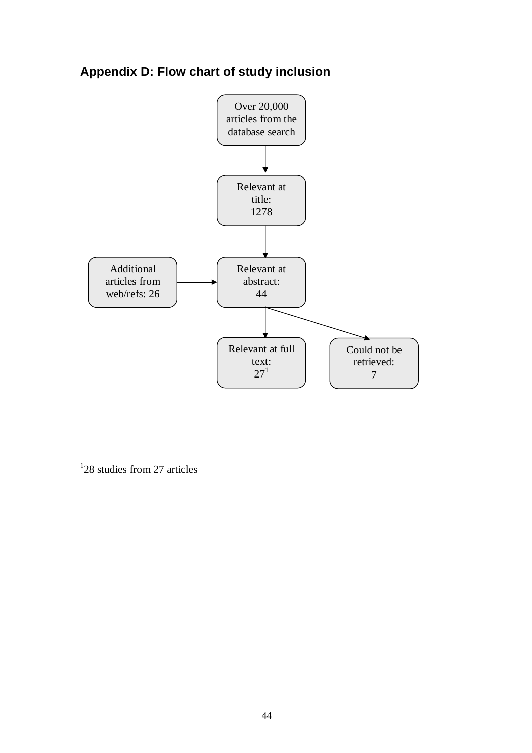## Appendix D: Flow chart of study inclusion

Over 20,000 articles from the database search

↓

Relevant at title: 1278

↓

Relevant at abstract: 44 ← Additional articles from web/refs: 26

↓

Relevant at full text: 27[1]

Could not be retrieved: 7

[1]28 studies from 27 articles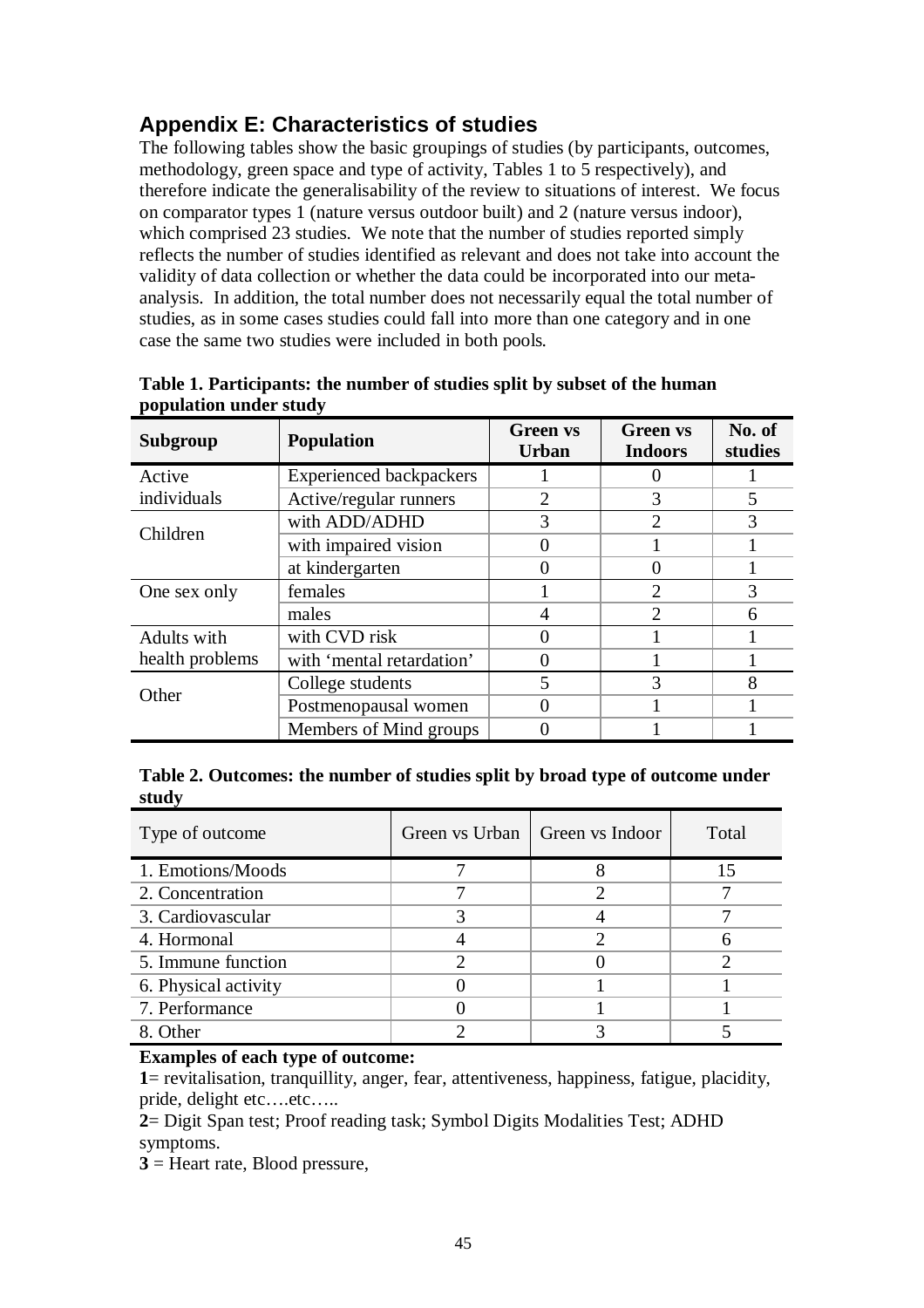## Appendix E: Characteristics of studies

The following tables show the basic groupings of studies (by participants, outcomes, methodology, green space and type of activity, Tables 1 to 5 respectively), and therefore indicate the generalisability of the review to situations of interest. We focus on comparator types 1 (nature versus outdoor built) and 2 (nature versus indoor), which comprised 23 studies. We note that the number of studies reported simply reflects the number of studies identified as relevant and does not take into account the validity of data collection or whether the data could be incorporated into our meta-analysis. In addition, the total number does not necessarily equal the total number of studies, as in some cases studies could fall into more than one category and in one case the same two studies were included in both pools.

**Table 1. Participants: the number of studies split by subset of the human population under study**

| Subgroup | Population | Green vs Urban | Green vs Indoors | No. of studies |
|---|---|---|---|---|
| Active individuals | Experienced backpackers | 1 | 0 | 1 |
| | Active/regular runners | 2 | 3 | 5 |
| Children | with ADD/ADHD | 3 | 2 | 3 |
| | with impaired vision | 0 | 1 | 1 |
| | at kindergarten | 0 | 0 | 1 |
| One sex only | females | 1 | 2 | 3 |
| | males | 4 | 2 | 6 |
| Adults with health problems | with CVD risk | 0 | 1 | 1 |
| | with 'mental retardation' | 0 | 1 | 1 |
| Other | College students | 5 | 3 | 8 |
| | Postmenopausal women | 0 | 1 | 1 |
| | Members of Mind groups | 0 | 1 | 1 |

**Table 2. Outcomes: the number of studies split by broad type of outcome under study**

| Type of outcome | Green vs Urban | Green vs Indoor | Total |
|---|---|---|---|
| 1. Emotions/Moods | 7 | 8 | 15 |
| 2. Concentration | 7 | 2 | 7 |
| 3. Cardiovascular | 3 | 4 | 7 |
| 4. Hormonal | 4 | 2 | 6 |
| 5. Immune function | 2 | 0 | 2 |
| 6. Physical activity | 0 | 1 | 1 |
| 7. Performance | 0 | 1 | 1 |
| 8. Other | 2 | 3 | 5 |

**Examples of each type of outcome:**

**1**= revitalisation, tranquillity, anger, fear, attentiveness, happiness, fatigue, placidity, pride, delight etc….etc…..

**2**= Digit Span test; Proof reading task; Symbol Digits Modalities Test; ADHD symptoms.

**3** = Heart rate, Blood pressure,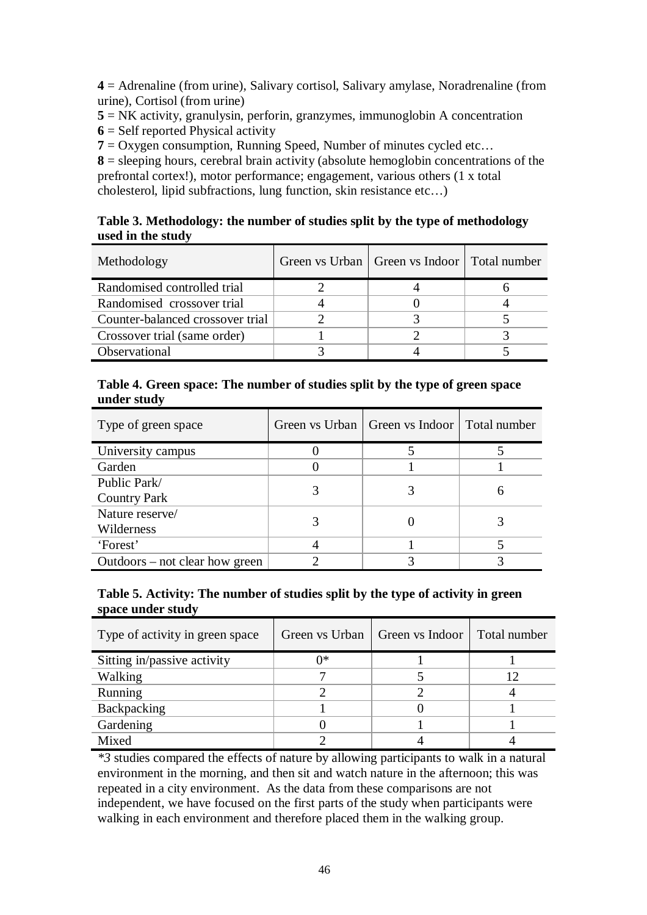**4** = Adrenaline (from urine), Salivary cortisol, Salivary amylase, Noradrenaline (from urine), Cortisol (from urine)

**5** = NK activity, granulysin, perforin, granzymes, immunoglobin A concentration

**6** = Self reported Physical activity

**7** = Oxygen consumption, Running Speed, Number of minutes cycled etc…

**8** = sleeping hours, cerebral brain activity (absolute hemoglobin concentrations of the prefrontal cortex!), motor performance; engagement, various others (1 x total cholesterol, lipid subfractions, lung function, skin resistance etc…)

**Table 3. Methodology: the number of studies split by the type of methodology used in the study**

| Methodology | Green vs Urban | Green vs Indoor | Total number |
|---|---|---|---|
| Randomised controlled trial | 2 | 4 | 6 |
| Randomised crossover trial | 4 | 0 | 4 |
| Counter-balanced crossover trial | 2 | 3 | 5 |
| Crossover trial (same order) | 1 | 2 | 3 |
| Observational | 3 | 4 | 5 |

**Table 4. Green space: The number of studies split by the type of green space under study**

| Type of green space | Green vs Urban | Green vs Indoor | Total number |
|---|---|---|---|
| University campus | 0 | 5 | 5 |
| Garden | 0 | 1 | 1 |
| Public Park/ Country Park | 3 | 3 | 6 |
| Nature reserve/ Wilderness | 3 | 0 | 3 |
| 'Forest' | 4 | 1 | 5 |
| Outdoors – not clear how green | 2 | 3 | 3 |

**Table 5. Activity: The number of studies split by the type of activity in green space under study**

| Type of activity in green space | Green vs Urban | Green vs Indoor | Total number |
|---|---|---|---|
| Sitting in/passive activity | 0* | 1 | 1 |
| Walking | 7 | 5 | 12 |
| Running | 2 | 2 | 4 |
| Backpacking | 1 | 0 | 1 |
| Gardening | 0 | 1 | 1 |
| Mixed | 2 | 4 | 4 |

*3 studies compared the effects of nature by allowing participants to walk in a natural environment in the morning, and then sit and watch nature in the afternoon; this was repeated in a city environment. As the data from these comparisons are not independent, we have focused on the first parts of the study when participants were walking in each environment and therefore placed them in the walking group.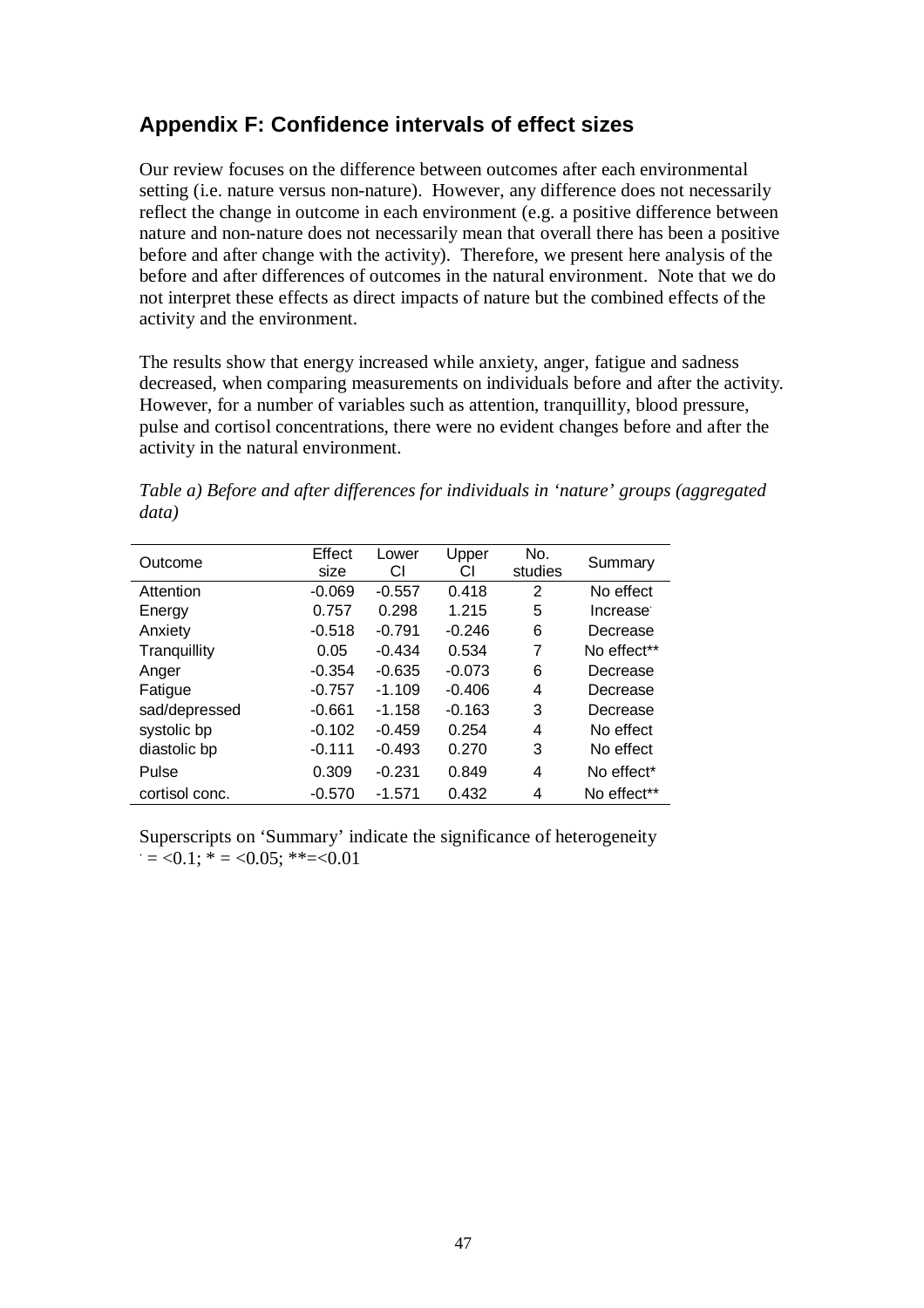## Appendix F: Confidence intervals of effect sizes

Our review focuses on the difference between outcomes after each environmental setting (i.e. nature versus non-nature). However, any difference does not necessarily reflect the change in outcome in each environment (e.g. a positive difference between nature and non-nature does not necessarily mean that overall there has been a positive before and after change with the activity). Therefore, we present here analysis of the before and after differences of outcomes in the natural environment. Note that we do not interpret these effects as direct impacts of nature but the combined effects of the activity and the environment.

The results show that energy increased while anxiety, anger, fatigue and sadness decreased, when comparing measurements on individuals before and after the activity. However, for a number of variables such as attention, tranquillity, blood pressure, pulse and cortisol concentrations, there were no evident changes before and after the activity in the natural environment.

*Table a) Before and after differences for individuals in 'nature' groups (aggregated data)*

| Outcome | Effect size | Lower CI | Upper CI | No. studies | Summary |
|---|---|---|---|---|---|
| Attention | -0.069 | -0.557 | 0.418 | 2 | No effect |
| Energy | 0.757 | 0.298 | 1.215 | 5 | Increase· |
| Anxiety | -0.518 | -0.791 | -0.246 | 6 | Decrease |
| Tranquillity | 0.05 | -0.434 | 0.534 | 7 | No effect** |
| Anger | -0.354 | -0.635 | -0.073 | 6 | Decrease |
| Fatigue | -0.757 | -1.109 | -0.406 | 4 | Decrease |
| sad/depressed | -0.661 | -1.158 | -0.163 | 3 | Decrease |
| systolic bp | -0.102 | -0.459 | 0.254 | 4 | No effect |
| diastolic bp | -0.111 | -0.493 | 0.270 | 3 | No effect |
| Pulse | 0.309 | -0.231 | 0.849 | 4 | No effect* |
| cortisol conc. | -0.570 | -1.571 | 0.432 | 4 | No effect** |

Superscripts on 'Summary' indicate the significance of heterogeneity
· = <0.1; * = <0.05; **=<0.01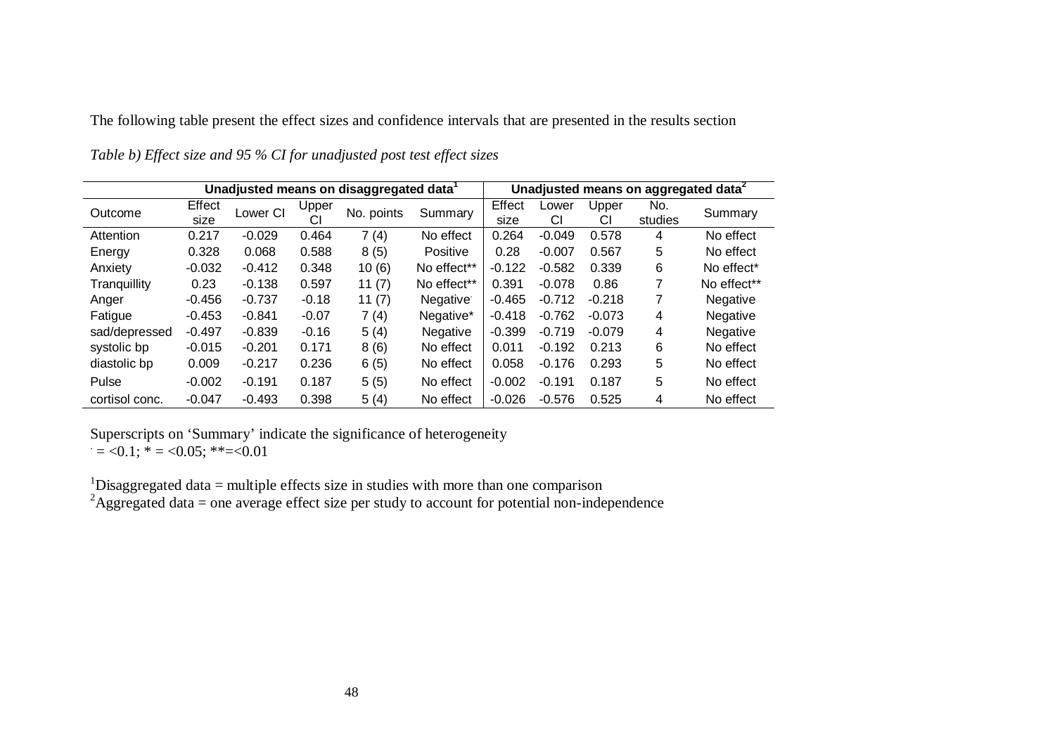The following table present the effect sizes and confidence intervals that are presented in the results section

*Table b) Effect size and 95 % CI for unadjusted post test effect sizes*

| | Unadjusted means on disaggregated data[1] | | | | | Unadjusted means on aggregated data[2] | | | | |
|---|---|---|---|---|---|---|---|---|---|---|
| Outcome | Effect size | Lower CI | Upper CI | No. points | Summary | Effect size | Lower CI | Upper CI | No. studies | Summary |
| Attention | 0.217 | -0.029 | 0.464 | 7 (4) | No effect | 0.264 | -0.049 | 0.578 | 4 | No effect |
| Energy | 0.328 | 0.068 | 0.588 | 8 (5) | Positive | 0.28 | -0.007 | 0.567 | 5 | No effect |
| Anxiety | -0.032 | -0.412 | 0.348 | 10 (6) | No effect** | -0.122 | -0.582 | 0.339 | 6 | No effect* |
| Tranquillity | 0.23 | -0.138 | 0.597 | 11 (7) | No effect** | 0.391 | -0.078 | 0.86 | 7 | No effect** |
| Anger | -0.456 | -0.737 | -0.18 | 11 (7) | Negative. | -0.465 | -0.712 | -0.218 | 7 | Negative |
| Fatigue | -0.453 | -0.841 | -0.07 | 7 (4) | Negative* | -0.418 | -0.762 | -0.073 | 4 | Negative |
| sad/depressed | -0.497 | -0.839 | -0.16 | 5 (4) | Negative | -0.399 | -0.719 | -0.079 | 4 | Negative |
| systolic bp | -0.015 | -0.201 | 0.171 | 8 (6) | No effect | 0.011 | -0.192 | 0.213 | 6 | No effect |
| diastolic bp | 0.009 | -0.217 | 0.236 | 6 (5) | No effect | 0.058 | -0.176 | 0.293 | 5 | No effect |
| Pulse | -0.002 | -0.191 | 0.187 | 5 (5) | No effect | -0.002 | -0.191 | 0.187 | 5 | No effect |
| cortisol conc. | -0.047 | -0.493 | 0.398 | 5 (4) | No effect | -0.026 | -0.576 | 0.525 | 4 | No effect |

Superscripts on 'Summary' indicate the significance of heterogeneity
. = <0.1; * = <0.05; **=<0.01

[1]Disaggregated data = multiple effects size in studies with more than one comparison
[2]Aggregated data = one average effect size per study to account for potential non-independence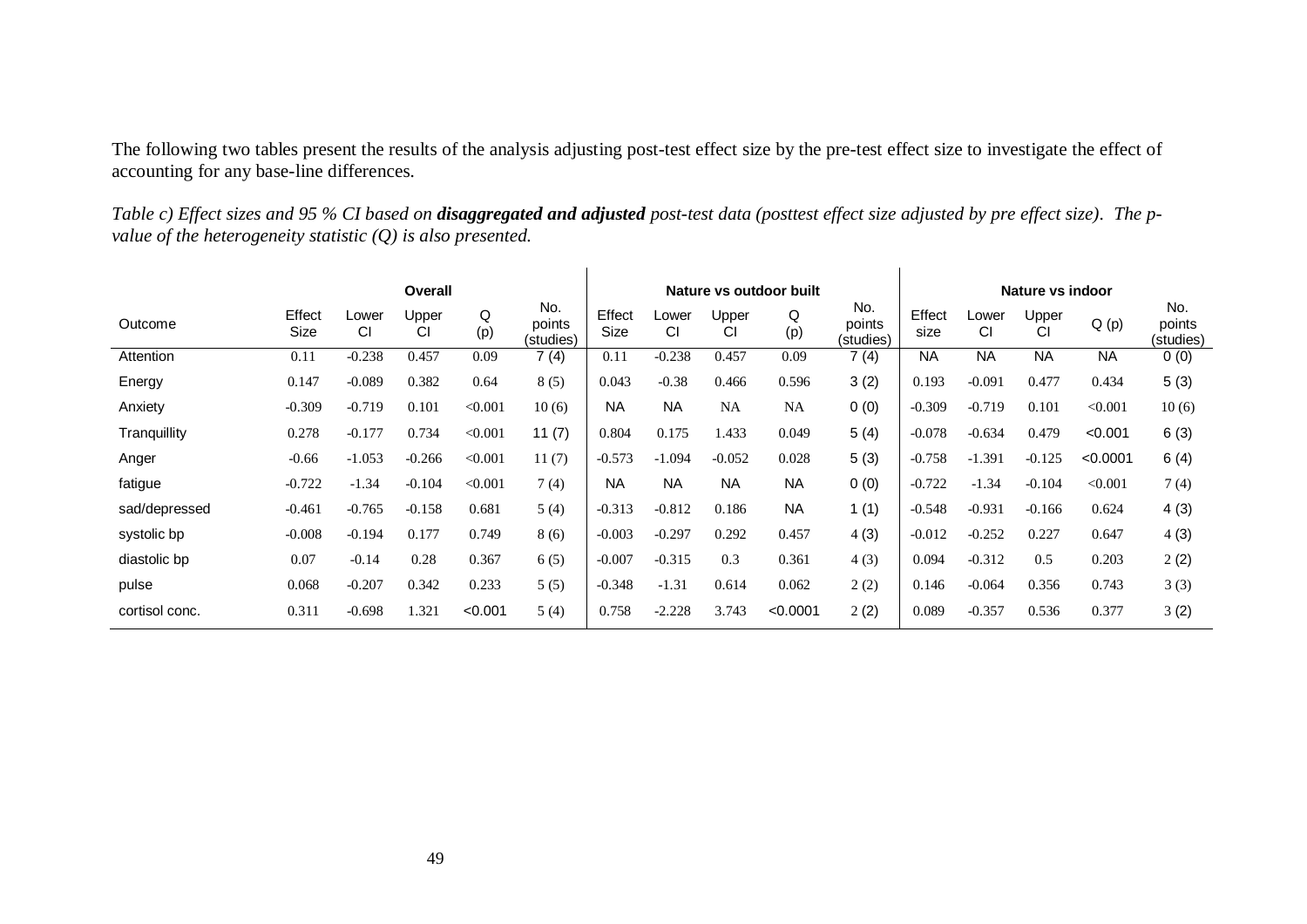The following two tables present the results of the analysis adjusting post-test effect size by the pre-test effect size to investigate the effect of accounting for any base-line differences.

*Table c) Effect sizes and 95 % CI based on* ***disaggregated and adjusted*** *post-test data (posttest effect size adjusted by pre effect size). The p-value of the heterogeneity statistic (Q) is also presented.*

| | Overall | | | | | Nature vs outdoor built | | | | | Nature vs indoor | | | | |
|---|---|---|---|---|---|---|---|---|---|---|---|---|---|---|---|
| Outcome | Effect Size | Lower CI | Upper CI | Q (p) | No. points (studies) | Effect Size | Lower CI | Upper CI | Q (p) | No. points (studies) | Effect size | Lower CI | Upper CI | Q (p) | No. points (studies) |
| Attention | 0.11 | -0.238 | 0.457 | 0.09 | 7 (4) | 0.11 | -0.238 | 0.457 | 0.09 | 7 (4) | NA | NA | NA | NA | 0 (0) |
| Energy | 0.147 | -0.089 | 0.382 | 0.64 | 8 (5) | 0.043 | -0.38 | 0.466 | 0.596 | 3 (2) | 0.193 | -0.091 | 0.477 | 0.434 | 5 (3) |
| Anxiety | -0.309 | -0.719 | 0.101 | <0.001 | 10 (6) | NA | NA | NA | NA | 0 (0) | -0.309 | -0.719 | 0.101 | <0.001 | 10 (6) |
| Tranquillity | 0.278 | -0.177 | 0.734 | <0.001 | 11 (7) | 0.804 | 0.175 | 1.433 | 0.049 | 5 (4) | -0.078 | -0.634 | 0.479 | <0.001 | 6 (3) |
| Anger | -0.66 | -1.053 | -0.266 | <0.001 | 11 (7) | -0.573 | -1.094 | -0.052 | 0.028 | 5 (3) | -0.758 | -1.391 | -0.125 | <0.0001 | 6 (4) |
| fatigue | -0.722 | -1.34 | -0.104 | <0.001 | 7 (4) | NA | NA | NA | NA | 0 (0) | -0.722 | -1.34 | -0.104 | <0.001 | 7 (4) |
| sad/depressed | -0.461 | -0.765 | -0.158 | 0.681 | 5 (4) | -0.313 | -0.812 | 0.186 | NA | 1 (1) | -0.548 | -0.931 | -0.166 | 0.624 | 4 (3) |
| systolic bp | -0.008 | -0.194 | 0.177 | 0.749 | 8 (6) | -0.003 | -0.297 | 0.292 | 0.457 | 4 (3) | -0.012 | -0.252 | 0.227 | 0.647 | 4 (3) |
| diastolic bp | 0.07 | -0.14 | 0.28 | 0.367 | 6 (5) | -0.007 | -0.315 | 0.3 | 0.361 | 4 (3) | 0.094 | -0.312 | 0.5 | 0.203 | 2 (2) |
| pulse | 0.068 | -0.207 | 0.342 | 0.233 | 5 (5) | -0.348 | -1.31 | 0.614 | 0.062 | 2 (2) | 0.146 | -0.064 | 0.356 | 0.743 | 3 (3) |
| cortisol conc. | 0.311 | -0.698 | 1.321 | <0.001 | 5 (4) | 0.758 | -2.228 | 3.743 | <0.0001 | 2 (2) | 0.089 | -0.357 | 0.536 | 0.377 | 3 (2) |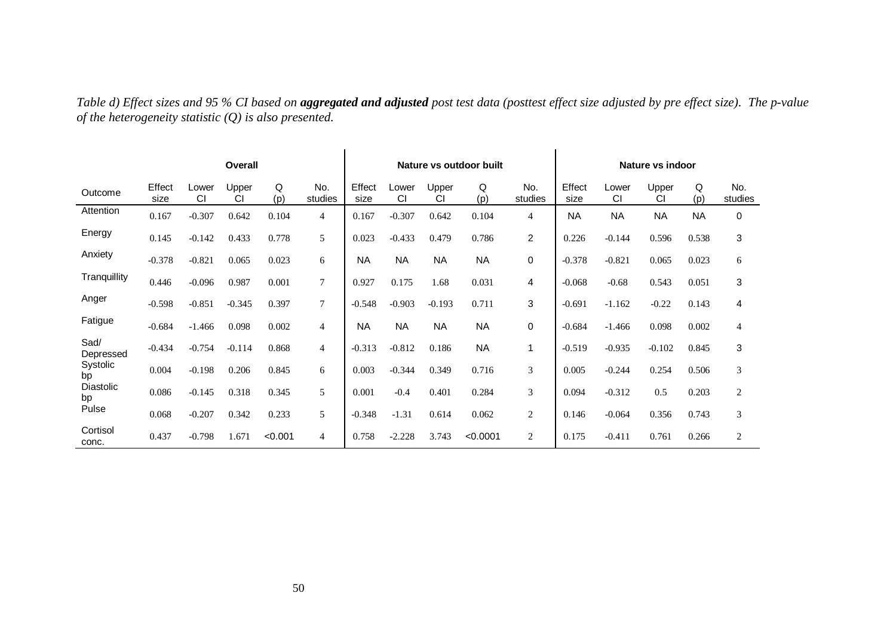*Table d) Effect sizes and 95 % CI based on* ***aggregated and adjusted*** *post test data (posttest effect size adjusted by pre effect size). The p-value of the heterogeneity statistic (Q) is also presented.*

| | Overall | | | | | Nature vs outdoor built | | | | | Nature vs indoor | | | | |
|---|---|---|---|---|---|---|---|---|---|---|---|---|---|---|---|
| Outcome | Effect size | Lower CI | Upper CI | Q (p) | No. studies | Effect size | Lower CI | Upper CI | Q (p) | No. studies | Effect size | Lower CI | Upper CI | Q (p) | No. studies |
| Attention | 0.167 | -0.307 | 0.642 | 0.104 | 4 | 0.167 | -0.307 | 0.642 | 0.104 | 4 | NA | NA | NA | NA | 0 |
| Energy | 0.145 | -0.142 | 0.433 | 0.778 | 5 | 0.023 | -0.433 | 0.479 | 0.786 | 2 | 0.226 | -0.144 | 0.596 | 0.538 | 3 |
| Anxiety | -0.378 | -0.821 | 0.065 | 0.023 | 6 | NA | NA | NA | NA | 0 | -0.378 | -0.821 | 0.065 | 0.023 | 6 |
| Tranquillity | 0.446 | -0.096 | 0.987 | 0.001 | 7 | 0.927 | 0.175 | 1.68 | 0.031 | 4 | -0.068 | -0.68 | 0.543 | 0.051 | 3 |
| Anger | -0.598 | -0.851 | -0.345 | 0.397 | 7 | -0.548 | -0.903 | -0.193 | 0.711 | 3 | -0.691 | -1.162 | -0.22 | 0.143 | 4 |
| Fatigue | -0.684 | -1.466 | 0.098 | 0.002 | 4 | NA | NA | NA | NA | 0 | -0.684 | -1.466 | 0.098 | 0.002 | 4 |
| Sad/ Depressed | -0.434 | -0.754 | -0.114 | 0.868 | 4 | -0.313 | -0.812 | 0.186 | NA | 1 | -0.519 | -0.935 | -0.102 | 0.845 | 3 |
| Systolic bp | 0.004 | -0.198 | 0.206 | 0.845 | 6 | 0.003 | -0.344 | 0.349 | 0.716 | 3 | 0.005 | -0.244 | 0.254 | 0.506 | 3 |
| Diastolic bp | 0.086 | -0.145 | 0.318 | 0.345 | 5 | 0.001 | -0.4 | 0.401 | 0.284 | 3 | 0.094 | -0.312 | 0.5 | 0.203 | 2 |
| Pulse | 0.068 | -0.207 | 0.342 | 0.233 | 5 | -0.348 | -1.31 | 0.614 | 0.062 | 2 | 0.146 | -0.064 | 0.356 | 0.743 | 3 |
| Cortisol conc. | 0.437 | -0.798 | 1.671 | <0.001 | 4 | 0.758 | -2.228 | 3.743 | <0.0001 | 2 | 0.175 | -0.411 | 0.761 | 0.266 | 2 |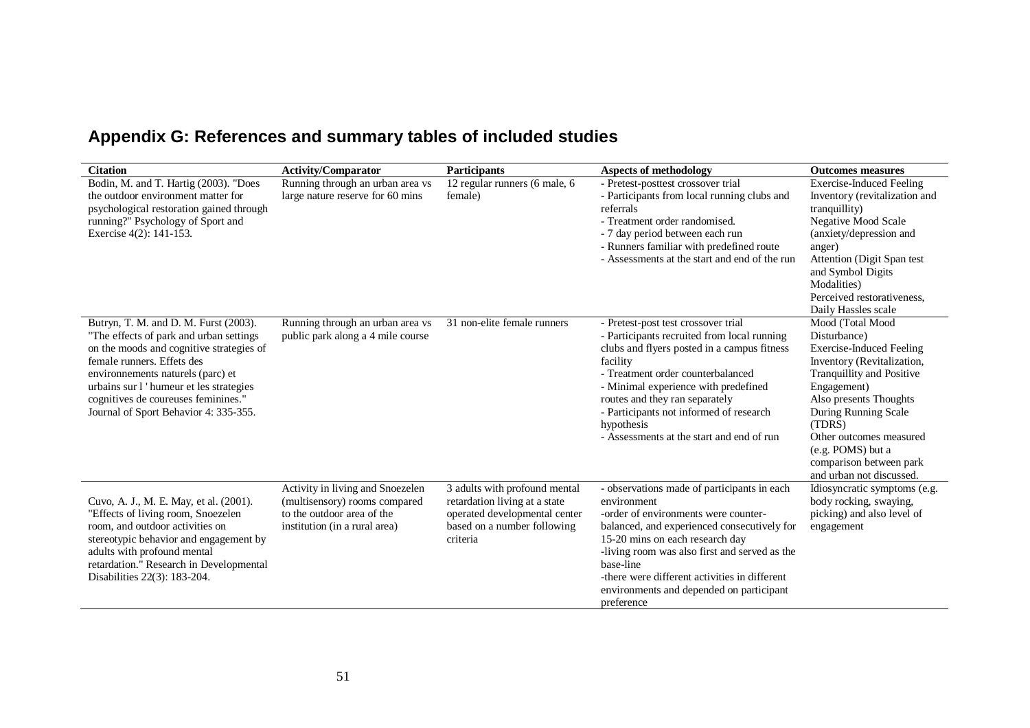## Appendix G: References and summary tables of included studies

| Citation | Activity/Comparator | Participants | Aspects of methodology | Outcomes measures |
|---|---|---|---|---|
| Bodin, M. and T. Hartig (2003). "Does the outdoor environment matter for psychological restoration gained through running?" Psychology of Sport and Exercise 4(2): 141-153. | Running through an urban area vs large nature reserve for 60 mins | 12 regular runners (6 male, 6 female) | - Pretest-posttest crossover trial<br>- Participants from local running clubs and referrals<br>- Treatment order randomised.<br>- 7 day period between each run<br>- Runners familiar with predefined route<br>- Assessments at the start and end of the run | Exercise-Induced Feeling Inventory (revitalization and tranquillity)<br>Negative Mood Scale (anxiety/depression and anger)<br>Attention (Digit Span test and Symbol Digits Modalities)<br>Perceived restorativeness, Daily Hassles scale |
| Butryn, T. M. and D. M. Furst (2003). "The effects of park and urban settings on the moods and cognitive strategies of female runners. Effets des environnements naturels (parc) et urbains sur l ' humeur et les strategies cognitives de coureuses feminines." Journal of Sport Behavior 4: 335-355. | Running through an urban area vs public park along a 4 mile course | 31 non-elite female runners | - Pretest-post test crossover trial<br>- Participants recruited from local running clubs and flyers posted in a campus fitness facility<br>- Treatment order counterbalanced<br>- Minimal experience with predefined routes and they ran separately<br>- Participants not informed of research hypothesis<br>- Assessments at the start and end of run | Mood (Total Mood Disturbance)<br>Exercise-Induced Feeling Inventory (Revitalization, Tranquillity and Positive Engagement)<br>Also presents Thoughts During Running Scale (TDRS)<br>Other outcomes measured (e.g. POMS) but a comparison between park and urban not discussed. |
| Cuvo, A. J., M. E. May, et al. (2001). "Effects of living room, Snoezelen room, and outdoor activities on stereotypic behavior and engagement by adults with profound mental retardation." Research in Developmental Disabilities 22(3): 183-204. | Activity in living and Snoezelen (multisensory) rooms compared to the outdoor area of the institution (in a rural area) | 3 adults with profound mental retardation living at a state operated developmental center based on a number following criteria | - observations made of participants in each environment<br>-order of environments were counter-balanced, and experienced consecutively for 15-20 mins on each research day<br>-living room was also first and served as the base-line<br>-there were different activities in different environments and depended on participant preference | Idiosyncratic symptoms (e.g. body rocking, swaying, picking) and also level of engagement |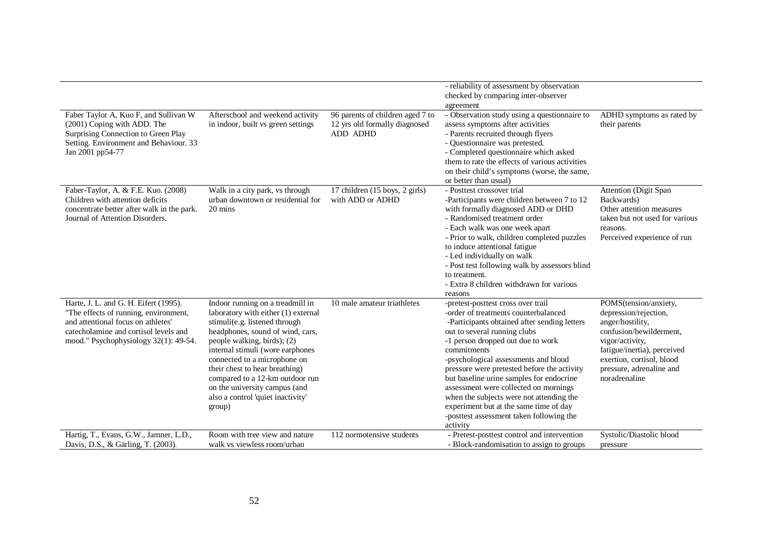| | | | | |
|---|---|---|---|---|
| | | | - reliability of assessment by observation checked by comparing inter-observer agreement | |
| Faber Taylor A, Kuo F, and Sullivan W (2001) Coping with ADD. The Surprising Connection to Green Play Setting. Environment and Behaviour. 33 Jan 2001 pp54-77 | Afterschool and weekend activity in indoor, built vs green settings | 96 parents of children aged 7 to 12 yrs old formally diagnosed ADD ADHD | - Observation study using a questionnaire to assess symptoms after activities<br>- Parents recruited through flyers<br>- Questionnaire was pretested.<br>- Completed questionnaire which asked them to rate the effects of various activities on their child's symptoms (worse, the same, or better than usual) | ADHD symptoms as rated by their parents |
| Faber-Taylor, A. & F.E. Kuo. (2008) Children with attention deficits concentrate better after walk in the park. Journal of Attention Disorders. | Walk in a city park, vs through urban downtown or residential for 20 mins | 17 children (15 boys, 2 girls) with ADD or ADHD | - Posttest crossover trial<br>-Participants were children between 7 to 12 with formally diagnosed ADD or DHD<br>- Randomised treatment order<br>- Each walk was one week apart<br>- Prior to walk, children completed puzzles to induce attentional fatigue<br>- Led individually on walk<br>- Post test following walk by assessors blind to treatment.<br>- Extra 8 children withdrawn for various reasons | Attention (Digit Span Backwards)<br>Other attention measures taken but not used for various reasons.<br>Perceived experience of run |
| Harte, J. L. and G. H. Eifert (1995). "The effects of running, environment, and attentional focus on athletes' catecholamine and cortisol levels and mood." Psychophysiology 32(1): 49-54. | Indoor running on a treadmill in laboratory with either (1) external stimuli(e.g. listened through headphones, sound of wind, cars, people walking, birds); (2) internal stimuli (wore earphones connected to a microphone on their chest to hear breathing) compared to a 12-km outdoor run on the university campus (and also a control 'quiet inactivity' group) | 10 male amateur triathletes | -pretest-posttest cross over trail<br>-order of treatments counterbalanced<br>-Participants obtained after sending letters out to several running clubs<br>-1 person dropped out due to work commitments<br>-psychological assessments and blood pressure were pretested before the activity but baseline urine samples for endocrine assessment were collected on mornings when the subjects were not attending the experiment but at the same time of day<br>-posttest assessment taken following the activity | POMS(tension/anxiety, depression/rejection, anger/hostility, confusion/bewilderment, vigor/activity, fatigue/inertia), perceived exertion, cortisol, blood pressure, adrenaline and noradrenaline |
| Hartig, T., Evans, G.W., Jamner, L.D., Davis, D.S., & Gärling, T. (2003). | Room with tree view and nature walk vs viewless room/urban | 112 normotensive students | - Pretest-posttest control and intervention<br>- Block-randomisation to assign to groups | Systolic/Diastolic blood pressure |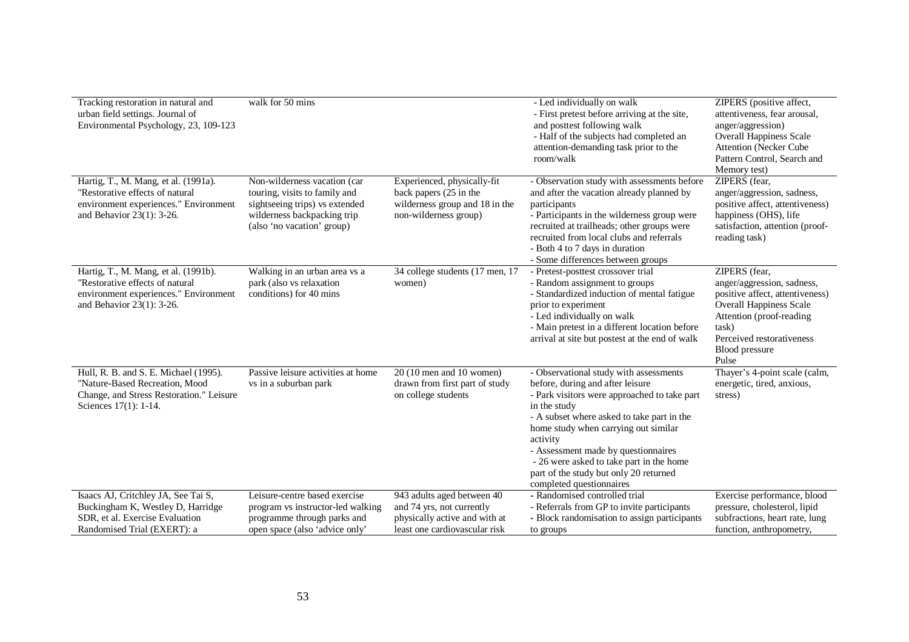| | | | | |
|---|---|---|---|---|
| Tracking restoration in natural and urban field settings. Journal of Environmental Psychology, 23, 109-123 | walk for 50 mins | | - Led individually on walk<br>- First pretest before arriving at the site, and posttest following walk<br>- Half of the subjects had completed an attention-demanding task prior to the room/walk | ZIPERS (positive affect, attentiveness, fear arousal, anger/aggression)<br>Overall Happiness Scale<br>Attention (Necker Cube Pattern Control, Search and Memory test) |
| Hartig, T., M. Mang, et al. (1991a). "Restorative effects of natural environment experiences." Environment and Behavior 23(1): 3-26. | Non-wilderness vacation (car touring, visits to family and sightseeing trips) vs extended wilderness backpacking trip (also 'no vacation' group) | Experienced, physically-fit back papers (25 in the wilderness group and 18 in the non-wilderness group) | - Observation study with assessments before and after the vacation already planned by participants<br>- Participants in the wilderness group were recruited at trailheads; other groups were recruited from local clubs and referrals<br>- Both 4 to 7 days in duration<br>- Some differences between groups | ZIPERS (fear, anger/aggression, sadness, positive affect, attentiveness) happiness (OHS), life satisfaction, attention (proof-reading task) |
| Hartig, T., M. Mang, et al. (1991b). "Restorative effects of natural environment experiences." Environment and Behavior 23(1): 3-26. | Walking in an urban area vs a park (also vs relaxation conditions) for 40 mins | 34 college students (17 men, 17 women) | - Pretest-posttest crossover trial<br>- Random assignment to groups<br>- Standardized induction of mental fatigue prior to experiment<br>- Led individually on walk<br>- Main pretest in a different location before arrival at site but postest at the end of walk | ZIPERS (fear, anger/aggression, sadness, positive affect, attentiveness)<br>Overall Happiness Scale<br>Attention (proof-reading task)<br>Perceived restorativeness<br>Blood pressure<br>Pulse |
| Hull, R. B. and S. E. Michael (1995). "Nature-Based Recreation, Mood Change, and Stress Restoration." Leisure Sciences 17(1): 1-14. | Passive leisure activities at home vs in a suburban park | 20 (10 men and 10 women) drawn from first part of study on college students | - Observational study with assessments before, during and after leisure<br>- Park visitors were approached to take part in the study<br>- A subset where asked to take part in the home study when carrying out similar activity<br>- Assessment made by questionnaires<br>- 26 were asked to take part in the home part of the study but only 20 returned completed questionnaires | Thayer's 4-point scale (calm, energetic, tired, anxious, stress) |
| Isaacs AJ, Critchley JA, See Tai S, Buckingham K, Westley D, Harridge SDR, et al. Exercise Evaluation Randomised Trial (EXERT): a | Leisure-centre based exercise program vs instructor-led walking programme through parks and open space (also 'advice only' | 943 adults aged between 40 and 74 yrs, not currently physically active and with at least one cardiovascular risk | - Randomised controlled trial<br>- Referrals from GP to invite participants<br>- Block randomisation to assign participants to groups | Exercise performance, blood pressure, cholesterol, lipid subfractions, heart rate, lung function, anthropometry, |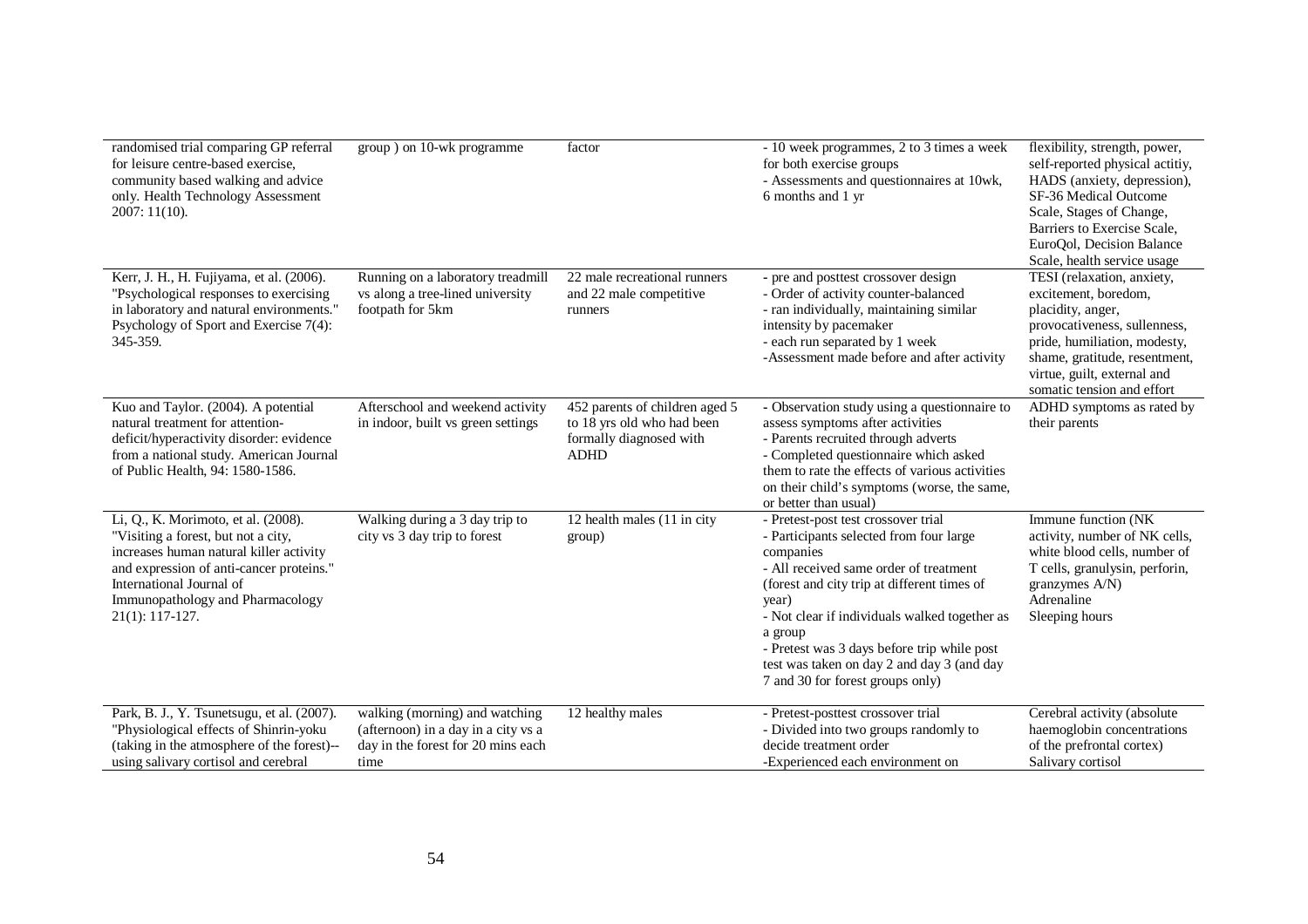| | | | | |
|---|---|---|---|---|
| randomised trial comparing GP referral for leisure centre-based exercise, community based walking and advice only. Health Technology Assessment 2007: 11(10). | group ) on 10-wk programme | factor | - 10 week programmes, 2 to 3 times a week for both exercise groups<br>- Assessments and questionnaires at 10wk, 6 months and 1 yr | flexibility, strength, power, self-reported physical actitiy, HADS (anxiety, depression), SF-36 Medical Outcome Scale, Stages of Change, Barriers to Exercise Scale, EuroQol, Decision Balance Scale, health service usage |
| Kerr, J. H., H. Fujiyama, et al. (2006). "Psychological responses to exercising in laboratory and natural environments." Psychology of Sport and Exercise 7(4): 345-359. | Running on a laboratory treadmill vs along a tree-lined university footpath for 5km | 22 male recreational runners and 22 male competitive runners | - pre and posttest crossover design<br>- Order of activity counter-balanced<br>- ran individually, maintaining similar intensity by pacemaker<br>- each run separated by 1 week<br>-Assessment made before and after activity | TESI (relaxation, anxiety, excitement, boredom, placidity, anger, provocativeness, sullenness, pride, humiliation, modesty, shame, gratitude, resentment, virtue, guilt, external and somatic tension and effort |
| Kuo and Taylor. (2004). A potential natural treatment for attention-deficit/hyperactivity disorder: evidence from a national study. American Journal of Public Health, 94: 1580-1586. | Afterschool and weekend activity in indoor, built vs green settings | 452 parents of children aged 5 to 18 yrs old who had been formally diagnosed with ADHD | - Observation study using a questionnaire to assess symptoms after activities<br>- Parents recruited through adverts<br>- Completed questionnaire which asked them to rate the effects of various activities on their child's symptoms (worse, the same, or better than usual) | ADHD symptoms as rated by their parents |
| Li, Q., K. Morimoto, et al. (2008). "Visiting a forest, but not a city, increases human natural killer activity and expression of anti-cancer proteins." International Journal of Immunopathology and Pharmacology 21(1): 117-127. | Walking during a 3 day trip to city vs 3 day trip to forest | 12 health males (11 in city group) | - Pretest-post test crossover trial<br>- Participants selected from four large companies<br>- All received same order of treatment (forest and city trip at different times of year)<br>- Not clear if individuals walked together as a group<br>- Pretest was 3 days before trip while post test was taken on day 2 and day 3 (and day 7 and 30 for forest groups only) | Immune function (NK activity, number of NK cells, white blood cells, number of T cells, granulysin, perforin, granzymes A/N)<br>Adrenaline<br>Sleeping hours |
| Park, B. J., Y. Tsunetsugu, et al. (2007). "Physiological effects of Shinrin-yoku (taking in the atmosphere of the forest)--using salivary cortisol and cerebral | walking (morning) and watching (afternoon) in a day in a city vs a day in the forest for 20 mins each time | 12 healthy males | - Pretest-posttest crossover trial<br>- Divided into two groups randomly to decide treatment order<br>-Experienced each environment on | Cerebral activity (absolute haemoglobin concentrations of the prefrontal cortex)<br>Salivary cortisol |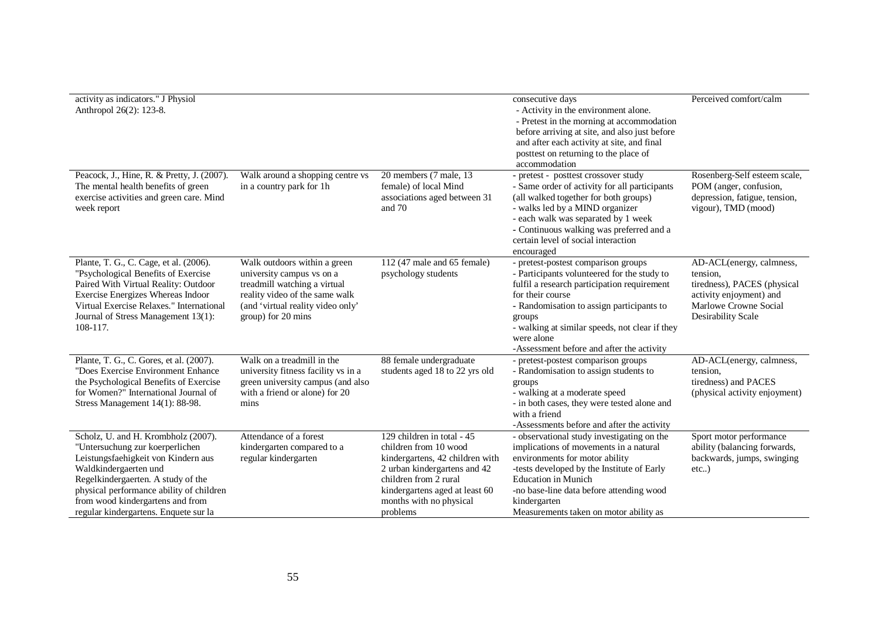| | | | | |
|---|---|---|---|---|
| activity as indicators." J Physiol Anthropol 26(2): 123-8. | | | consecutive days<br>- Activity in the environment alone.<br>- Pretest in the morning at accommodation before arriving at site, and also just before and after each activity at site, and final posttest on returning to the place of accommodation | Perceived comfort/calm |
| Peacock, J., Hine, R. & Pretty, J. (2007). The mental health benefits of green exercise activities and green care. Mind week report | Walk around a shopping centre vs in a country park for 1h | 20 members (7 male, 13 female) of local Mind associations aged between 31 and 70 | - pretest - posttest crossover study<br>- Same order of activity for all participants (all walked together for both groups)<br>- walks led by a MIND organizer<br>- each walk was separated by 1 week<br>- Continuous walking was preferred and a certain level of social interaction encouraged | Rosenberg-Self esteem scale, POM (anger, confusion, depression, fatigue, tension, vigour), TMD (mood) |
| Plante, T. G., C. Cage, et al. (2006). "Psychological Benefits of Exercise Paired With Virtual Reality: Outdoor Exercise Energizes Whereas Indoor Virtual Exercise Relaxes." International Journal of Stress Management 13(1): 108-117. | Walk outdoors within a green university campus vs on a treadmill watching a virtual reality video of the same walk (and 'virtual reality video only' group) for 20 mins | 112 (47 male and 65 female) psychology students | - pretest-postest comparison groups<br>- Participants volunteered for the study to fulfil a research participation requirement for their course<br>- Randomisation to assign participants to groups<br>- walking at similar speeds, not clear if they were alone<br>-Assessment before and after the activity | AD-ACL(energy, calmness, tension, tiredness), PACES (physical activity enjoyment) and Marlowe Crowne Social Desirability Scale |
| Plante, T. G., C. Gores, et al. (2007). "Does Exercise Environment Enhance the Psychological Benefits of Exercise for Women?" International Journal of Stress Management 14(1): 88-98. | Walk on a treadmill in the university fitness facility vs in a green university campus (and also with a friend or alone) for 20 mins | 88 female undergraduate students aged 18 to 22 yrs old | - pretest-postest comparison groups<br>- Randomisation to assign students to groups<br>- walking at a moderate speed<br>- in both cases, they were tested alone and with a friend<br>-Assessments before and after the activity | AD-ACL(energy, calmness, tension, tiredness) and PACES (physical activity enjoyment) |
| Scholz, U. and H. Krombholz (2007). "Untersuchung zur koerperlichen Leistungsfaehigkeit von Kindern aus Waldkindergaerten und Regelkindergaerten. A study of the physical performance ability of children from wood kindergartens and from regular kindergartens. Enquete sur la | Attendance of a forest kindergarten compared to a regular kindergarten | 129 children in total - 45 children from 10 wood kindergartens, 42 children with 2 urban kindergartens and 42 children from 2 rural kindergartens aged at least 60 months with no physical problems | - observational study investigating on the implications of movements in a natural environments for motor ability<br>-tests developed by the Institute of Early Education in Munich<br>-no base-line data before attending wood kindergarten<br>Measurements taken on motor ability as | Sport motor performance ability (balancing forwards, backwards, jumps, swinging etc..) |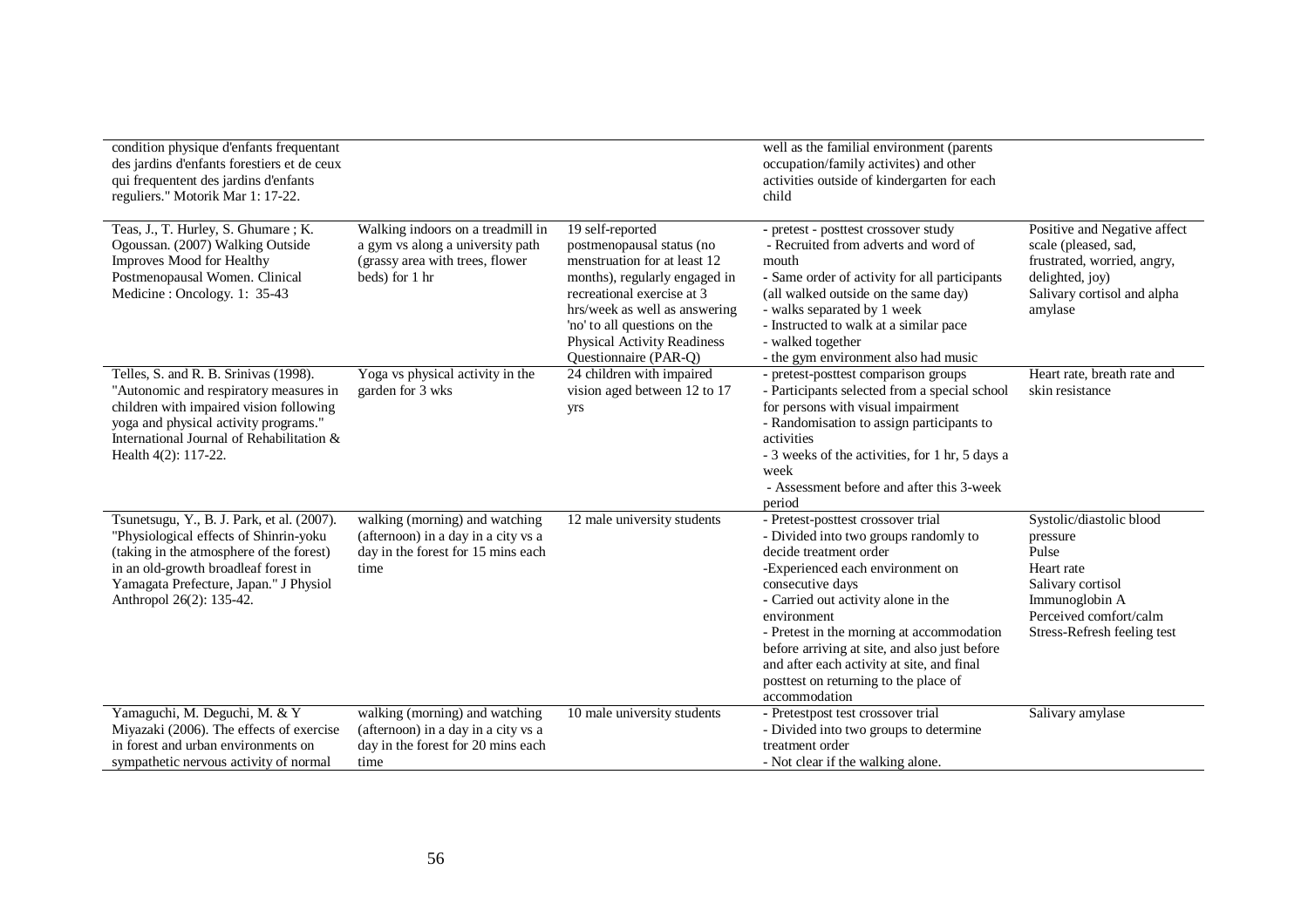| | | | | |
|---|---|---|---|---|
| condition physique d'enfants frequentant des jardins d'enfants forestiers et de ceux qui frequentent des jardins d'enfants reguliers." Motorik Mar 1: 17-22. | | | well as the familial environment (parents occupation/family activites) and other activities outside of kindergarten for each child | |
| Teas, J., T. Hurley, S. Ghumare ; K. Ogoussan. (2007) Walking Outside Improves Mood for Healthy Postmenopausal Women. Clinical Medicine : Oncology. 1: 35-43 | Walking indoors on a treadmill in a gym vs along a university path (grassy area with trees, flower beds) for 1 hr | 19 self-reported postmenopausal status (no menstruation for at least 12 months), regularly engaged in recreational exercise at 3 hrs/week as well as answering 'no' to all questions on the Physical Activity Readiness Questionnaire (PAR-Q) | - pretest - posttest crossover study<br>- Recruited from adverts and word of mouth<br>- Same order of activity for all participants (all walked outside on the same day)<br>- walks separated by 1 week<br>- Instructed to walk at a similar pace<br>- walked together<br>- the gym environment also had music | Positive and Negative affect scale (pleased, sad, frustrated, worried, angry, delighted, joy)<br>Salivary cortisol and alpha amylase |
| Telles, S. and R. B. Srinivas (1998). "Autonomic and respiratory measures in children with impaired vision following yoga and physical activity programs." International Journal of Rehabilitation & Health 4(2): 117-22. | Yoga vs physical activity in the garden for 3 wks | 24 children with impaired vision aged between 12 to 17 yrs | - pretest-posttest comparison groups<br>- Participants selected from a special school for persons with visual impairment<br>- Randomisation to assign participants to activities<br>- 3 weeks of the activities, for 1 hr, 5 days a week<br>- Assessment before and after this 3-week period | Heart rate, breath rate and skin resistance |
| Tsunetsugu, Y., B. J. Park, et al. (2007). "Physiological effects of Shinrin-yoku (taking in the atmosphere of the forest) in an old-growth broadleaf forest in Yamagata Prefecture, Japan." J Physiol Anthropol 26(2): 135-42. | walking (morning) and watching (afternoon) in a day in a city vs a day in the forest for 15 mins each time | 12 male university students | - Pretest-posttest crossover trial<br>- Divided into two groups randomly to decide treatment order<br>-Experienced each environment on consecutive days<br>- Carried out activity alone in the environment<br>- Pretest in the morning at accommodation before arriving at site, and also just before and after each activity at site, and final posttest on returning to the place of accommodation | Systolic/diastolic blood pressure<br>Pulse<br>Heart rate<br>Salivary cortisol<br>Immunoglobin A<br>Perceived comfort/calm<br>Stress-Refresh feeling test |
| Yamaguchi, M. Deguchi, M. & Y Miyazaki (2006). The effects of exercise in forest and urban environments on sympathetic nervous activity of normal | walking (morning) and watching (afternoon) in a day in a city vs a day in the forest for 20 mins each time | 10 male university students | - Pretestpost test crossover trial<br>- Divided into two groups to determine treatment order<br>- Not clear if the walking alone. | Salivary amylase |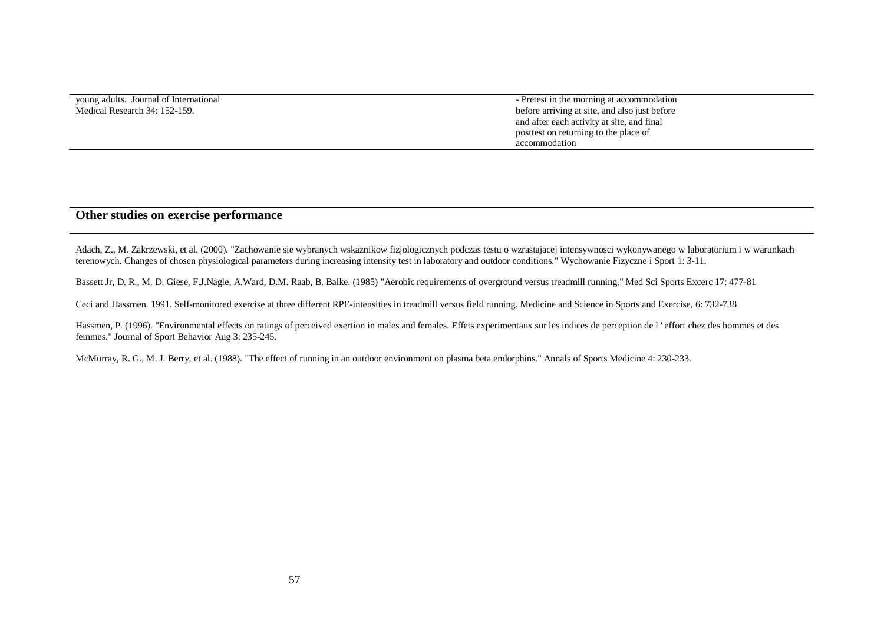| | | |
|---|---|---|
| young adults. Journal of International Medical Research 34: 152-159. | | - Pretest in the morning at accommodation before arriving at site, and also just before and after each activity at site, and final posttest on returning to the place of accommodation |

## Other studies on exercise performance

Adach, Z., M. Zakrzewski, et al. (2000). "Zachowanie sie wybranych wskaznikow fizjologicznych podczas testu o wzrastajacej intensywnosci wykonywanego w laboratorium i w warunkach terenowych. Changes of chosen physiological parameters during increasing intensity test in laboratory and outdoor conditions." Wychowanie Fizyczne i Sport 1: 3-11.

Bassett Jr, D. R., M. D. Giese, F.J.Nagle, A.Ward, D.M. Raab, B. Balke. (1985) "Aerobic requirements of overground versus treadmill running." Med Sci Sports Excerc 17: 477-81

Ceci and Hassmen. 1991. Self-monitored exercise at three different RPE-intensities in treadmill versus field running. Medicine and Science in Sports and Exercise, 6: 732-738

Hassmen, P. (1996). "Environmental effects on ratings of perceived exertion in males and females. Effets experimentaux sur les indices de perception de l ' effort chez des hommes et des femmes." Journal of Sport Behavior Aug 3: 235-245.

McMurray, R. G., M. J. Berry, et al. (1988). "The effect of running in an outdoor environment on plasma beta endorphins." Annals of Sports Medicine 4: 230-233.